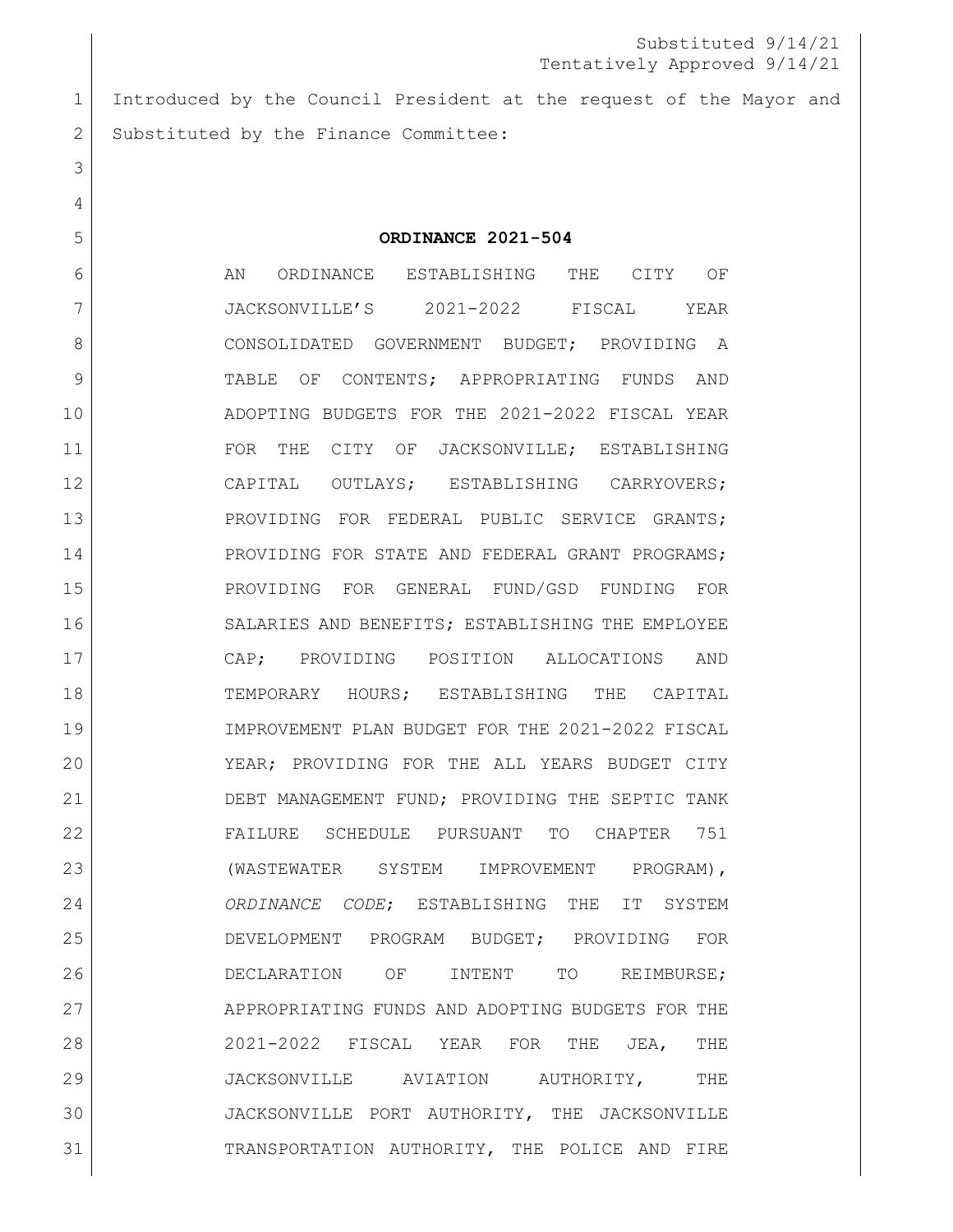Substituted 9/14/21
Tentatively Approved 9/14/21

Introduced by the Council President at the request of the Mayor and Substituted by the Finance Committee:

**ORDINANCE 2021-504**

AN ORDINANCE ESTABLISHING THE CITY OF JACKSONVILLE'S 2021-2022 FISCAL YEAR CONSOLIDATED GOVERNMENT BUDGET; PROVIDING A TABLE OF CONTENTS; APPROPRIATING FUNDS AND ADOPTING BUDGETS FOR THE 2021-2022 FISCAL YEAR FOR THE CITY OF JACKSONVILLE; ESTABLISHING CAPITAL OUTLAYS; ESTABLISHING CARRYOVERS; PROVIDING FOR FEDERAL PUBLIC SERVICE GRANTS; PROVIDING FOR STATE AND FEDERAL GRANT PROGRAMS; PROVIDING FOR GENERAL FUND/GSD FUNDING FOR SALARIES AND BENEFITS; ESTABLISHING THE EMPLOYEE CAP; PROVIDING POSITION ALLOCATIONS AND TEMPORARY HOURS; ESTABLISHING THE CAPITAL IMPROVEMENT PLAN BUDGET FOR THE 2021-2022 FISCAL YEAR; PROVIDING FOR THE ALL YEARS BUDGET CITY DEBT MANAGEMENT FUND; PROVIDING THE SEPTIC TANK FAILURE SCHEDULE PURSUANT TO CHAPTER 751 (WASTEWATER SYSTEM IMPROVEMENT PROGRAM), *ORDINANCE CODE*; ESTABLISHING THE IT SYSTEM DEVELOPMENT PROGRAM BUDGET; PROVIDING FOR DECLARATION OF INTENT TO REIMBURSE; APPROPRIATING FUNDS AND ADOPTING BUDGETS FOR THE 2021-2022 FISCAL YEAR FOR THE JEA, THE JACKSONVILLE AVIATION AUTHORITY, THE JACKSONVILLE PORT AUTHORITY, THE JACKSONVILLE TRANSPORTATION AUTHORITY, THE POLICE AND FIRE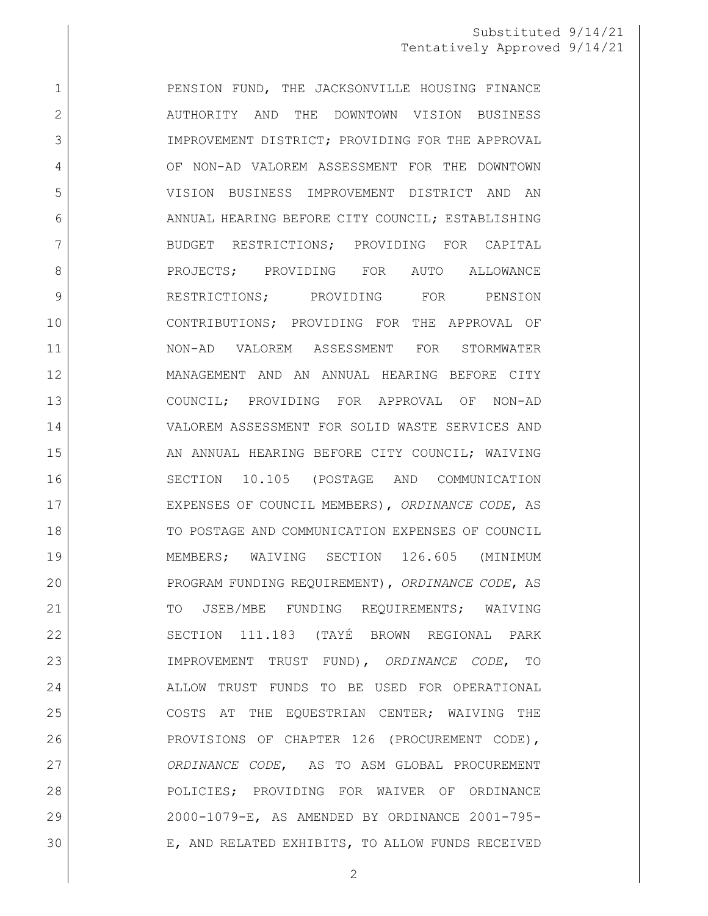PENSION FUND, THE JACKSONVILLE HOUSING FINANCE AUTHORITY AND THE DOWNTOWN VISION BUSINESS IMPROVEMENT DISTRICT; PROVIDING FOR THE APPROVAL OF NON-AD VALOREM ASSESSMENT FOR THE DOWNTOWN VISION BUSINESS IMPROVEMENT DISTRICT AND AN ANNUAL HEARING BEFORE CITY COUNCIL; ESTABLISHING BUDGET RESTRICTIONS; PROVIDING FOR CAPITAL PROJECTS; PROVIDING FOR AUTO ALLOWANCE RESTRICTIONS; PROVIDING FOR PENSION CONTRIBUTIONS; PROVIDING FOR THE APPROVAL OF NON-AD VALOREM ASSESSMENT FOR STORMWATER MANAGEMENT AND AN ANNUAL HEARING BEFORE CITY COUNCIL; PROVIDING FOR APPROVAL OF NON-AD VALOREM ASSESSMENT FOR SOLID WASTE SERVICES AND AN ANNUAL HEARING BEFORE CITY COUNCIL; WAIVING SECTION 10.105 (POSTAGE AND COMMUNICATION EXPENSES OF COUNCIL MEMBERS), *ORDINANCE CODE*, AS TO POSTAGE AND COMMUNICATION EXPENSES OF COUNCIL MEMBERS; WAIVING SECTION 126.605 (MINIMUM PROGRAM FUNDING REQUIREMENT), *ORDINANCE CODE*, AS TO JSEB/MBE FUNDING REQUIREMENTS; WAIVING SECTION 111.183 (TAYÉ BROWN REGIONAL PARK IMPROVEMENT TRUST FUND), *ORDINANCE CODE*, TO ALLOW TRUST FUNDS TO BE USED FOR OPERATIONAL COSTS AT THE EQUESTRIAN CENTER; WAIVING THE PROVISIONS OF CHAPTER 126 (PROCUREMENT CODE), *ORDINANCE CODE*, AS TO ASM GLOBAL PROCUREMENT POLICIES; PROVIDING FOR WAIVER OF ORDINANCE 2000-1079-E, AS AMENDED BY ORDINANCE 2001-795-E, AND RELATED EXHIBITS, TO ALLOW FUNDS RECEIVED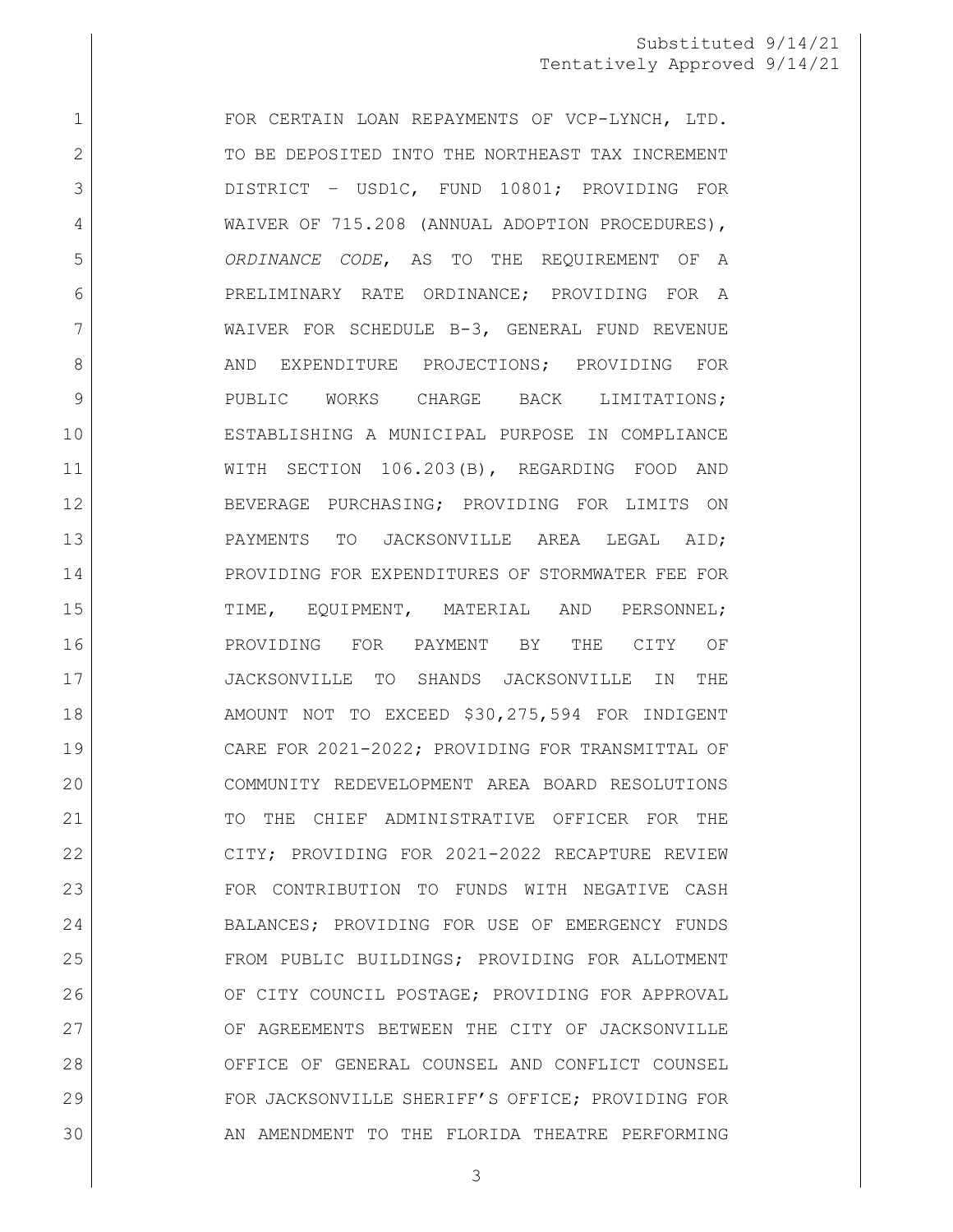Substituted 9/14/21
Tentatively Approved 9/14/21

FOR CERTAIN LOAN REPAYMENTS OF VCP-LYNCH, LTD. TO BE DEPOSITED INTO THE NORTHEAST TAX INCREMENT DISTRICT – USD1C, FUND 10801; PROVIDING FOR WAIVER OF 715.208 (ANNUAL ADOPTION PROCEDURES), *ORDINANCE CODE*, AS TO THE REQUIREMENT OF A PRELIMINARY RATE ORDINANCE; PROVIDING FOR A WAIVER FOR SCHEDULE B-3, GENERAL FUND REVENUE AND EXPENDITURE PROJECTIONS; PROVIDING FOR PUBLIC WORKS CHARGE BACK LIMITATIONS; ESTABLISHING A MUNICIPAL PURPOSE IN COMPLIANCE WITH SECTION 106.203(B), REGARDING FOOD AND BEVERAGE PURCHASING; PROVIDING FOR LIMITS ON PAYMENTS TO JACKSONVILLE AREA LEGAL AID; PROVIDING FOR EXPENDITURES OF STORMWATER FEE FOR TIME, EQUIPMENT, MATERIAL AND PERSONNEL; PROVIDING FOR PAYMENT BY THE CITY OF JACKSONVILLE TO SHANDS JACKSONVILLE IN THE AMOUNT NOT TO EXCEED $30,275,594 FOR INDIGENT CARE FOR 2021-2022; PROVIDING FOR TRANSMITTAL OF COMMUNITY REDEVELOPMENT AREA BOARD RESOLUTIONS TO THE CHIEF ADMINISTRATIVE OFFICER FOR THE CITY; PROVIDING FOR 2021-2022 RECAPTURE REVIEW FOR CONTRIBUTION TO FUNDS WITH NEGATIVE CASH BALANCES; PROVIDING FOR USE OF EMERGENCY FUNDS FROM PUBLIC BUILDINGS; PROVIDING FOR ALLOTMENT OF CITY COUNCIL POSTAGE; PROVIDING FOR APPROVAL OF AGREEMENTS BETWEEN THE CITY OF JACKSONVILLE OFFICE OF GENERAL COUNSEL AND CONFLICT COUNSEL FOR JACKSONVILLE SHERIFF'S OFFICE; PROVIDING FOR AN AMENDMENT TO THE FLORIDA THEATRE PERFORMING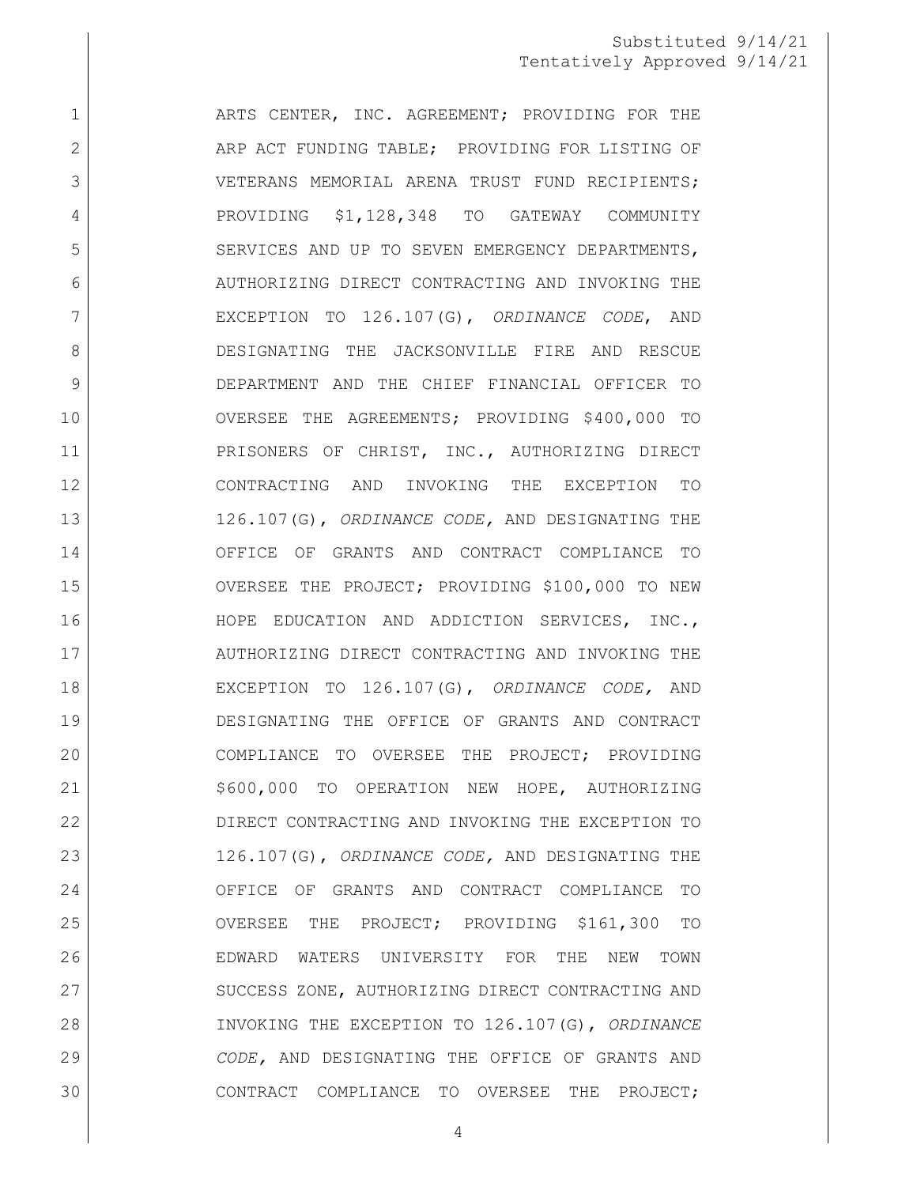Substituted 9/14/21
Tentatively Approved 9/14/21

ARTS CENTER, INC. AGREEMENT; PROVIDING FOR THE ARP ACT FUNDING TABLE; PROVIDING FOR LISTING OF VETERANS MEMORIAL ARENA TRUST FUND RECIPIENTS; PROVIDING $1,128,348 TO GATEWAY COMMUNITY SERVICES AND UP TO SEVEN EMERGENCY DEPARTMENTS, AUTHORIZING DIRECT CONTRACTING AND INVOKING THE EXCEPTION TO 126.107(G), *ORDINANCE CODE*, AND DESIGNATING THE JACKSONVILLE FIRE AND RESCUE DEPARTMENT AND THE CHIEF FINANCIAL OFFICER TO OVERSEE THE AGREEMENTS; PROVIDING $400,000 TO PRISONERS OF CHRIST, INC., AUTHORIZING DIRECT CONTRACTING AND INVOKING THE EXCEPTION TO 126.107(G), *ORDINANCE CODE,* AND DESIGNATING THE OFFICE OF GRANTS AND CONTRACT COMPLIANCE TO OVERSEE THE PROJECT; PROVIDING $100,000 TO NEW HOPE EDUCATION AND ADDICTION SERVICES, INC., AUTHORIZING DIRECT CONTRACTING AND INVOKING THE EXCEPTION TO 126.107(G), *ORDINANCE CODE,* AND DESIGNATING THE OFFICE OF GRANTS AND CONTRACT COMPLIANCE TO OVERSEE THE PROJECT; PROVIDING $600,000 TO OPERATION NEW HOPE, AUTHORIZING DIRECT CONTRACTING AND INVOKING THE EXCEPTION TO 126.107(G), *ORDINANCE CODE,* AND DESIGNATING THE OFFICE OF GRANTS AND CONTRACT COMPLIANCE TO OVERSEE THE PROJECT; PROVIDING $161,300 TO EDWARD WATERS UNIVERSITY FOR THE NEW TOWN SUCCESS ZONE, AUTHORIZING DIRECT CONTRACTING AND INVOKING THE EXCEPTION TO 126.107(G), *ORDINANCE CODE,* AND DESIGNATING THE OFFICE OF GRANTS AND CONTRACT COMPLIANCE TO OVERSEE THE PROJECT;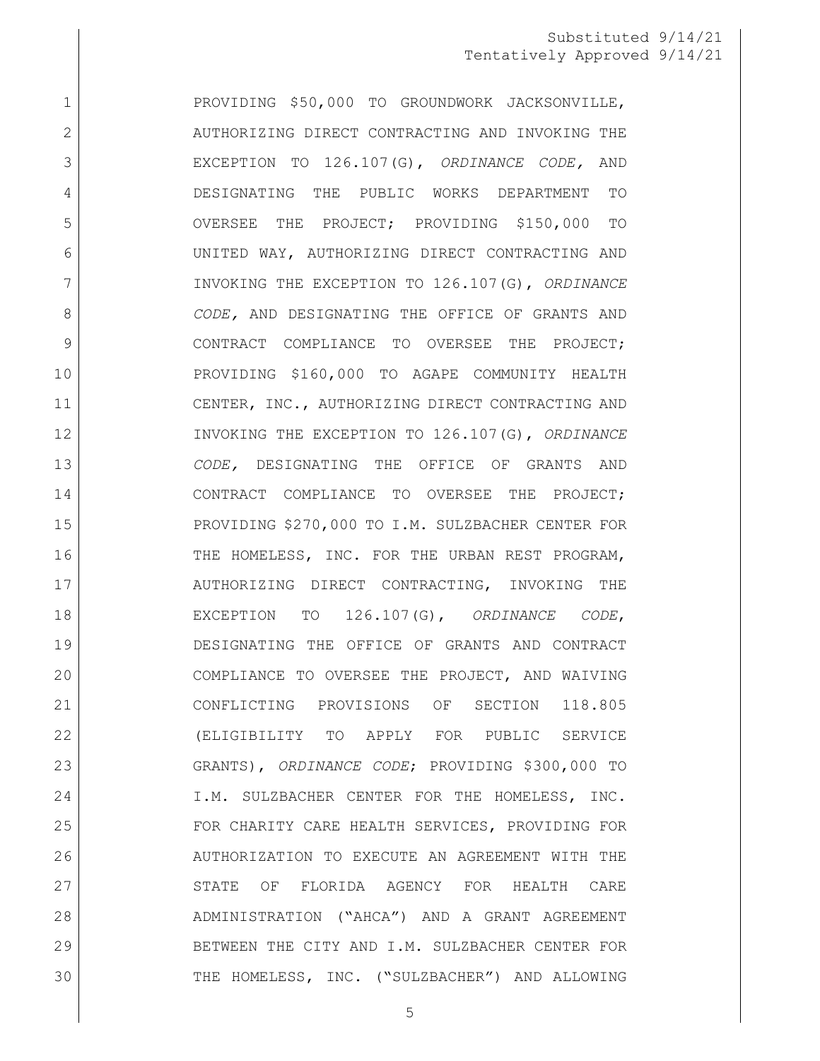Substituted 9/14/21
Tentatively Approved 9/14/21

PROVIDING $50,000 TO GROUNDWORK JACKSONVILLE, AUTHORIZING DIRECT CONTRACTING AND INVOKING THE EXCEPTION TO 126.107(G), *ORDINANCE CODE,* AND DESIGNATING THE PUBLIC WORKS DEPARTMENT TO OVERSEE THE PROJECT; PROVIDING $150,000 TO UNITED WAY, AUTHORIZING DIRECT CONTRACTING AND INVOKING THE EXCEPTION TO 126.107(G), *ORDINANCE CODE,* AND DESIGNATING THE OFFICE OF GRANTS AND CONTRACT COMPLIANCE TO OVERSEE THE PROJECT; PROVIDING $160,000 TO AGAPE COMMUNITY HEALTH CENTER, INC., AUTHORIZING DIRECT CONTRACTING AND INVOKING THE EXCEPTION TO 126.107(G), *ORDINANCE CODE,* DESIGNATING THE OFFICE OF GRANTS AND CONTRACT COMPLIANCE TO OVERSEE THE PROJECT; PROVIDING $270,000 TO I.M. SULZBACHER CENTER FOR THE HOMELESS, INC. FOR THE URBAN REST PROGRAM, AUTHORIZING DIRECT CONTRACTING, INVOKING THE EXCEPTION TO 126.107(G), *ORDINANCE CODE*, DESIGNATING THE OFFICE OF GRANTS AND CONTRACT COMPLIANCE TO OVERSEE THE PROJECT, AND WAIVING CONFLICTING PROVISIONS OF SECTION 118.805 (ELIGIBILITY TO APPLY FOR PUBLIC SERVICE GRANTS), *ORDINANCE CODE*; PROVIDING $300,000 TO I.M. SULZBACHER CENTER FOR THE HOMELESS, INC. FOR CHARITY CARE HEALTH SERVICES, PROVIDING FOR AUTHORIZATION TO EXECUTE AN AGREEMENT WITH THE STATE OF FLORIDA AGENCY FOR HEALTH CARE ADMINISTRATION ("AHCA") AND A GRANT AGREEMENT BETWEEN THE CITY AND I.M. SULZBACHER CENTER FOR THE HOMELESS, INC. ("SULZBACHER") AND ALLOWING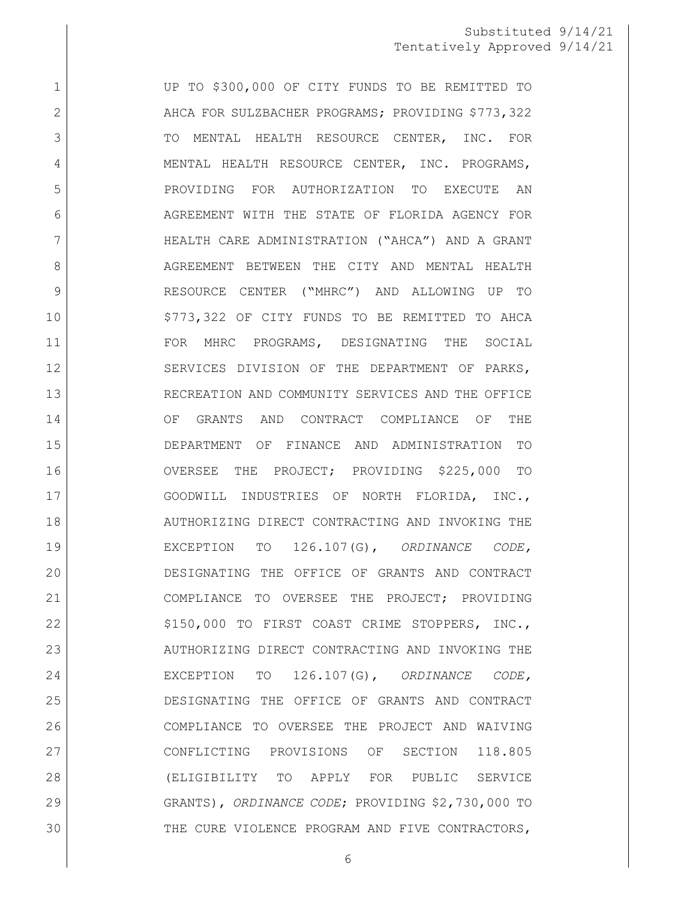UP TO $300,000 OF CITY FUNDS TO BE REMITTED TO AHCA FOR SULZBACHER PROGRAMS; PROVIDING $773,322 TO MENTAL HEALTH RESOURCE CENTER, INC. FOR MENTAL HEALTH RESOURCE CENTER, INC. PROGRAMS, PROVIDING FOR AUTHORIZATION TO EXECUTE AN AGREEMENT WITH THE STATE OF FLORIDA AGENCY FOR HEALTH CARE ADMINISTRATION ("AHCA") AND A GRANT AGREEMENT BETWEEN THE CITY AND MENTAL HEALTH RESOURCE CENTER ("MHRC") AND ALLOWING UP TO $773,322 OF CITY FUNDS TO BE REMITTED TO AHCA FOR MHRC PROGRAMS, DESIGNATING THE SOCIAL SERVICES DIVISION OF THE DEPARTMENT OF PARKS, RECREATION AND COMMUNITY SERVICES AND THE OFFICE OF GRANTS AND CONTRACT COMPLIANCE OF THE DEPARTMENT OF FINANCE AND ADMINISTRATION TO OVERSEE THE PROJECT; PROVIDING $225,000 TO GOODWILL INDUSTRIES OF NORTH FLORIDA, INC., AUTHORIZING DIRECT CONTRACTING AND INVOKING THE EXCEPTION TO 126.107(G), *ORDINANCE CODE*, DESIGNATING THE OFFICE OF GRANTS AND CONTRACT COMPLIANCE TO OVERSEE THE PROJECT; PROVIDING $150,000 TO FIRST COAST CRIME STOPPERS, INC., AUTHORIZING DIRECT CONTRACTING AND INVOKING THE EXCEPTION TO 126.107(G), *ORDINANCE CODE*, DESIGNATING THE OFFICE OF GRANTS AND CONTRACT COMPLIANCE TO OVERSEE THE PROJECT AND WAIVING CONFLICTING PROVISIONS OF SECTION 118.805 (ELIGIBILITY TO APPLY FOR PUBLIC SERVICE GRANTS), *ORDINANCE CODE*; PROVIDING $2,730,000 TO THE CURE VIOLENCE PROGRAM AND FIVE CONTRACTORS,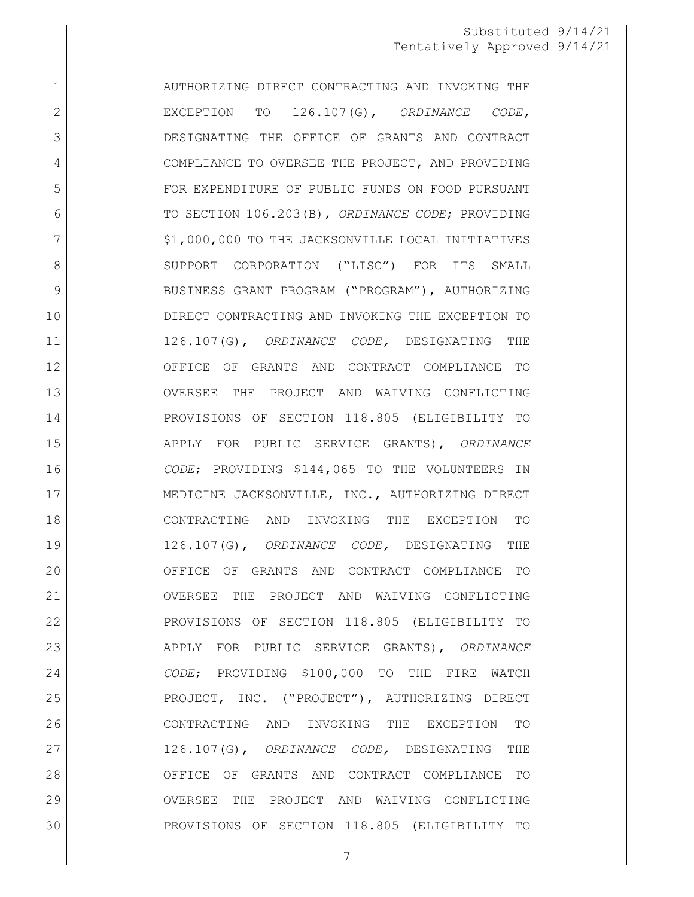Substituted 9/14/21
Tentatively Approved 9/14/21

AUTHORIZING DIRECT CONTRACTING AND INVOKING THE EXCEPTION TO 126.107(G), *ORDINANCE CODE,* DESIGNATING THE OFFICE OF GRANTS AND CONTRACT COMPLIANCE TO OVERSEE THE PROJECT, AND PROVIDING FOR EXPENDITURE OF PUBLIC FUNDS ON FOOD PURSUANT TO SECTION 106.203(B), *ORDINANCE CODE*; PROVIDING $1,000,000 TO THE JACKSONVILLE LOCAL INITIATIVES SUPPORT CORPORATION ("LISC") FOR ITS SMALL BUSINESS GRANT PROGRAM ("PROGRAM"), AUTHORIZING DIRECT CONTRACTING AND INVOKING THE EXCEPTION TO 126.107(G), *ORDINANCE CODE,* DESIGNATING THE OFFICE OF GRANTS AND CONTRACT COMPLIANCE TO OVERSEE THE PROJECT AND WAIVING CONFLICTING PROVISIONS OF SECTION 118.805 (ELIGIBILITY TO APPLY FOR PUBLIC SERVICE GRANTS), *ORDINANCE CODE*; PROVIDING $144,065 TO THE VOLUNTEERS IN MEDICINE JACKSONVILLE, INC., AUTHORIZING DIRECT CONTRACTING AND INVOKING THE EXCEPTION TO 126.107(G), *ORDINANCE CODE,* DESIGNATING THE OFFICE OF GRANTS AND CONTRACT COMPLIANCE TO OVERSEE THE PROJECT AND WAIVING CONFLICTING PROVISIONS OF SECTION 118.805 (ELIGIBILITY TO APPLY FOR PUBLIC SERVICE GRANTS), *ORDINANCE CODE*; PROVIDING $100,000 TO THE FIRE WATCH PROJECT, INC. ("PROJECT"), AUTHORIZING DIRECT CONTRACTING AND INVOKING THE EXCEPTION TO 126.107(G), *ORDINANCE CODE,* DESIGNATING THE OFFICE OF GRANTS AND CONTRACT COMPLIANCE TO OVERSEE THE PROJECT AND WAIVING CONFLICTING PROVISIONS OF SECTION 118.805 (ELIGIBILITY TO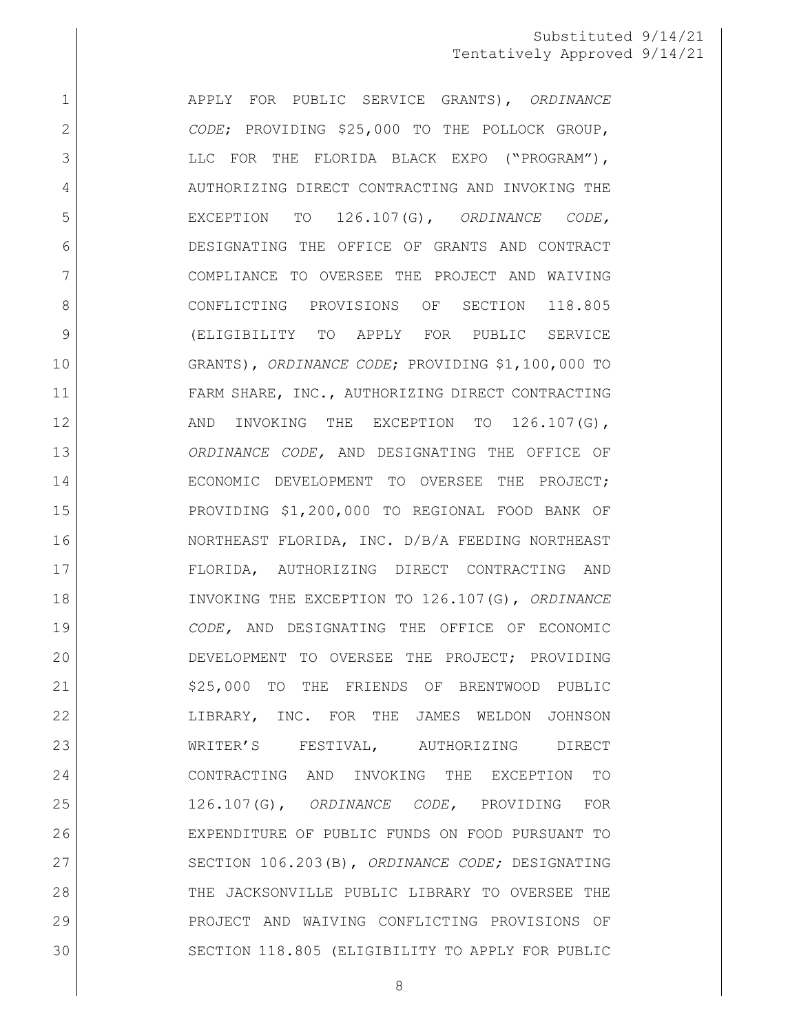APPLY FOR PUBLIC SERVICE GRANTS), *ORDINANCE CODE*; PROVIDING $25,000 TO THE POLLOCK GROUP, LLC FOR THE FLORIDA BLACK EXPO ("PROGRAM"), AUTHORIZING DIRECT CONTRACTING AND INVOKING THE EXCEPTION TO 126.107(G), *ORDINANCE CODE,* DESIGNATING THE OFFICE OF GRANTS AND CONTRACT COMPLIANCE TO OVERSEE THE PROJECT AND WAIVING CONFLICTING PROVISIONS OF SECTION 118.805 (ELIGIBILITY TO APPLY FOR PUBLIC SERVICE GRANTS), *ORDINANCE CODE*; PROVIDING $1,100,000 TO FARM SHARE, INC., AUTHORIZING DIRECT CONTRACTING AND INVOKING THE EXCEPTION TO 126.107(G), *ORDINANCE CODE,* AND DESIGNATING THE OFFICE OF ECONOMIC DEVELOPMENT TO OVERSEE THE PROJECT; PROVIDING $1,200,000 TO REGIONAL FOOD BANK OF NORTHEAST FLORIDA, INC. D/B/A FEEDING NORTHEAST FLORIDA, AUTHORIZING DIRECT CONTRACTING AND INVOKING THE EXCEPTION TO 126.107(G), *ORDINANCE CODE,* AND DESIGNATING THE OFFICE OF ECONOMIC DEVELOPMENT TO OVERSEE THE PROJECT; PROVIDING $25,000 TO THE FRIENDS OF BRENTWOOD PUBLIC LIBRARY, INC. FOR THE JAMES WELDON JOHNSON WRITER'S FESTIVAL, AUTHORIZING DIRECT CONTRACTING AND INVOKING THE EXCEPTION TO 126.107(G), *ORDINANCE CODE,* PROVIDING FOR EXPENDITURE OF PUBLIC FUNDS ON FOOD PURSUANT TO SECTION 106.203(B), *ORDINANCE CODE;* DESIGNATING THE JACKSONVILLE PUBLIC LIBRARY TO OVERSEE THE PROJECT AND WAIVING CONFLICTING PROVISIONS OF SECTION 118.805 (ELIGIBILITY TO APPLY FOR PUBLIC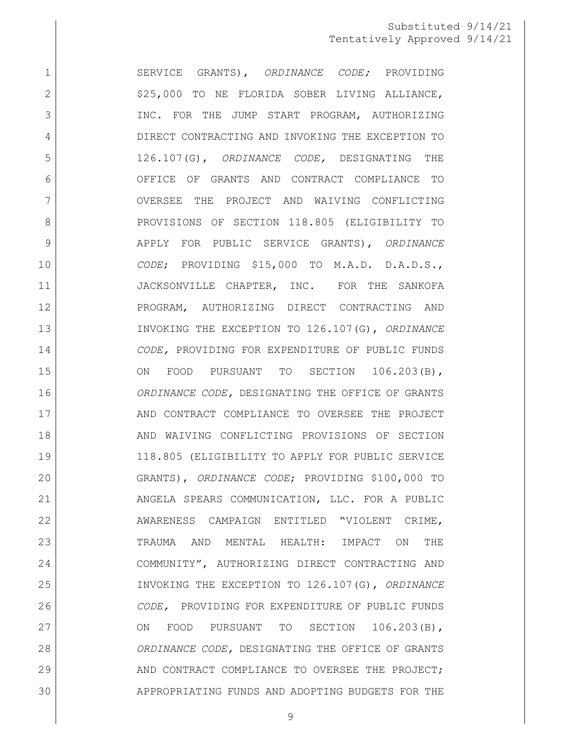SERVICE GRANTS), *ORDINANCE CODE;* PROVIDING $25,000 TO NE FLORIDA SOBER LIVING ALLIANCE, INC. FOR THE JUMP START PROGRAM, AUTHORIZING DIRECT CONTRACTING AND INVOKING THE EXCEPTION TO 126.107(G), *ORDINANCE CODE,* DESIGNATING THE OFFICE OF GRANTS AND CONTRACT COMPLIANCE TO OVERSEE THE PROJECT AND WAIVING CONFLICTING PROVISIONS OF SECTION 118.805 (ELIGIBILITY TO APPLY FOR PUBLIC SERVICE GRANTS), *ORDINANCE CODE*; PROVIDING $15,000 TO M.A.D. D.A.D.S., JACKSONVILLE CHAPTER, INC. FOR THE SANKOFA PROGRAM, AUTHORIZING DIRECT CONTRACTING AND INVOKING THE EXCEPTION TO 126.107(G), *ORDINANCE CODE,* PROVIDING FOR EXPENDITURE OF PUBLIC FUNDS ON FOOD PURSUANT TO SECTION 106.203(B), *ORDINANCE CODE,* DESIGNATING THE OFFICE OF GRANTS AND CONTRACT COMPLIANCE TO OVERSEE THE PROJECT AND WAIVING CONFLICTING PROVISIONS OF SECTION 118.805 (ELIGIBILITY TO APPLY FOR PUBLIC SERVICE GRANTS), *ORDINANCE CODE*; PROVIDING $100,000 TO ANGELA SPEARS COMMUNICATION, LLC. FOR A PUBLIC AWARENESS CAMPAIGN ENTITLED "VIOLENT CRIME, TRAUMA AND MENTAL HEALTH: IMPACT ON THE COMMUNITY", AUTHORIZING DIRECT CONTRACTING AND INVOKING THE EXCEPTION TO 126.107(G), *ORDINANCE CODE,* PROVIDING FOR EXPENDITURE OF PUBLIC FUNDS ON FOOD PURSUANT TO SECTION 106.203(B), *ORDINANCE CODE,* DESIGNATING THE OFFICE OF GRANTS AND CONTRACT COMPLIANCE TO OVERSEE THE PROJECT; APPROPRIATING FUNDS AND ADOPTING BUDGETS FOR THE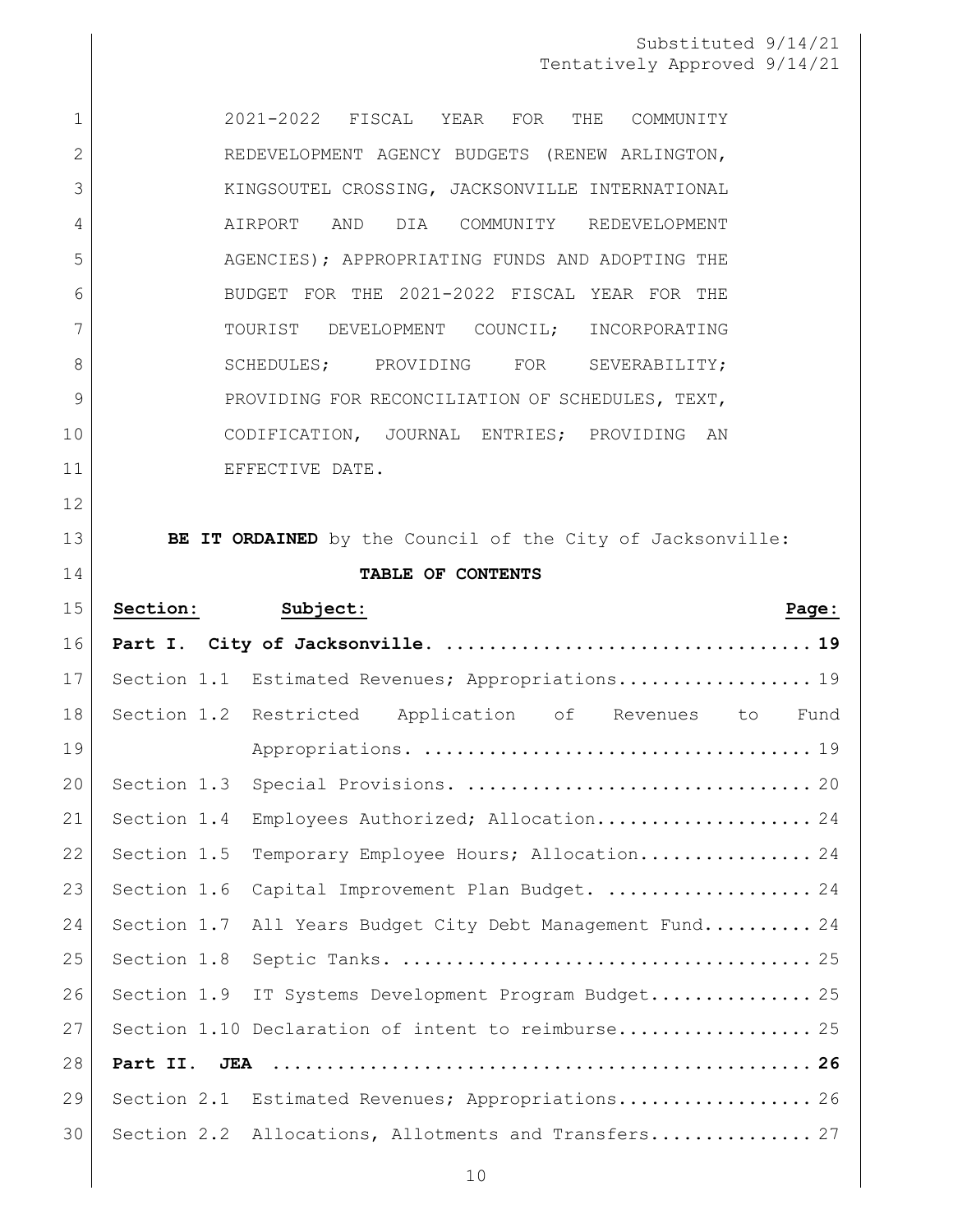Substituted 9/14/21
Tentatively Approved 9/14/21

2021-2022 FISCAL YEAR FOR THE COMMUNITY REDEVELOPMENT AGENCY BUDGETS (RENEW ARLINGTON, KINGSOUTEL CROSSING, JACKSONVILLE INTERNATIONAL AIRPORT AND DIA COMMUNITY REDEVELOPMENT AGENCIES); APPROPRIATING FUNDS AND ADOPTING THE BUDGET FOR THE 2021-2022 FISCAL YEAR FOR THE TOURIST DEVELOPMENT COUNCIL; INCORPORATING SCHEDULES; PROVIDING FOR SEVERABILITY; PROVIDING FOR RECONCILIATION OF SCHEDULES, TEXT, CODIFICATION, JOURNAL ENTRIES; PROVIDING AN EFFECTIVE DATE.

**BE IT ORDAINED** by the Council of the City of Jacksonville:

**TABLE OF CONTENTS**

| Section: | Subject: | Page: |
|---|---|---|
| **Part I.** | **City of Jacksonville.** | **19** |
| Section 1.1 | Estimated Revenues; Appropriations. | 19 |
| Section 1.2 | Restricted Application of Revenues to Fund Appropriations. | 19 |
| Section 1.3 | Special Provisions. | 20 |
| Section 1.4 | Employees Authorized; Allocation. | 24 |
| Section 1.5 | Temporary Employee Hours; Allocation. | 24 |
| Section 1.6 | Capital Improvement Plan Budget. | 24 |
| Section 1.7 | All Years Budget City Debt Management Fund. | 24 |
| Section 1.8 | Septic Tanks. | 25 |
| Section 1.9 | IT Systems Development Program Budget. | 25 |
| Section 1.10 | Declaration of intent to reimburse. | 25 |
| **Part II.** | **JEA** | **26** |
| Section 2.1 | Estimated Revenues; Appropriations. | 26 |
| Section 2.2 | Allocations, Allotments and Transfers. | 27 |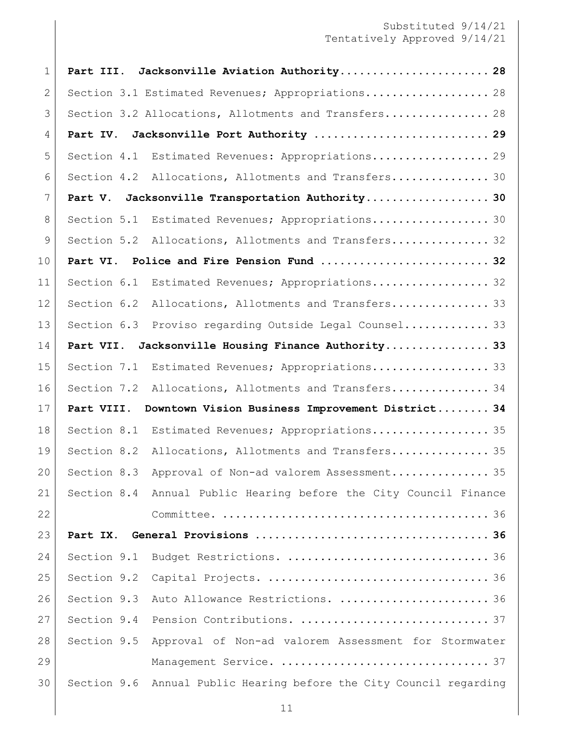**Part III. Jacksonville Aviation Authority...................... 28**

Section 3.1 Estimated Revenues; Appropriations.................. 28

Section 3.2 Allocations, Allotments and Transfers................ 28

**Part IV. Jacksonville Port Authority .......................... 29**

Section 4.1 Estimated Revenues: Appropriations.................. 29

Section 4.2 Allocations, Allotments and Transfers............... 30

**Part V. Jacksonville Transportation Authority................... 30**

Section 5.1 Estimated Revenues; Appropriations.................. 30

Section 5.2 Allocations, Allotments and Transfers............... 32

**Part VI. Police and Fire Pension Fund .......................... 32**

Section 6.1 Estimated Revenues; Appropriations.................. 32

Section 6.2 Allocations, Allotments and Transfers............... 33

Section 6.3 Proviso regarding Outside Legal Counsel............. 33

**Part VII. Jacksonville Housing Finance Authority................ 33**

Section 7.1 Estimated Revenues; Appropriations.................. 33

Section 7.2 Allocations, Allotments and Transfers............... 34

**Part VIII. Downtown Vision Business Improvement District........ 34**

Section 8.1 Estimated Revenues; Appropriations.................. 35

Section 8.2 Allocations, Allotments and Transfers............... 35

Section 8.3 Approval of Non-ad valorem Assessment............... 35

Section 8.4 Annual Public Hearing before the City Council Finance Committee. ........................................ 36

**Part IX. General Provisions ................................... 36**

Section 9.1 Budget Restrictions. .............................. 36

Section 9.2 Capital Projects. ................................. 36

Section 9.3 Auto Allowance Restrictions. ...................... 36

Section 9.4 Pension Contributions. ............................ 37

Section 9.5 Approval of Non-ad valorem Assessment for Stormwater Management Service. ............................... 37

Section 9.6 Annual Public Hearing before the City Council regarding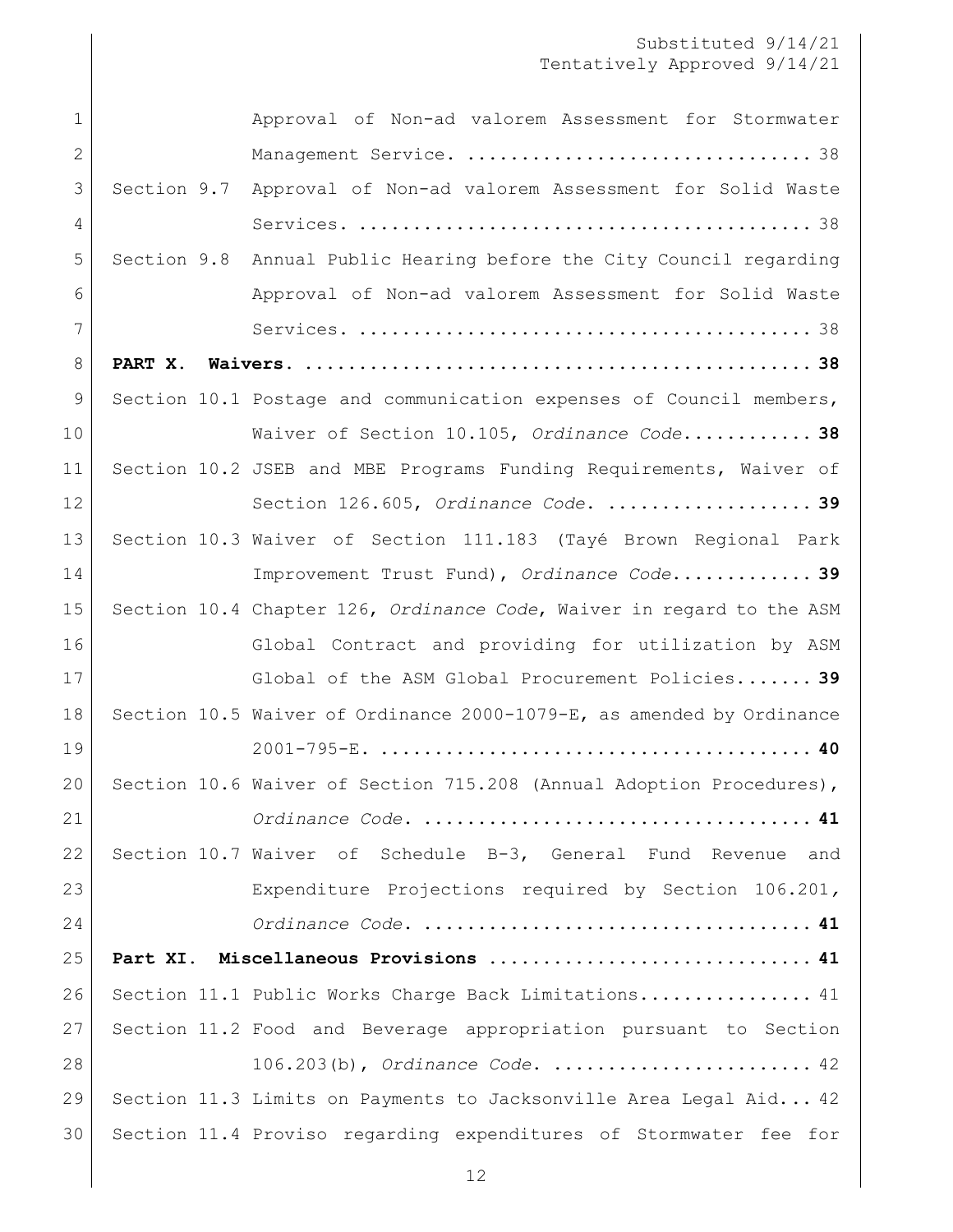Approval of Non-ad valorem Assessment for Stormwater Management Service. ................................ 38

Section 9.7 Approval of Non-ad valorem Assessment for Solid Waste Services. ........................................ 38

Section 9.8 Annual Public Hearing before the City Council regarding Approval of Non-ad valorem Assessment for Solid Waste Services. ........................................ 38

**PART X. Waivers. ............................................... 38**

Section 10.1 Postage and communication expenses of Council members, Waiver of Section 10.105, *Ordinance Code*............ **38**

Section 10.2 JSEB and MBE Programs Funding Requirements, Waiver of Section 126.605, *Ordinance Code*. ................... **39**

Section 10.3 Waiver of Section 111.183 (Tayé Brown Regional Park Improvement Trust Fund), *Ordinance Code*............. **39**

Section 10.4 Chapter 126, *Ordinance Code*, Waiver in regard to the ASM Global Contract and providing for utilization by ASM Global of the ASM Global Procurement Policies....... **39**

Section 10.5 Waiver of Ordinance 2000-1079-E, as amended by Ordinance 2001-795-E. ....................................... **40**

Section 10.6 Waiver of Section 715.208 (Annual Adoption Procedures), *Ordinance Code*. ................................... **41**

Section 10.7 Waiver of Schedule B-3, General Fund Revenue and Expenditure Projections required by Section 106.201, *Ordinance Code*. .................................. **41**

**Part XI. Miscellaneous Provisions ............................ 41**

Section 11.1 Public Works Charge Back Limitations................ 41

Section 11.2 Food and Beverage appropriation pursuant to Section 106.203(b), *Ordinance Code*. ....................... 42

Section 11.3 Limits on Payments to Jacksonville Area Legal Aid... 42

Section 11.4 Proviso regarding expenditures of Stormwater fee for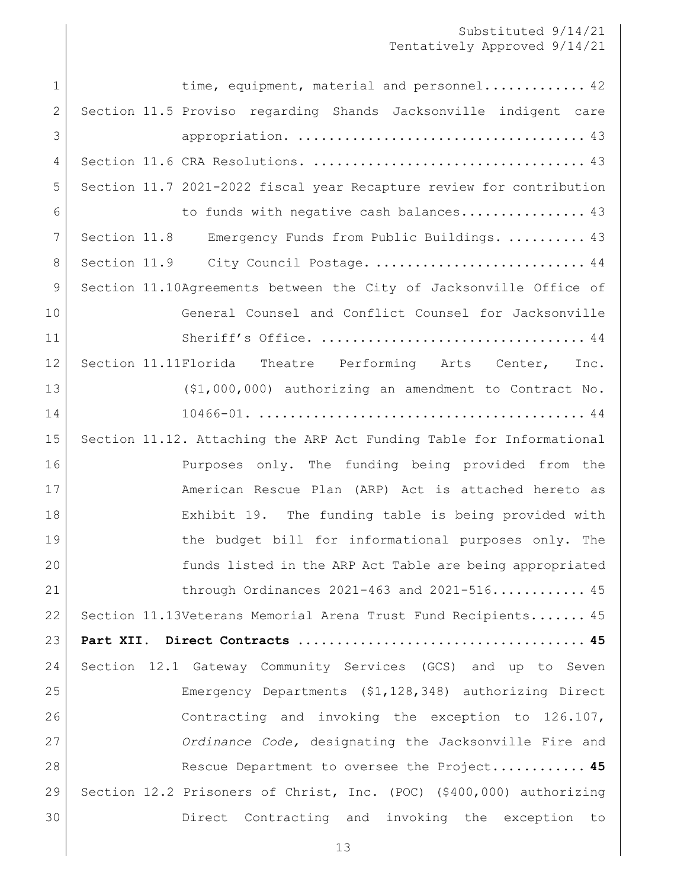time, equipment, material and personnel............. 42

Section 11.5 Proviso regarding Shands Jacksonville indigent care appropriation. .................................... 43

Section 11.6 CRA Resolutions. .................................. 43

Section 11.7 2021-2022 fiscal year Recapture review for contribution to funds with negative cash balances................ 43

Section 11.8 Emergency Funds from Public Buildings. .......... 43

Section 11.9 City Council Postage. ........................... 44

Section 11.10 Agreements between the City of Jacksonville Office of General Counsel and Conflict Counsel for Jacksonville Sheriff's Office. ................................. 44

Section 11.11 Florida Theatre Performing Arts Center, Inc. ($1,000,000) authorizing an amendment to Contract No. 10466-01. .......................................... 44

Section 11.12. Attaching the ARP Act Funding Table for Informational Purposes only. The funding being provided from the American Rescue Plan (ARP) Act is attached hereto as Exhibit 19. The funding table is being provided with the budget bill for informational purposes only. The funds listed in the ARP Act Table are being appropriated through Ordinances 2021-463 and 2021-516............ 45

Section 11.13 Veterans Memorial Arena Trust Fund Recipients....... 45

**Part XII. Direct Contracts .................................... 45**

Section 12.1 Gateway Community Services (GCS) and up to Seven Emergency Departments ($1,128,348) authorizing Direct Contracting and invoking the exception to 126.107, *Ordinance Code*, designating the Jacksonville Fire and Rescue Department to oversee the Project............ **45**

Section 12.2 Prisoners of Christ, Inc. (POC) ($400,000) authorizing Direct Contracting and invoking the exception to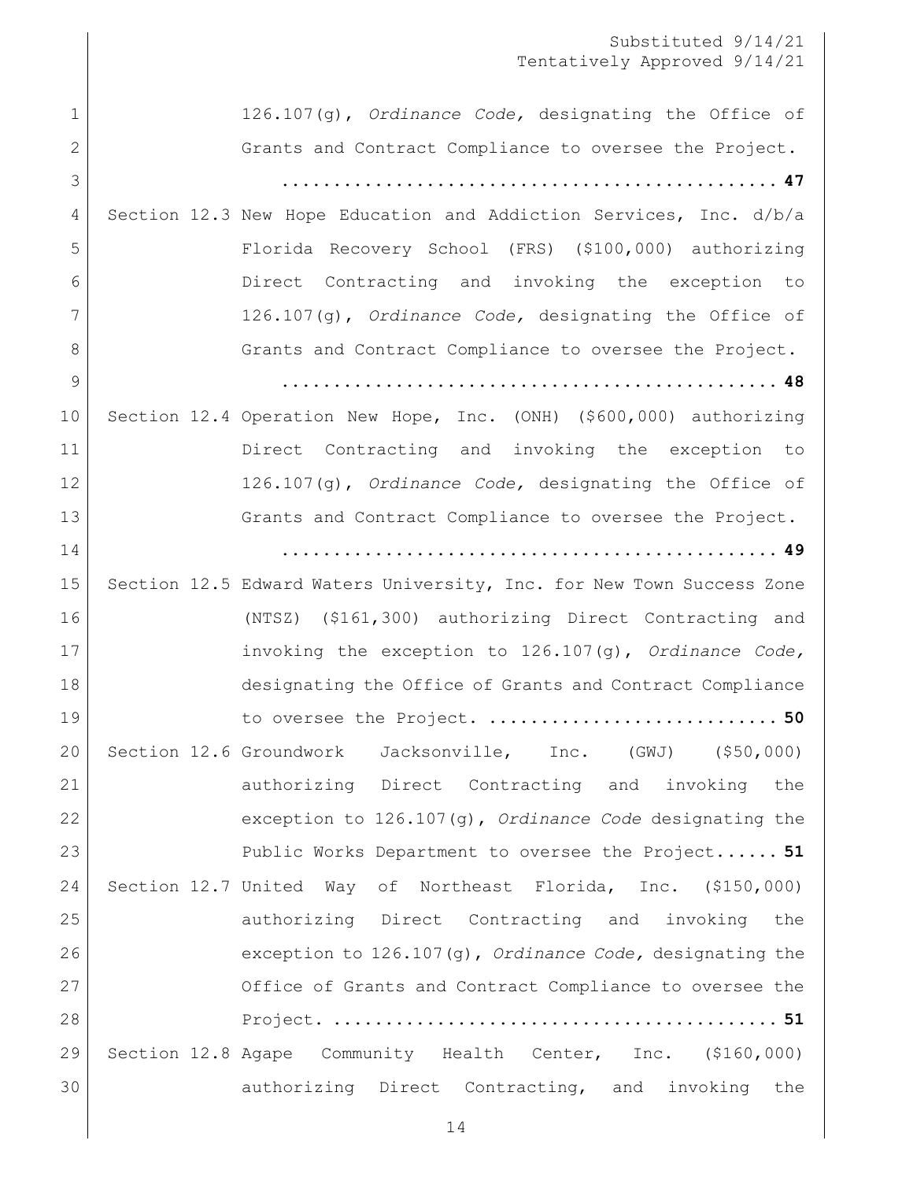126.107(g), *Ordinance Code,* designating the Office of Grants and Contract Compliance to oversee the Project. ............................................... **47**

Section 12.3 New Hope Education and Addiction Services, Inc. d/b/a Florida Recovery School (FRS) ($100,000) authorizing Direct Contracting and invoking the exception to 126.107(g), *Ordinance Code,* designating the Office of Grants and Contract Compliance to oversee the Project. ............................................... **48**

Section 12.4 Operation New Hope, Inc. (ONH) ($600,000) authorizing Direct Contracting and invoking the exception to 126.107(g), *Ordinance Code,* designating the Office of Grants and Contract Compliance to oversee the Project. ............................................... **49**

Section 12.5 Edward Waters University, Inc. for New Town Success Zone (NTSZ) ($161,300) authorizing Direct Contracting and invoking the exception to 126.107(g), *Ordinance Code,* designating the Office of Grants and Contract Compliance to oversee the Project. ........................... **50**

Section 12.6 Groundwork Jacksonville, Inc. (GWJ) ($50,000) authorizing Direct Contracting and invoking the exception to 126.107(g), *Ordinance Code* designating the Public Works Department to oversee the Project...... **51**

Section 12.7 United Way of Northeast Florida, Inc. ($150,000) authorizing Direct Contracting and invoking the exception to 126.107(g), *Ordinance Code,* designating the Office of Grants and Contract Compliance to oversee the Project. ......................................... **51**

Section 12.8 Agape Community Health Center, Inc. ($160,000) authorizing Direct Contracting, and invoking the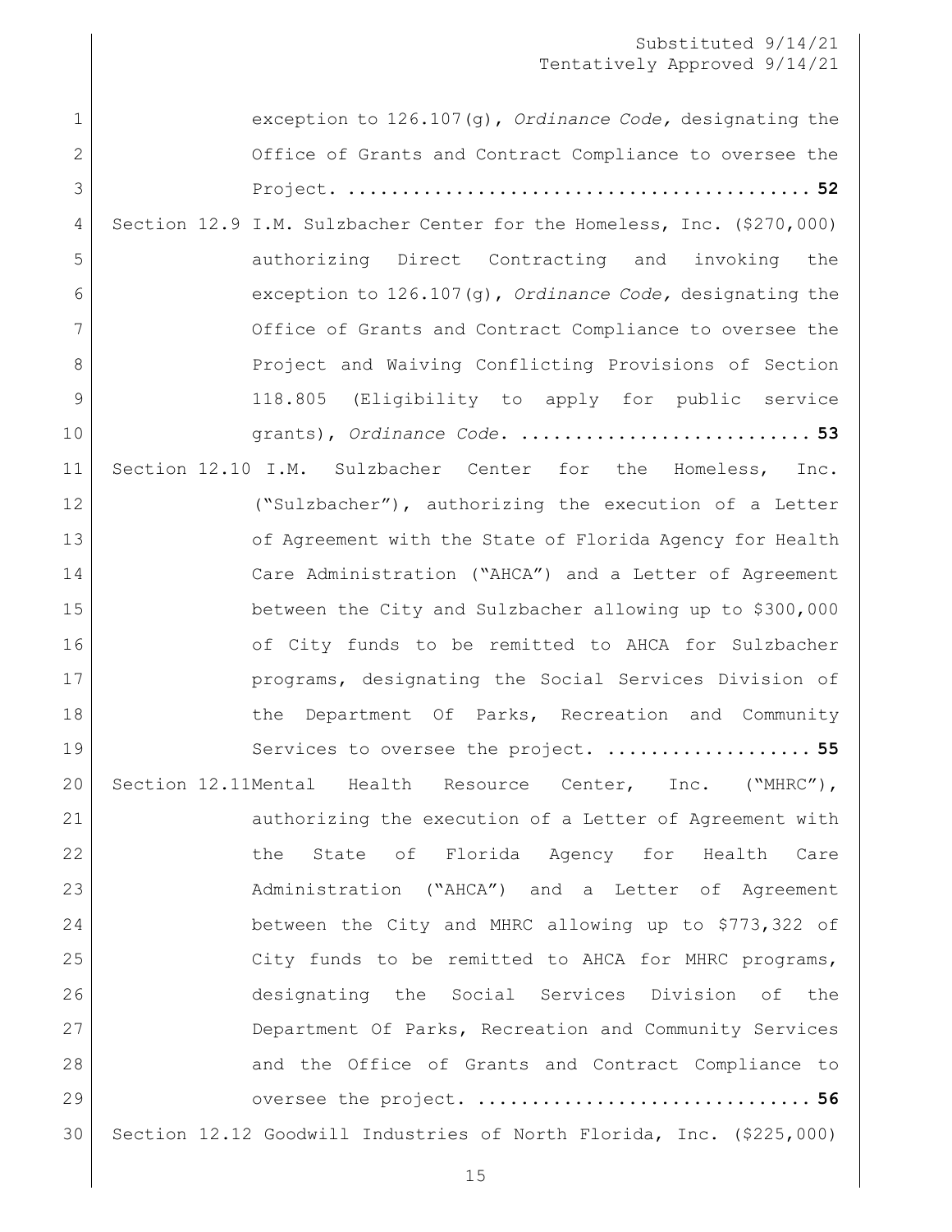exception to 126.107(g), *Ordinance Code,* designating the Office of Grants and Contract Compliance to oversee the Project. ........................................ **52**

Section 12.9 I.M. Sulzbacher Center for the Homeless, Inc. ($270,000) authorizing Direct Contracting and invoking the exception to 126.107(g), *Ordinance Code,* designating the Office of Grants and Contract Compliance to oversee the Project and Waiving Conflicting Provisions of Section 118.805 (Eligibility to apply for public service grants), *Ordinance Code*. .......................... **53**

Section 12.10 I.M. Sulzbacher Center for the Homeless, Inc. ("Sulzbacher"), authorizing the execution of a Letter of Agreement with the State of Florida Agency for Health Care Administration ("AHCA") and a Letter of Agreement between the City and Sulzbacher allowing up to $300,000 of City funds to be remitted to AHCA for Sulzbacher programs, designating the Social Services Division of the Department Of Parks, Recreation and Community Services to oversee the project. .................. **55**

Section 12.11 Mental Health Resource Center, Inc. ("MHRC"), authorizing the execution of a Letter of Agreement with the State of Florida Agency for Health Care Administration ("AHCA") and a Letter of Agreement between the City and MHRC allowing up to $773,322 of City funds to be remitted to AHCA for MHRC programs, designating the Social Services Division of the Department Of Parks, Recreation and Community Services and the Office of Grants and Contract Compliance to oversee the project. ............................. **56**

Section 12.12 Goodwill Industries of North Florida, Inc. ($225,000)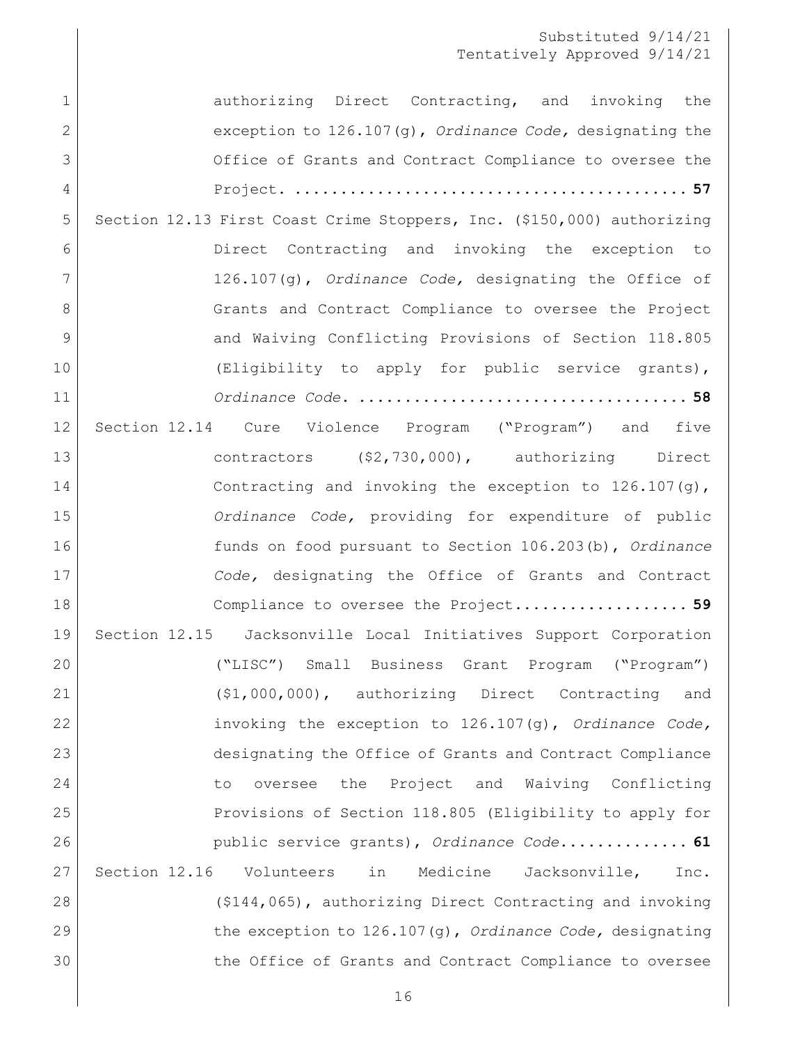authorizing Direct Contracting, and invoking the exception to 126.107(g), *Ordinance Code,* designating the Office of Grants and Contract Compliance to oversee the Project. ........................................ **57**

Section 12.13 First Coast Crime Stoppers, Inc. ($150,000) authorizing Direct Contracting and invoking the exception to 126.107(g), *Ordinance Code,* designating the Office of Grants and Contract Compliance to oversee the Project and Waiving Conflicting Provisions of Section 118.805 (Eligibility to apply for public service grants), *Ordinance Code.* .................................. **58**

Section 12.14 Cure Violence Program ("Program") and five contractors ($2,730,000), authorizing Direct Contracting and invoking the exception to 126.107(g), *Ordinance Code,* providing for expenditure of public funds on food pursuant to Section 106.203(b), *Ordinance Code,* designating the Office of Grants and Contract Compliance to oversee the Project................... **59**

Section 12.15 Jacksonville Local Initiatives Support Corporation ("LISC") Small Business Grant Program ("Program") ($1,000,000), authorizing Direct Contracting and invoking the exception to 126.107(g), *Ordinance Code,* designating the Office of Grants and Contract Compliance to oversee the Project and Waiving Conflicting Provisions of Section 118.805 (Eligibility to apply for public service grants), *Ordinance Code*.............. **61**

Section 12.16 Volunteers in Medicine Jacksonville, Inc. ($144,065), authorizing Direct Contracting and invoking the exception to 126.107(g), *Ordinance Code,* designating the Office of Grants and Contract Compliance to oversee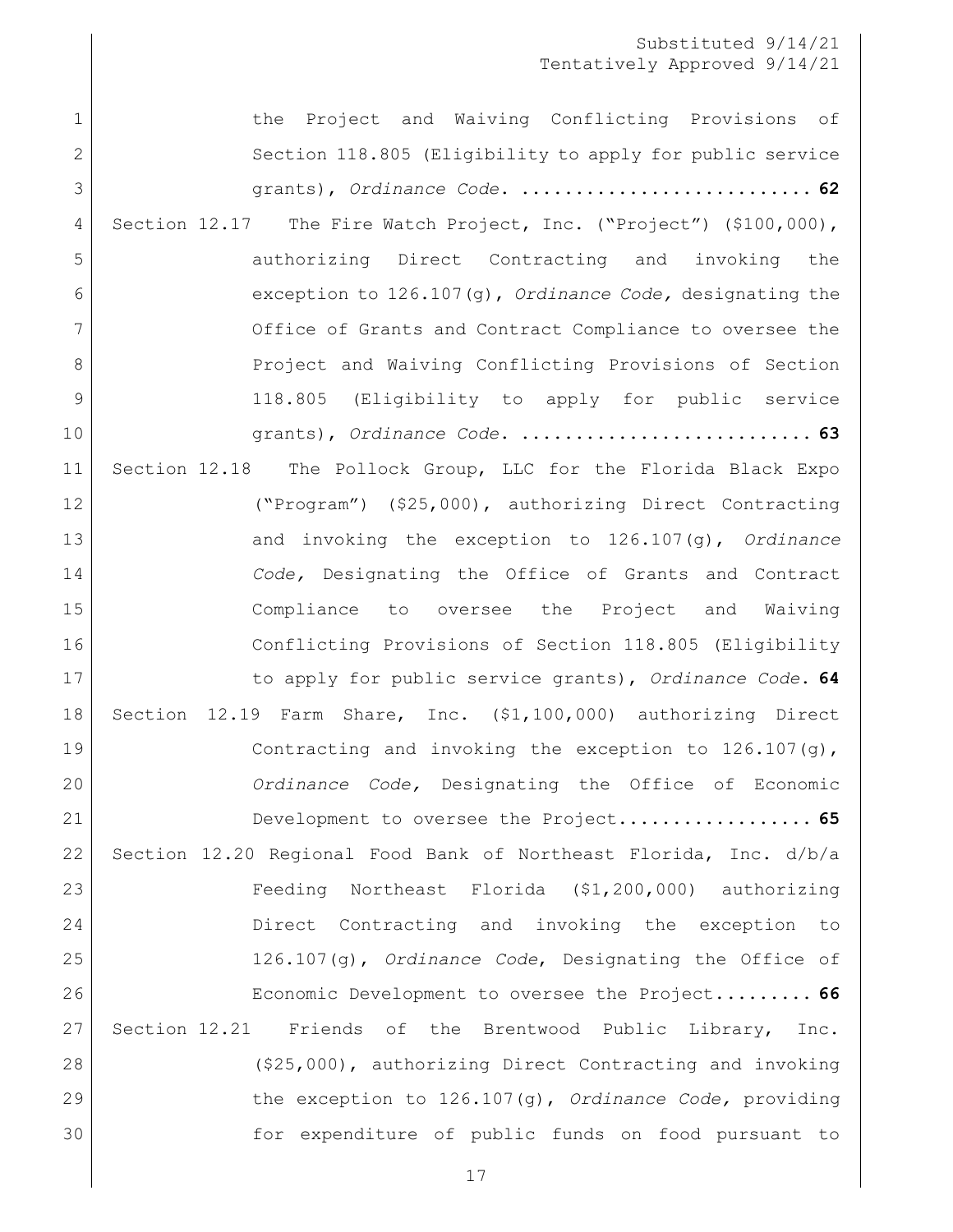the Project and Waiving Conflicting Provisions of Section 118.805 (Eligibility to apply for public service grants), *Ordinance Code*. .......................... **62**

Section 12.17 The Fire Watch Project, Inc. ("Project") ($100,000), authorizing Direct Contracting and invoking the exception to 126.107(g), *Ordinance Code,* designating the Office of Grants and Contract Compliance to oversee the Project and Waiving Conflicting Provisions of Section 118.805 (Eligibility to apply for public service grants), *Ordinance Code*. .......................... **63**

Section 12.18 The Pollock Group, LLC for the Florida Black Expo ("Program") ($25,000), authorizing Direct Contracting and invoking the exception to 126.107(g), *Ordinance Code,* Designating the Office of Grants and Contract Compliance to oversee the Project and Waiving Conflicting Provisions of Section 118.805 (Eligibility to apply for public service grants), *Ordinance Code*. **64**

Section 12.19 Farm Share, Inc. ($1,100,000) authorizing Direct Contracting and invoking the exception to 126.107(g), *Ordinance Code,* Designating the Office of Economic Development to oversee the Project.................. **65**

Section 12.20 Regional Food Bank of Northeast Florida, Inc. d/b/a Feeding Northeast Florida ($1,200,000) authorizing Direct Contracting and invoking the exception to 126.107(g), *Ordinance Code*, Designating the Office of Economic Development to oversee the Project......... **66**

Section 12.21 Friends of the Brentwood Public Library, Inc. ($25,000), authorizing Direct Contracting and invoking the exception to 126.107(g), *Ordinance Code,* providing for expenditure of public funds on food pursuant to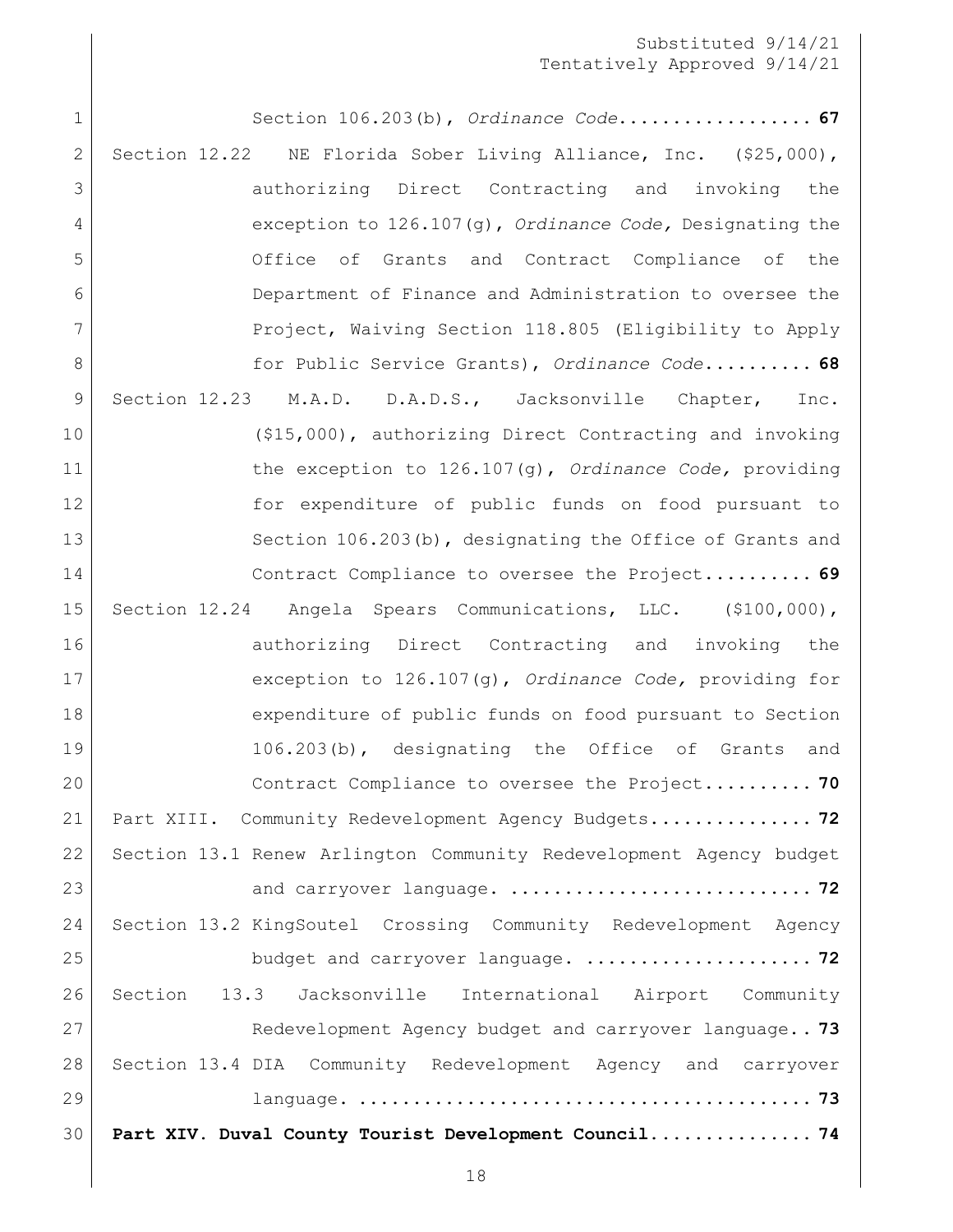Section 106.203(b), *Ordinance Code*.................. **67**

Section 12.22 NE Florida Sober Living Alliance, Inc. ($25,000), authorizing Direct Contracting and invoking the exception to 126.107(g), *Ordinance Code,* Designating the Office of Grants and Contract Compliance of the Department of Finance and Administration to oversee the Project, Waiving Section 118.805 (Eligibility to Apply for Public Service Grants), *Ordinance Code*.......... **68**

Section 12.23 M.A.D. D.A.D.S., Jacksonville Chapter, Inc. ($15,000), authorizing Direct Contracting and invoking the exception to 126.107(g), *Ordinance Code,* providing for expenditure of public funds on food pursuant to Section 106.203(b), designating the Office of Grants and Contract Compliance to oversee the Project.......... **69**

Section 12.24 Angela Spears Communications, LLC. ($100,000), authorizing Direct Contracting and invoking the exception to 126.107(g), *Ordinance Code,* providing for expenditure of public funds on food pursuant to Section 106.203(b), designating the Office of Grants and Contract Compliance to oversee the Project.......... **70**

Part XIII. Community Redevelopment Agency Budgets............... **72**

Section 13.1 Renew Arlington Community Redevelopment Agency budget and carryover language. ........................... **72**

Section 13.2 KingSoutel Crossing Community Redevelopment Agency budget and carryover language. ..................... **72**

Section 13.3 Jacksonville International Airport Community Redevelopment Agency budget and carryover language.. **73**

Section 13.4 DIA Community Redevelopment Agency and carryover language. ........................................ **73**

**Part XIV. Duval County Tourist Development Council............... 74**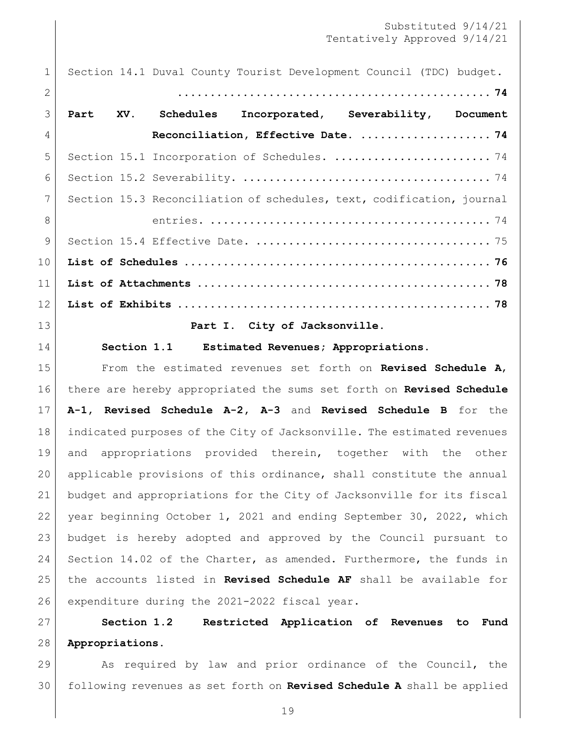Substituted 9/14/21
Tentatively Approved 9/14/21

Section 14.1 Duval County Tourist Development Council (TDC) budget. .......................................... **74**

**Part XV. Schedules Incorporated, Severability, Document Reconciliation, Effective Date. .................... 74**

Section 15.1 Incorporation of Schedules. ........................ 74

Section 15.2 Severability. ...................................... 74

Section 15.3 Reconciliation of schedules, text, codification, journal entries. .......................................... 74

Section 15.4 Effective Date. .................................... 75

**List of Schedules ............................................. 76**

**List of Attachments ........................................... 78**

**List of Exhibits .............................................. 78**

## Part I. City of Jacksonville.

### Section 1.1 Estimated Revenues; Appropriations.

From the estimated revenues set forth on **Revised Schedule A**, there are hereby appropriated the sums set forth on **Revised Schedule A-1**, **Revised Schedule A-2**, **A-3** and **Revised Schedule B** for the indicated purposes of the City of Jacksonville. The estimated revenues and appropriations provided therein, together with the other applicable provisions of this ordinance, shall constitute the annual budget and appropriations for the City of Jacksonville for its fiscal year beginning October 1, 2021 and ending September 30, 2022, which budget is hereby adopted and approved by the Council pursuant to Section 14.02 of the Charter, as amended. Furthermore, the funds in the accounts listed in **Revised Schedule AF** shall be available for expenditure during the 2021-2022 fiscal year.

### Section 1.2 Restricted Application of Revenues to Fund Appropriations.

As required by law and prior ordinance of the Council, the following revenues as set forth on **Revised Schedule A** shall be applied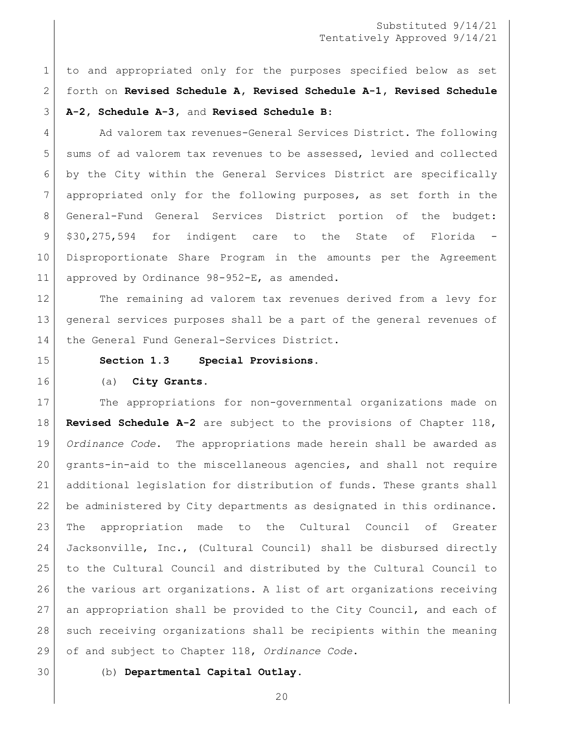to and appropriated only for the purposes specified below as set forth on **Revised Schedule A, Revised Schedule A-1, Revised Schedule A-2, Schedule A-3,** and **Revised Schedule B:**

Ad valorem tax revenues-General Services District. The following sums of ad valorem tax revenues to be assessed, levied and collected by the City within the General Services District are specifically appropriated only for the following purposes, as set forth in the General-Fund General Services District portion of the budget: $30,275,594 for indigent care to the State of Florida - Disproportionate Share Program in the amounts per the Agreement approved by Ordinance 98-952-E, as amended.

The remaining ad valorem tax revenues derived from a levy for general services purposes shall be a part of the general revenues of the General Fund General-Services District.

**Section 1.3 Special Provisions.**

(a) **City Grants.**

The appropriations for non-governmental organizations made on **Revised Schedule A-2** are subject to the provisions of Chapter 118, *Ordinance Code*. The appropriations made herein shall be awarded as grants-in-aid to the miscellaneous agencies, and shall not require additional legislation for distribution of funds. These grants shall be administered by City departments as designated in this ordinance. The appropriation made to the Cultural Council of Greater Jacksonville, Inc., (Cultural Council) shall be disbursed directly to the Cultural Council and distributed by the Cultural Council to the various art organizations. A list of art organizations receiving an appropriation shall be provided to the City Council, and each of such receiving organizations shall be recipients within the meaning of and subject to Chapter 118, *Ordinance Code*.

(b) **Departmental Capital Outlay.**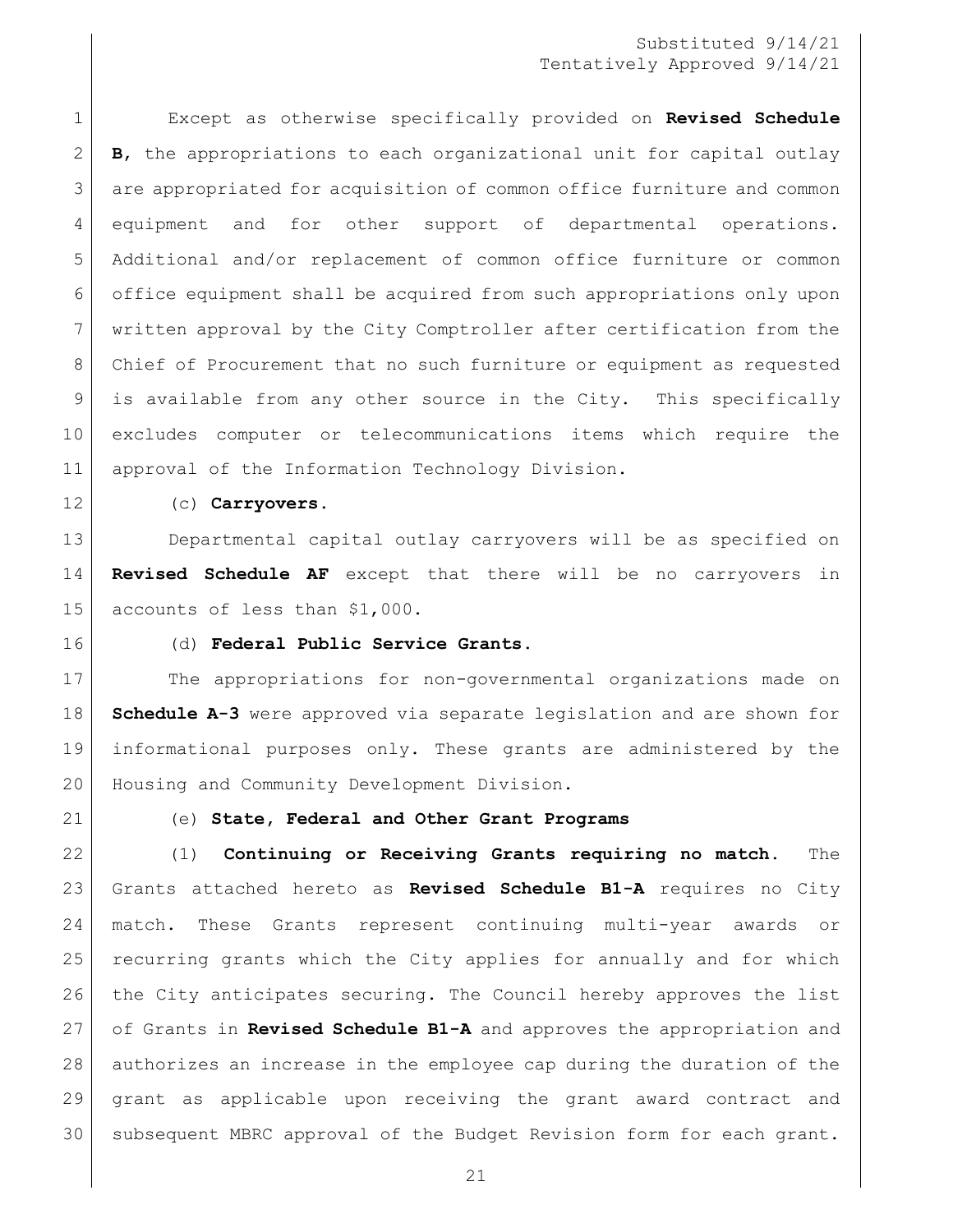Except as otherwise specifically provided on **Revised Schedule B**, the appropriations to each organizational unit for capital outlay are appropriated for acquisition of common office furniture and common equipment and for other support of departmental operations. Additional and/or replacement of common office furniture or common office equipment shall be acquired from such appropriations only upon written approval by the City Comptroller after certification from the Chief of Procurement that no such furniture or equipment as requested is available from any other source in the City. This specifically excludes computer or telecommunications items which require the approval of the Information Technology Division.

(c) **Carryovers.**

Departmental capital outlay carryovers will be as specified on **Revised Schedule AF** except that there will be no carryovers in accounts of less than $1,000.

(d) **Federal Public Service Grants.**

The appropriations for non-governmental organizations made on **Schedule A-3** were approved via separate legislation and are shown for informational purposes only. These grants are administered by the Housing and Community Development Division.

(e) **State, Federal and Other Grant Programs**

(1) **Continuing or Receiving Grants requiring no match.** The Grants attached hereto as **Revised Schedule B1-A** requires no City match. These Grants represent continuing multi-year awards or recurring grants which the City applies for annually and for which the City anticipates securing. The Council hereby approves the list of Grants in **Revised Schedule B1-A** and approves the appropriation and authorizes an increase in the employee cap during the duration of the grant as applicable upon receiving the grant award contract and subsequent MBRC approval of the Budget Revision form for each grant.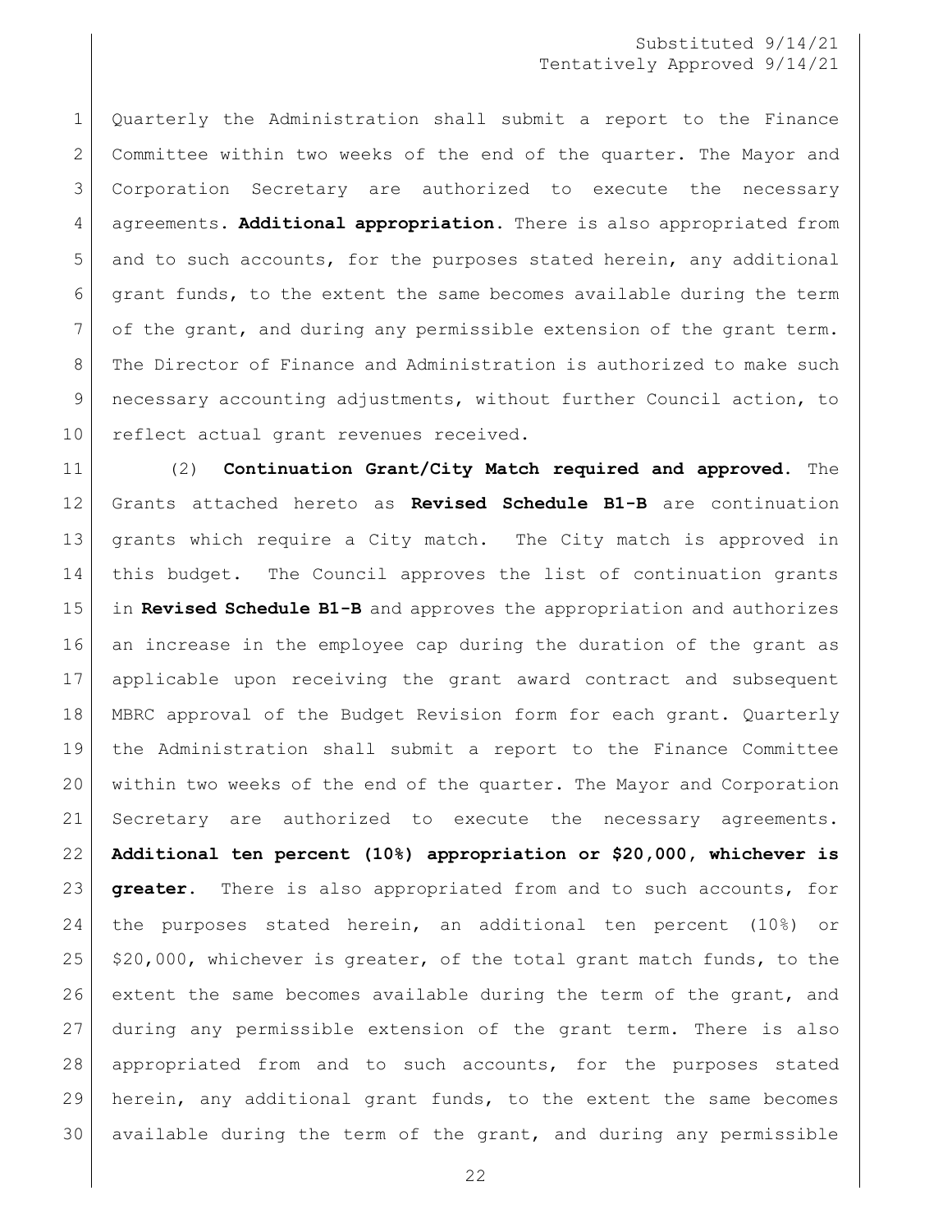Quarterly the Administration shall submit a report to the Finance Committee within two weeks of the end of the quarter. The Mayor and Corporation Secretary are authorized to execute the necessary agreements. **Additional appropriation.** There is also appropriated from and to such accounts, for the purposes stated herein, any additional grant funds, to the extent the same becomes available during the term of the grant, and during any permissible extension of the grant term. The Director of Finance and Administration is authorized to make such necessary accounting adjustments, without further Council action, to reflect actual grant revenues received.

(2) **Continuation Grant/City Match required and approved.** The Grants attached hereto as **Revised Schedule B1-B** are continuation grants which require a City match. The City match is approved in this budget. The Council approves the list of continuation grants in **Revised Schedule B1-B** and approves the appropriation and authorizes an increase in the employee cap during the duration of the grant as applicable upon receiving the grant award contract and subsequent MBRC approval of the Budget Revision form for each grant. Quarterly the Administration shall submit a report to the Finance Committee within two weeks of the end of the quarter. The Mayor and Corporation Secretary are authorized to execute the necessary agreements. **Additional ten percent (10%) appropriation or $20,000, whichever is greater.** There is also appropriated from and to such accounts, for the purposes stated herein, an additional ten percent (10%) or $20,000, whichever is greater, of the total grant match funds, to the extent the same becomes available during the term of the grant, and during any permissible extension of the grant term. There is also appropriated from and to such accounts, for the purposes stated herein, any additional grant funds, to the extent the same becomes available during the term of the grant, and during any permissible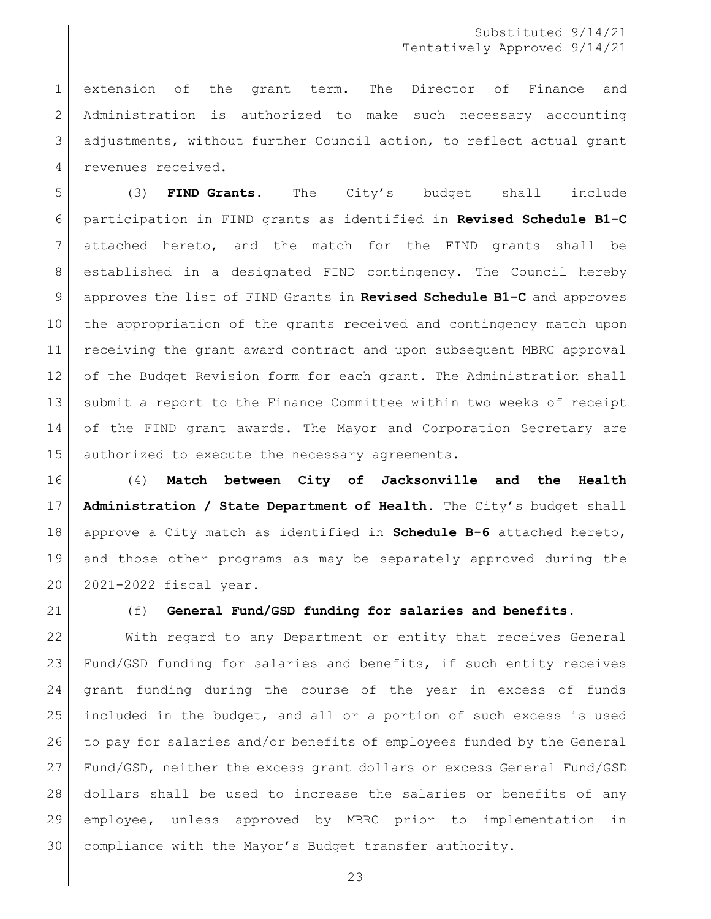extension of the grant term. The Director of Finance and Administration is authorized to make such necessary accounting adjustments, without further Council action, to reflect actual grant revenues received.

(3) **FIND Grants.** The City's budget shall include participation in FIND grants as identified in **Revised Schedule B1-C** attached hereto, and the match for the FIND grants shall be established in a designated FIND contingency. The Council hereby approves the list of FIND Grants in **Revised Schedule B1-C** and approves the appropriation of the grants received and contingency match upon receiving the grant award contract and upon subsequent MBRC approval of the Budget Revision form for each grant. The Administration shall submit a report to the Finance Committee within two weeks of receipt of the FIND grant awards. The Mayor and Corporation Secretary are authorized to execute the necessary agreements.

(4) **Match between City of Jacksonville and the Health Administration / State Department of Health.** The City's budget shall approve a City match as identified in **Schedule B-6** attached hereto, and those other programs as may be separately approved during the 2021-2022 fiscal year.

(f) **General Fund/GSD funding for salaries and benefits.**

With regard to any Department or entity that receives General Fund/GSD funding for salaries and benefits, if such entity receives grant funding during the course of the year in excess of funds included in the budget, and all or a portion of such excess is used to pay for salaries and/or benefits of employees funded by the General Fund/GSD, neither the excess grant dollars or excess General Fund/GSD dollars shall be used to increase the salaries or benefits of any employee, unless approved by MBRC prior to implementation in compliance with the Mayor's Budget transfer authority.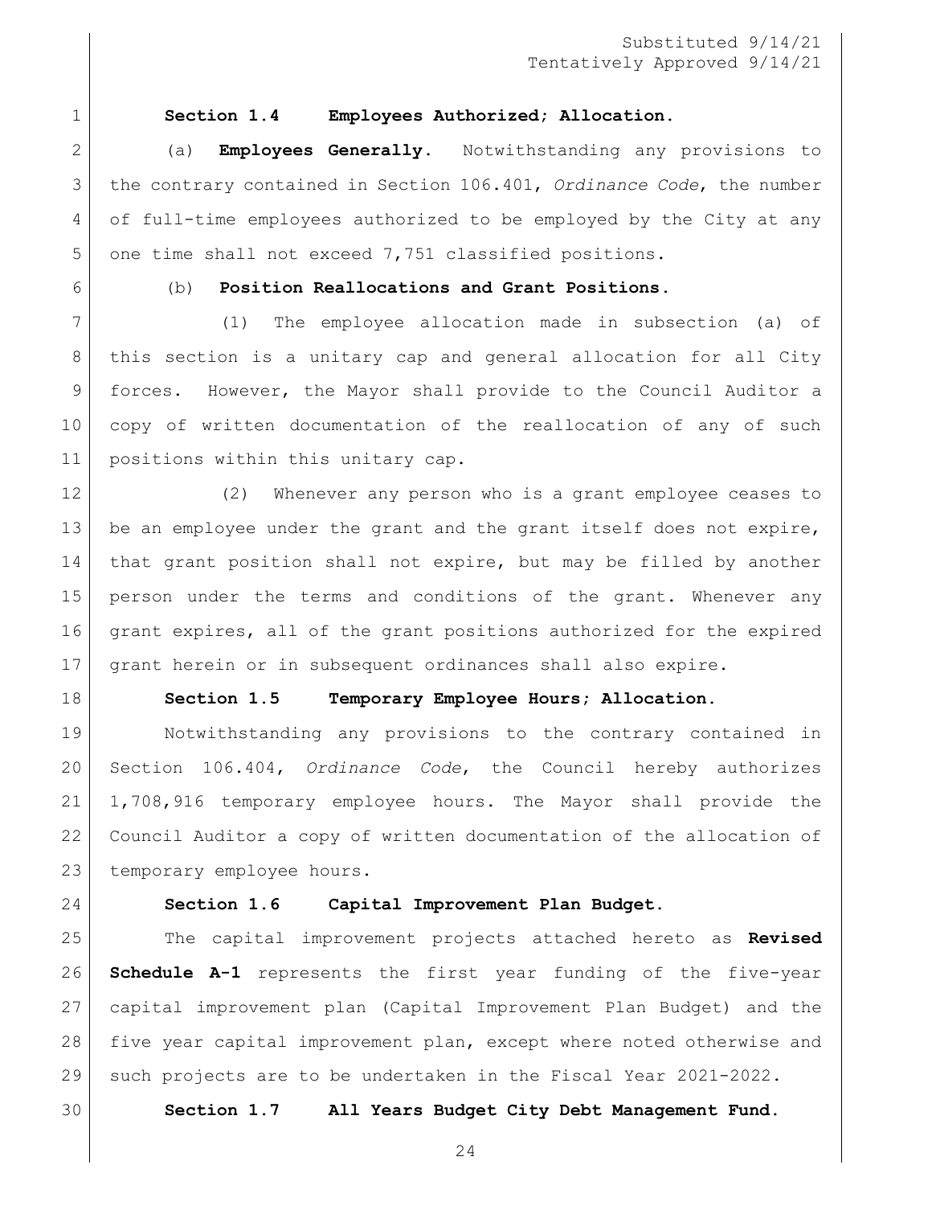Substituted 9/14/21
Tentatively Approved 9/14/21

**Section 1.4 Employees Authorized; Allocation.**

(a) **Employees Generally.** Notwithstanding any provisions to the contrary contained in Section 106.401, *Ordinance Code*, the number of full-time employees authorized to be employed by the City at any one time shall not exceed 7,751 classified positions.

(b) **Position Reallocations and Grant Positions.**

(1) The employee allocation made in subsection (a) of this section is a unitary cap and general allocation for all City forces. However, the Mayor shall provide to the Council Auditor a copy of written documentation of the reallocation of any of such positions within this unitary cap.

(2) Whenever any person who is a grant employee ceases to be an employee under the grant and the grant itself does not expire, that grant position shall not expire, but may be filled by another person under the terms and conditions of the grant. Whenever any grant expires, all of the grant positions authorized for the expired grant herein or in subsequent ordinances shall also expire.

**Section 1.5 Temporary Employee Hours; Allocation.**

Notwithstanding any provisions to the contrary contained in Section 106.404, *Ordinance Code*, the Council hereby authorizes 1,708,916 temporary employee hours. The Mayor shall provide the Council Auditor a copy of written documentation of the allocation of temporary employee hours.

**Section 1.6 Capital Improvement Plan Budget.**

The capital improvement projects attached hereto as **Revised Schedule A-1** represents the first year funding of the five-year capital improvement plan (Capital Improvement Plan Budget) and the five year capital improvement plan, except where noted otherwise and such projects are to be undertaken in the Fiscal Year 2021-2022.

**Section 1.7 All Years Budget City Debt Management Fund.**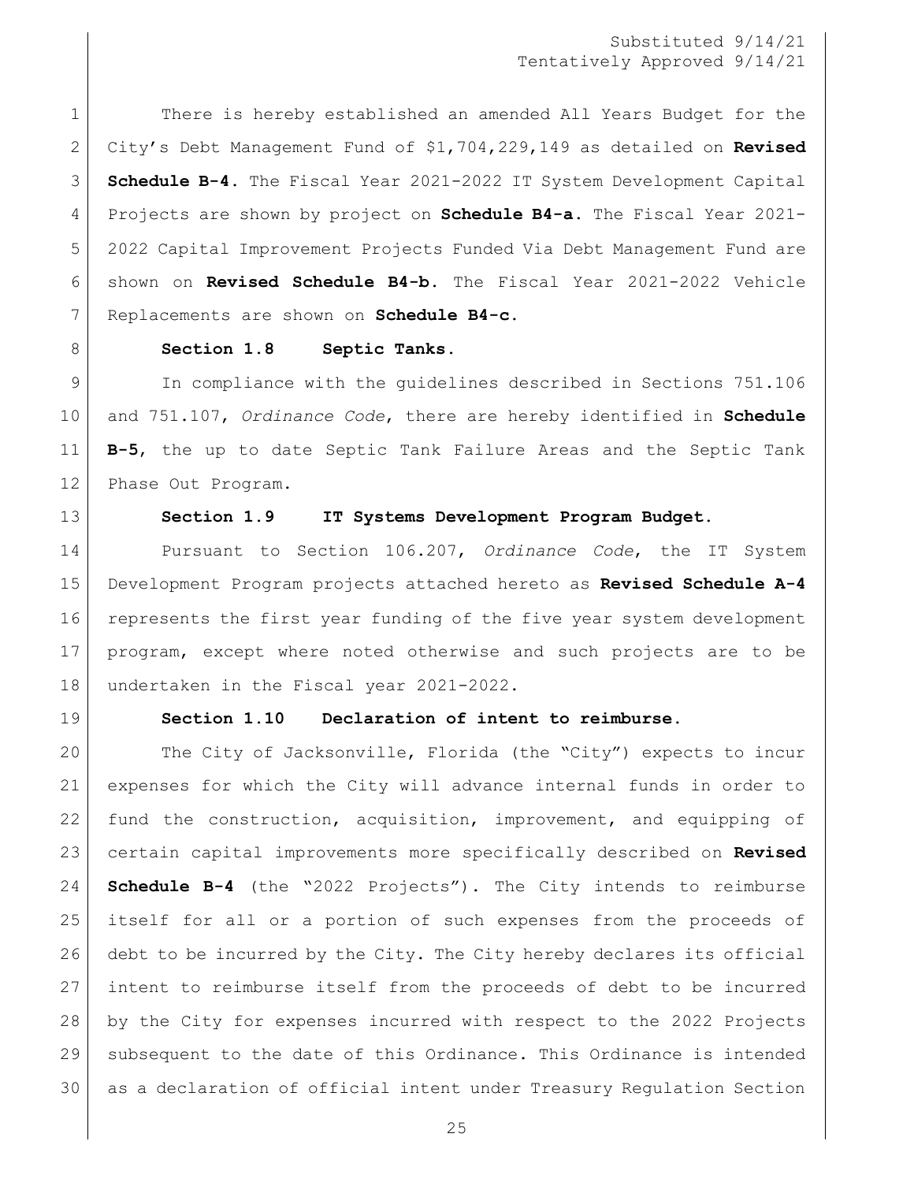There is hereby established an amended All Years Budget for the City's Debt Management Fund of $1,704,229,149 as detailed on **Revised Schedule B-4.** The Fiscal Year 2021-2022 IT System Development Capital Projects are shown by project on **Schedule B4-a.** The Fiscal Year 2021-2022 Capital Improvement Projects Funded Via Debt Management Fund are shown on **Revised Schedule B4-b.** The Fiscal Year 2021-2022 Vehicle Replacements are shown on **Schedule B4-c.**

**Section 1.8 Septic Tanks.**

In compliance with the guidelines described in Sections 751.106 and 751.107, *Ordinance Code*, there are hereby identified in **Schedule B-5**, the up to date Septic Tank Failure Areas and the Septic Tank Phase Out Program.

**Section 1.9 IT Systems Development Program Budget.**

Pursuant to Section 106.207, *Ordinance Code*, the IT System Development Program projects attached hereto as **Revised Schedule A-4** represents the first year funding of the five year system development program, except where noted otherwise and such projects are to be undertaken in the Fiscal year 2021-2022.

**Section 1.10 Declaration of intent to reimburse.**

The City of Jacksonville, Florida (the "City") expects to incur expenses for which the City will advance internal funds in order to fund the construction, acquisition, improvement, and equipping of certain capital improvements more specifically described on **Revised Schedule B-4** (the "2022 Projects"). The City intends to reimburse itself for all or a portion of such expenses from the proceeds of debt to be incurred by the City. The City hereby declares its official intent to reimburse itself from the proceeds of debt to be incurred by the City for expenses incurred with respect to the 2022 Projects subsequent to the date of this Ordinance. This Ordinance is intended as a declaration of official intent under Treasury Regulation Section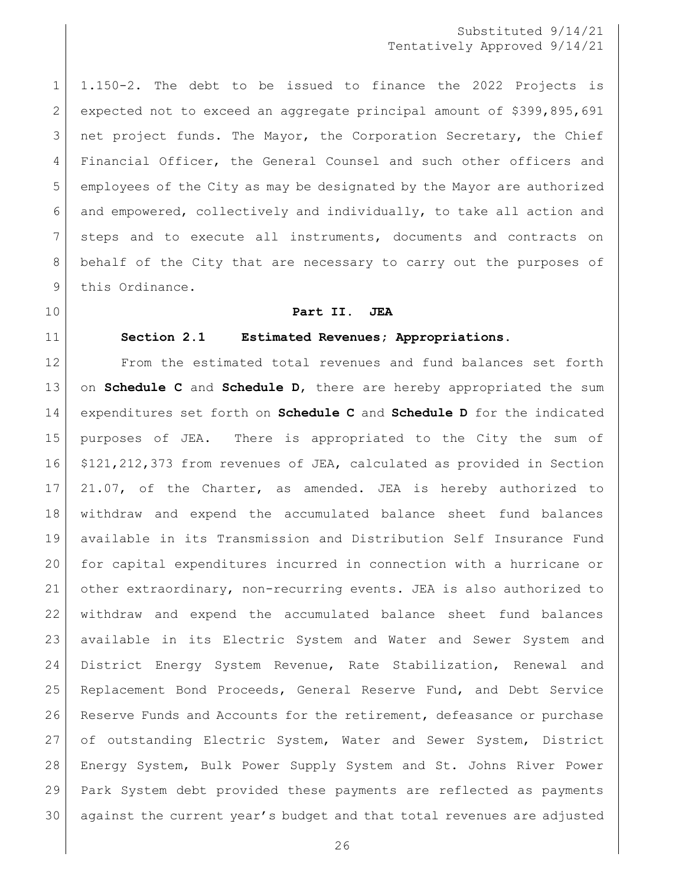1.150-2. The debt to be issued to finance the 2022 Projects is expected not to exceed an aggregate principal amount of $399,895,691 net project funds. The Mayor, the Corporation Secretary, the Chief Financial Officer, the General Counsel and such other officers and employees of the City as may be designated by the Mayor are authorized and empowered, collectively and individually, to take all action and steps and to execute all instruments, documents and contracts on behalf of the City that are necessary to carry out the purposes of this Ordinance.

## Part II. JEA

### Section 2.1 Estimated Revenues; Appropriations.

From the estimated total revenues and fund balances set forth on **Schedule C** and **Schedule D**, there are hereby appropriated the sum expenditures set forth on **Schedule C** and **Schedule D** for the indicated purposes of JEA. There is appropriated to the City the sum of $121,212,373 from revenues of JEA, calculated as provided in Section 21.07, of the Charter, as amended. JEA is hereby authorized to withdraw and expend the accumulated balance sheet fund balances available in its Transmission and Distribution Self Insurance Fund for capital expenditures incurred in connection with a hurricane or other extraordinary, non-recurring events. JEA is also authorized to withdraw and expend the accumulated balance sheet fund balances available in its Electric System and Water and Sewer System and District Energy System Revenue, Rate Stabilization, Renewal and Replacement Bond Proceeds, General Reserve Fund, and Debt Service Reserve Funds and Accounts for the retirement, defeasance or purchase of outstanding Electric System, Water and Sewer System, District Energy System, Bulk Power Supply System and St. Johns River Power Park System debt provided these payments are reflected as payments against the current year's budget and that total revenues are adjusted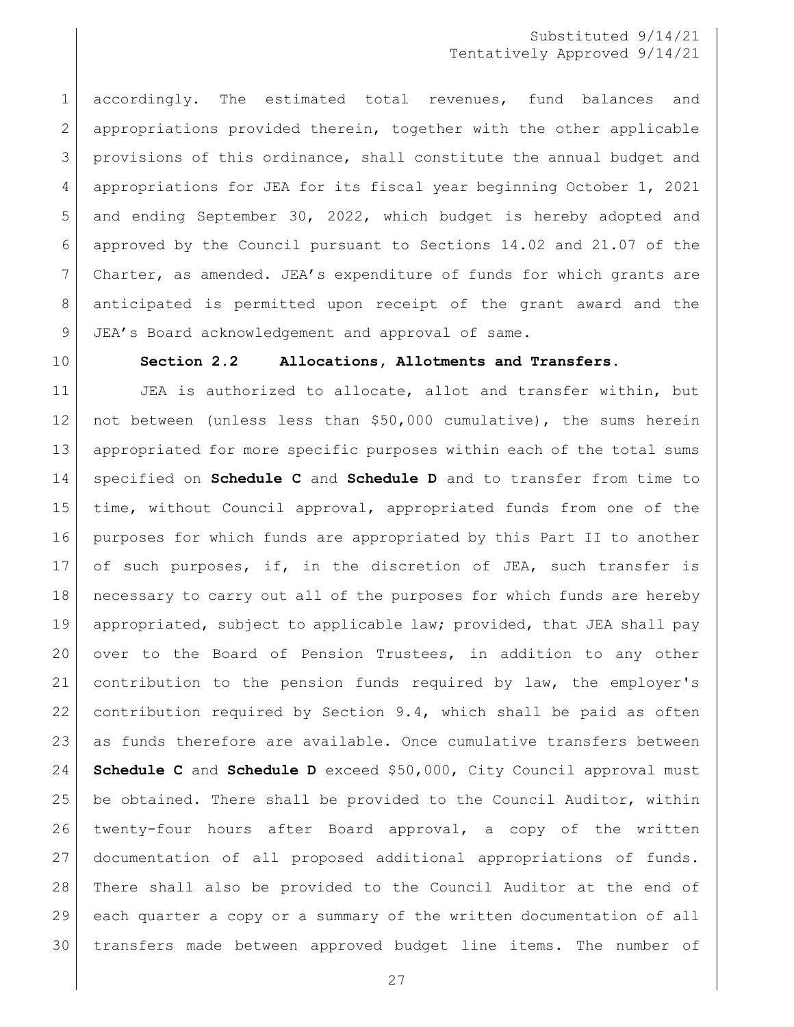accordingly. The estimated total revenues, fund balances and appropriations provided therein, together with the other applicable provisions of this ordinance, shall constitute the annual budget and appropriations for JEA for its fiscal year beginning October 1, 2021 and ending September 30, 2022, which budget is hereby adopted and approved by the Council pursuant to Sections 14.02 and 21.07 of the Charter, as amended. JEA's expenditure of funds for which grants are anticipated is permitted upon receipt of the grant award and the JEA's Board acknowledgement and approval of same.

**Section 2.2 Allocations, Allotments and Transfers.**

JEA is authorized to allocate, allot and transfer within, but not between (unless less than $50,000 cumulative), the sums herein appropriated for more specific purposes within each of the total sums specified on **Schedule C** and **Schedule D** and to transfer from time to time, without Council approval, appropriated funds from one of the purposes for which funds are appropriated by this Part II to another of such purposes, if, in the discretion of JEA, such transfer is necessary to carry out all of the purposes for which funds are hereby appropriated, subject to applicable law; provided, that JEA shall pay over to the Board of Pension Trustees, in addition to any other contribution to the pension funds required by law, the employer's contribution required by Section 9.4, which shall be paid as often as funds therefore are available. Once cumulative transfers between **Schedule C** and **Schedule D** exceed $50,000, City Council approval must be obtained. There shall be provided to the Council Auditor, within twenty-four hours after Board approval, a copy of the written documentation of all proposed additional appropriations of funds. There shall also be provided to the Council Auditor at the end of each quarter a copy or a summary of the written documentation of all transfers made between approved budget line items. The number of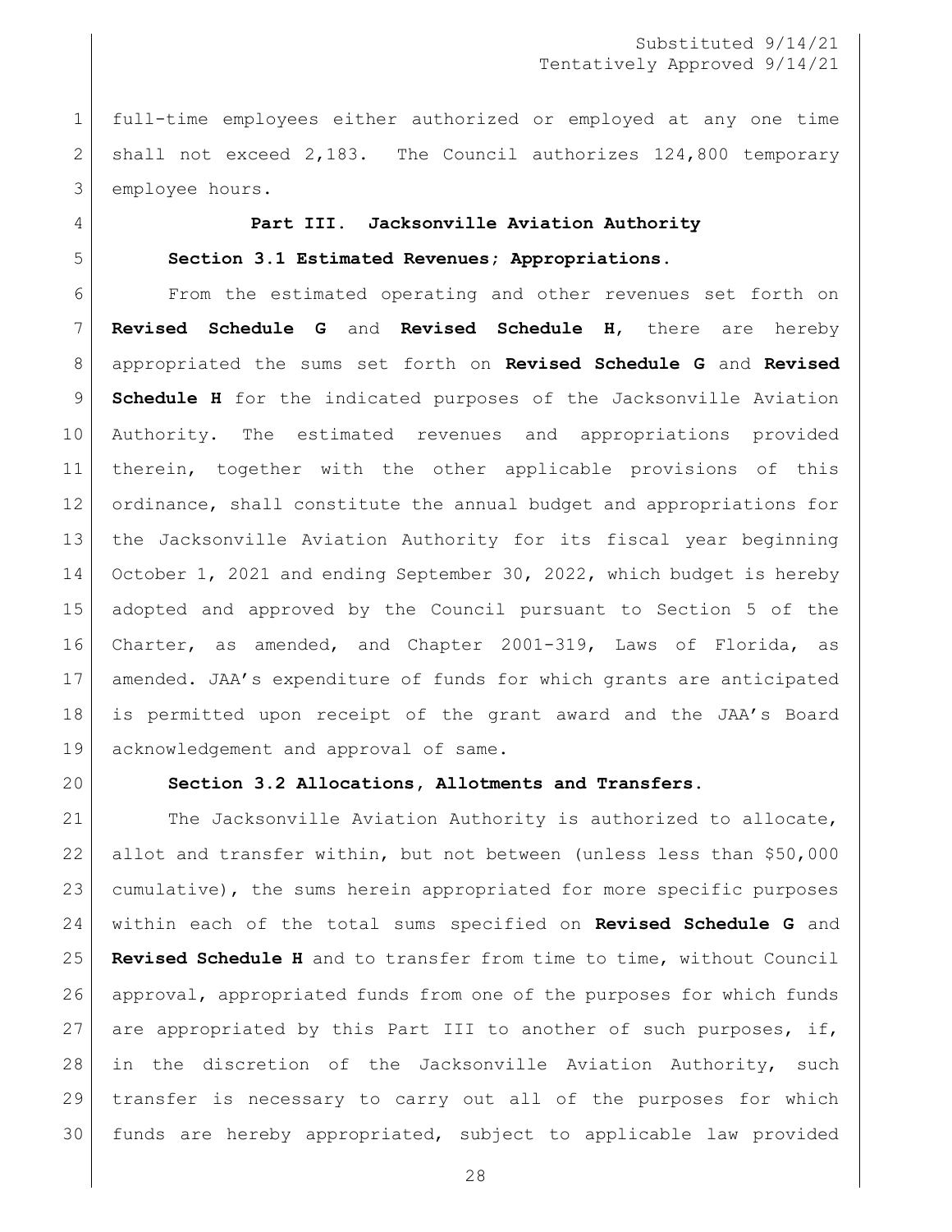full-time employees either authorized or employed at any one time shall not exceed 2,183. The Council authorizes 124,800 temporary employee hours.

## Part III. Jacksonville Aviation Authority

**Section 3.1 Estimated Revenues; Appropriations.**

From the estimated operating and other revenues set forth on **Revised Schedule G** and **Revised Schedule H**, there are hereby appropriated the sums set forth on **Revised Schedule G** and **Revised Schedule H** for the indicated purposes of the Jacksonville Aviation Authority. The estimated revenues and appropriations provided therein, together with the other applicable provisions of this ordinance, shall constitute the annual budget and appropriations for the Jacksonville Aviation Authority for its fiscal year beginning October 1, 2021 and ending September 30, 2022, which budget is hereby adopted and approved by the Council pursuant to Section 5 of the Charter, as amended, and Chapter 2001-319, Laws of Florida, as amended. JAA's expenditure of funds for which grants are anticipated is permitted upon receipt of the grant award and the JAA's Board acknowledgement and approval of same.

**Section 3.2 Allocations, Allotments and Transfers.**

The Jacksonville Aviation Authority is authorized to allocate, allot and transfer within, but not between (unless less than $50,000 cumulative), the sums herein appropriated for more specific purposes within each of the total sums specified on **Revised Schedule G** and **Revised Schedule H** and to transfer from time to time, without Council approval, appropriated funds from one of the purposes for which funds are appropriated by this Part III to another of such purposes, if, in the discretion of the Jacksonville Aviation Authority, such transfer is necessary to carry out all of the purposes for which funds are hereby appropriated, subject to applicable law provided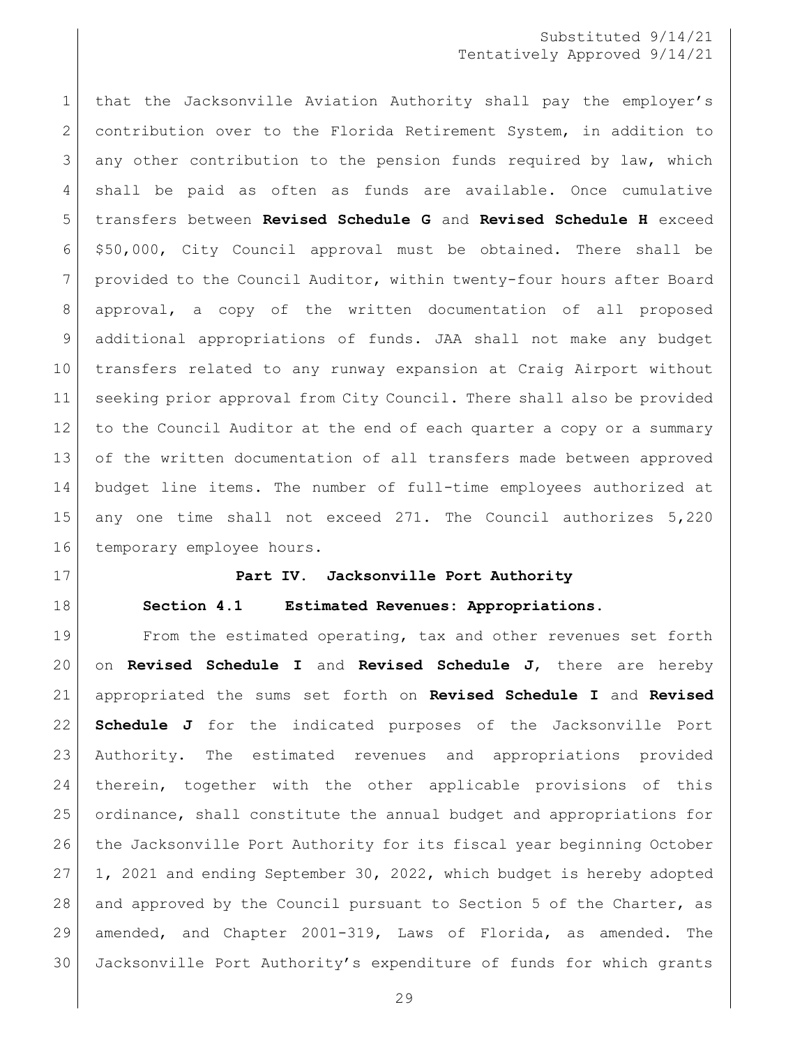that the Jacksonville Aviation Authority shall pay the employer's contribution over to the Florida Retirement System, in addition to any other contribution to the pension funds required by law, which shall be paid as often as funds are available. Once cumulative transfers between **Revised Schedule G** and **Revised Schedule H** exceed $50,000, City Council approval must be obtained. There shall be provided to the Council Auditor, within twenty-four hours after Board approval, a copy of the written documentation of all proposed additional appropriations of funds. JAA shall not make any budget transfers related to any runway expansion at Craig Airport without seeking prior approval from City Council. There shall also be provided to the Council Auditor at the end of each quarter a copy or a summary of the written documentation of all transfers made between approved budget line items. The number of full-time employees authorized at any one time shall not exceed 271. The Council authorizes 5,220 temporary employee hours.

## Part IV. Jacksonville Port Authority

### Section 4.1 Estimated Revenues: Appropriations.

From the estimated operating, tax and other revenues set forth on **Revised Schedule I** and **Revised Schedule J**, there are hereby appropriated the sums set forth on **Revised Schedule I** and **Revised Schedule J** for the indicated purposes of the Jacksonville Port Authority. The estimated revenues and appropriations provided therein, together with the other applicable provisions of this ordinance, shall constitute the annual budget and appropriations for the Jacksonville Port Authority for its fiscal year beginning October 1, 2021 and ending September 30, 2022, which budget is hereby adopted and approved by the Council pursuant to Section 5 of the Charter, as amended, and Chapter 2001-319, Laws of Florida, as amended. The Jacksonville Port Authority's expenditure of funds for which grants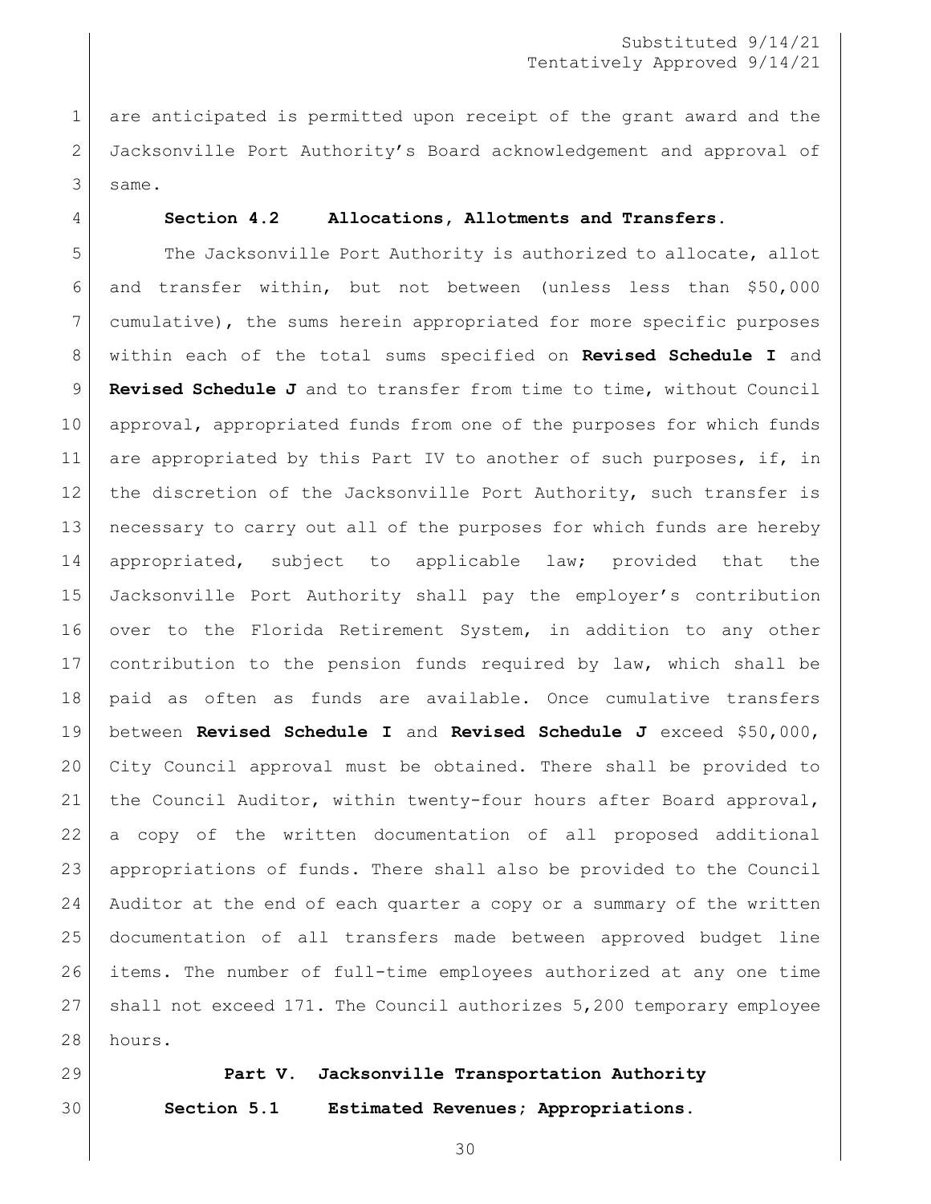are anticipated is permitted upon receipt of the grant award and the Jacksonville Port Authority's Board acknowledgement and approval of same.

**Section 4.2 Allocations, Allotments and Transfers.**

The Jacksonville Port Authority is authorized to allocate, allot and transfer within, but not between (unless less than $50,000 cumulative), the sums herein appropriated for more specific purposes within each of the total sums specified on **Revised Schedule I** and **Revised Schedule J** and to transfer from time to time, without Council approval, appropriated funds from one of the purposes for which funds are appropriated by this Part IV to another of such purposes, if, in the discretion of the Jacksonville Port Authority, such transfer is necessary to carry out all of the purposes for which funds are hereby appropriated, subject to applicable law; provided that the Jacksonville Port Authority shall pay the employer's contribution over to the Florida Retirement System, in addition to any other contribution to the pension funds required by law, which shall be paid as often as funds are available. Once cumulative transfers between **Revised Schedule I** and **Revised Schedule J** exceed $50,000, City Council approval must be obtained. There shall be provided to the Council Auditor, within twenty-four hours after Board approval, a copy of the written documentation of all proposed additional appropriations of funds. There shall also be provided to the Council Auditor at the end of each quarter a copy or a summary of the written documentation of all transfers made between approved budget line items. The number of full-time employees authorized at any one time shall not exceed 171. The Council authorizes 5,200 temporary employee hours.

## Part V. Jacksonville Transportation Authority

**Section 5.1 Estimated Revenues; Appropriations.**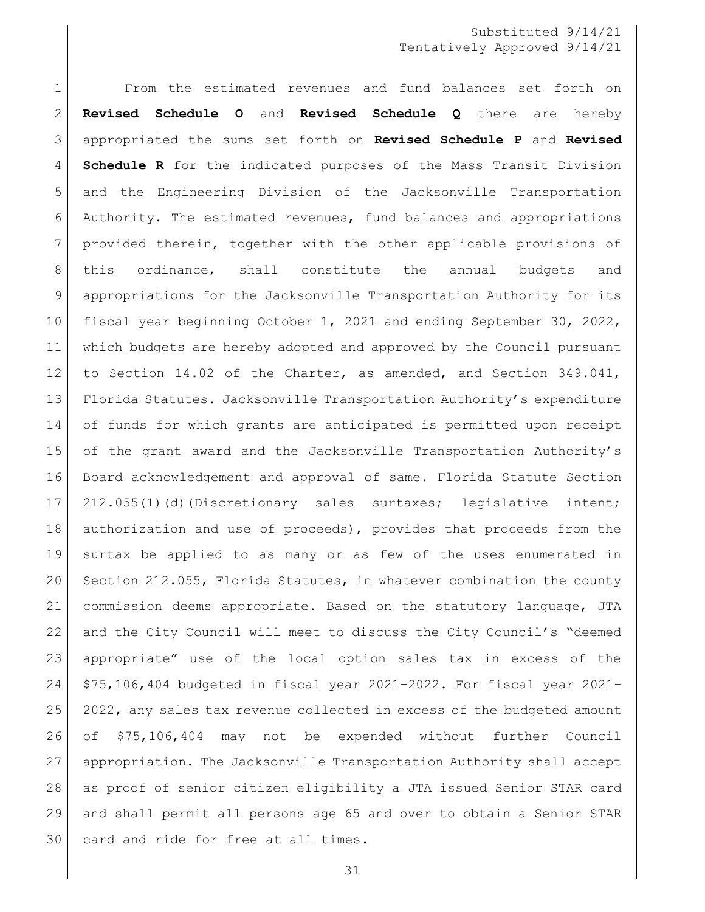Substituted 9/14/21
Tentatively Approved 9/14/21

From the estimated revenues and fund balances set forth on **Revised Schedule O** and **Revised Schedule Q** there are hereby appropriated the sums set forth on **Revised Schedule P** and **Revised Schedule R** for the indicated purposes of the Mass Transit Division and the Engineering Division of the Jacksonville Transportation Authority. The estimated revenues, fund balances and appropriations provided therein, together with the other applicable provisions of this ordinance, shall constitute the annual budgets and appropriations for the Jacksonville Transportation Authority for its fiscal year beginning October 1, 2021 and ending September 30, 2022, which budgets are hereby adopted and approved by the Council pursuant to Section 14.02 of the Charter, as amended, and Section 349.041, Florida Statutes. Jacksonville Transportation Authority's expenditure of funds for which grants are anticipated is permitted upon receipt of the grant award and the Jacksonville Transportation Authority's Board acknowledgement and approval of same. Florida Statute Section 212.055(1)(d)(Discretionary sales surtaxes; legislative intent; authorization and use of proceeds), provides that proceeds from the surtax be applied to as many or as few of the uses enumerated in Section 212.055, Florida Statutes, in whatever combination the county commission deems appropriate. Based on the statutory language, JTA and the City Council will meet to discuss the City Council's "deemed appropriate" use of the local option sales tax in excess of the $75,106,404 budgeted in fiscal year 2021-2022. For fiscal year 2021-2022, any sales tax revenue collected in excess of the budgeted amount of $75,106,404 may not be expended without further Council appropriation. The Jacksonville Transportation Authority shall accept as proof of senior citizen eligibility a JTA issued Senior STAR card and shall permit all persons age 65 and over to obtain a Senior STAR card and ride for free at all times.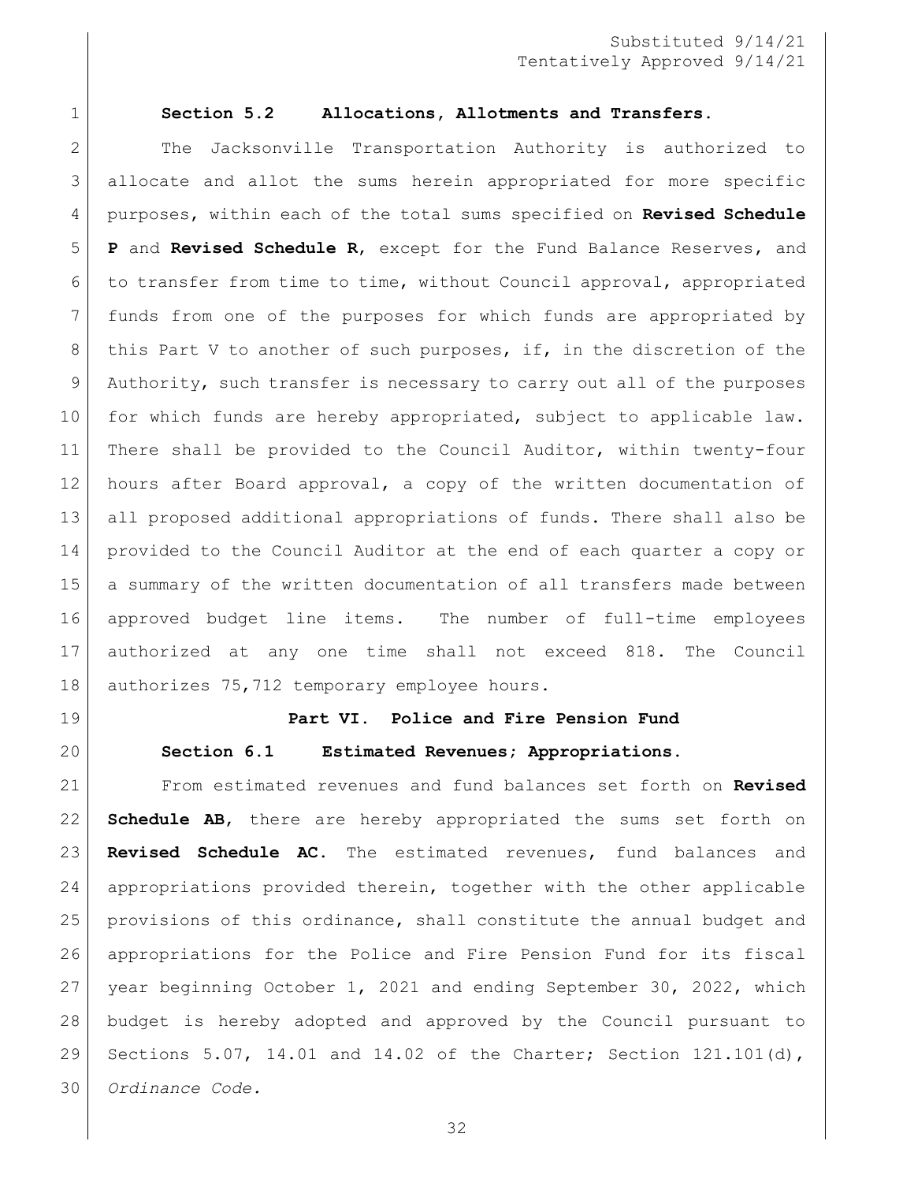**Section 5.2 Allocations, Allotments and Transfers.**

The Jacksonville Transportation Authority is authorized to allocate and allot the sums herein appropriated for more specific purposes, within each of the total sums specified on **Revised Schedule P** and **Revised Schedule R**, except for the Fund Balance Reserves, and to transfer from time to time, without Council approval, appropriated funds from one of the purposes for which funds are appropriated by this Part V to another of such purposes, if, in the discretion of the Authority, such transfer is necessary to carry out all of the purposes for which funds are hereby appropriated, subject to applicable law. There shall be provided to the Council Auditor, within twenty-four hours after Board approval, a copy of the written documentation of all proposed additional appropriations of funds. There shall also be provided to the Council Auditor at the end of each quarter a copy or a summary of the written documentation of all transfers made between approved budget line items. The number of full-time employees authorized at any one time shall not exceed 818. The Council authorizes 75,712 temporary employee hours.

## Part VI. Police and Fire Pension Fund

**Section 6.1 Estimated Revenues; Appropriations.**

From estimated revenues and fund balances set forth on **Revised Schedule AB**, there are hereby appropriated the sums set forth on **Revised Schedule AC**. The estimated revenues, fund balances and appropriations provided therein, together with the other applicable provisions of this ordinance, shall constitute the annual budget and appropriations for the Police and Fire Pension Fund for its fiscal year beginning October 1, 2021 and ending September 30, 2022, which budget is hereby adopted and approved by the Council pursuant to Sections 5.07, 14.01 and 14.02 of the Charter; Section 121.101(d), *Ordinance Code.*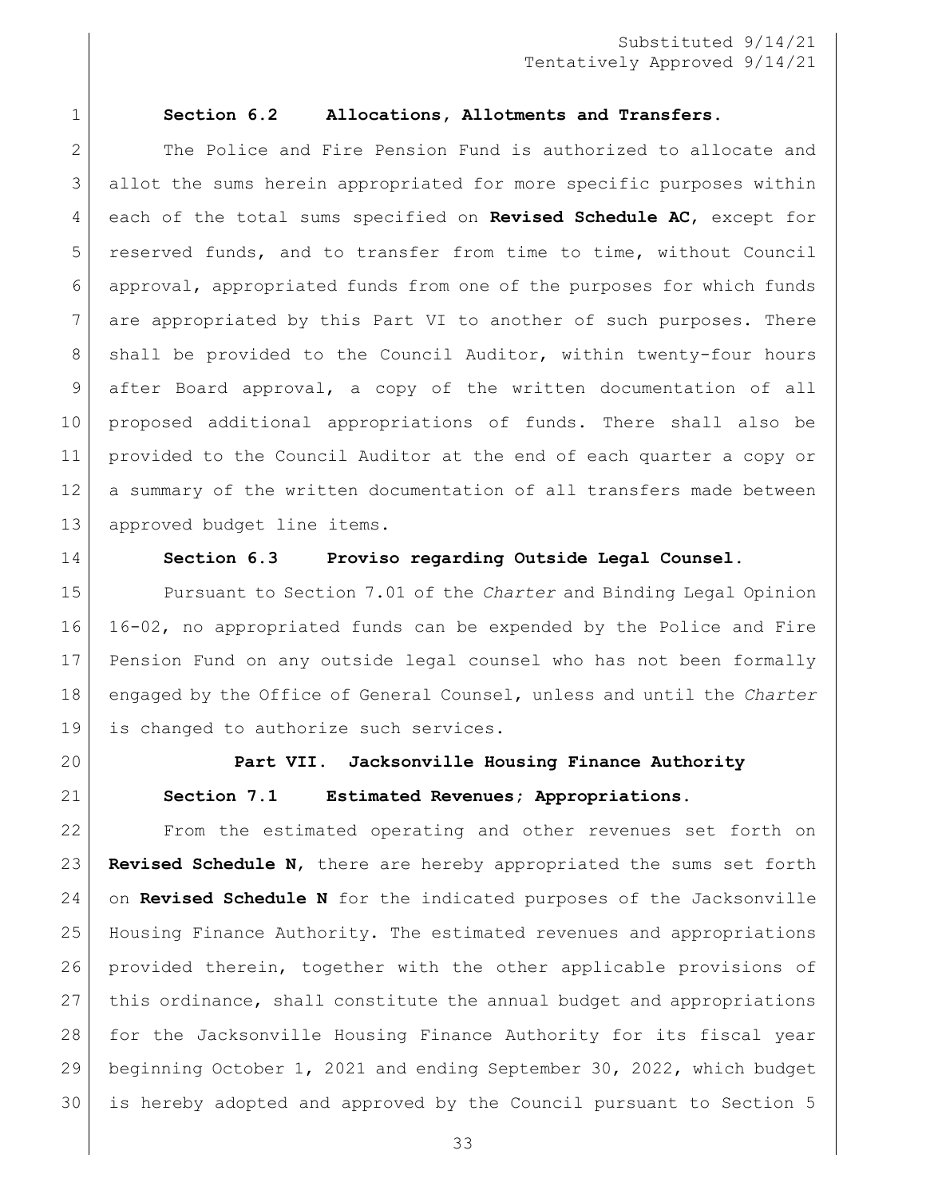Substituted 9/14/21
Tentatively Approved 9/14/21

**Section 6.2 Allocations, Allotments and Transfers.**

The Police and Fire Pension Fund is authorized to allocate and allot the sums herein appropriated for more specific purposes within each of the total sums specified on **Revised Schedule AC**, except for reserved funds, and to transfer from time to time, without Council approval, appropriated funds from one of the purposes for which funds are appropriated by this Part VI to another of such purposes. There shall be provided to the Council Auditor, within twenty-four hours after Board approval, a copy of the written documentation of all proposed additional appropriations of funds. There shall also be provided to the Council Auditor at the end of each quarter a copy or a summary of the written documentation of all transfers made between approved budget line items.

**Section 6.3 Proviso regarding Outside Legal Counsel.**

Pursuant to Section 7.01 of the *Charter* and Binding Legal Opinion 16-02, no appropriated funds can be expended by the Police and Fire Pension Fund on any outside legal counsel who has not been formally engaged by the Office of General Counsel, unless and until the *Charter* is changed to authorize such services.

## Part VII. Jacksonville Housing Finance Authority

**Section 7.1 Estimated Revenues; Appropriations.**

From the estimated operating and other revenues set forth on **Revised Schedule N**, there are hereby appropriated the sums set forth on **Revised Schedule N** for the indicated purposes of the Jacksonville Housing Finance Authority. The estimated revenues and appropriations provided therein, together with the other applicable provisions of this ordinance, shall constitute the annual budget and appropriations for the Jacksonville Housing Finance Authority for its fiscal year beginning October 1, 2021 and ending September 30, 2022, which budget is hereby adopted and approved by the Council pursuant to Section 5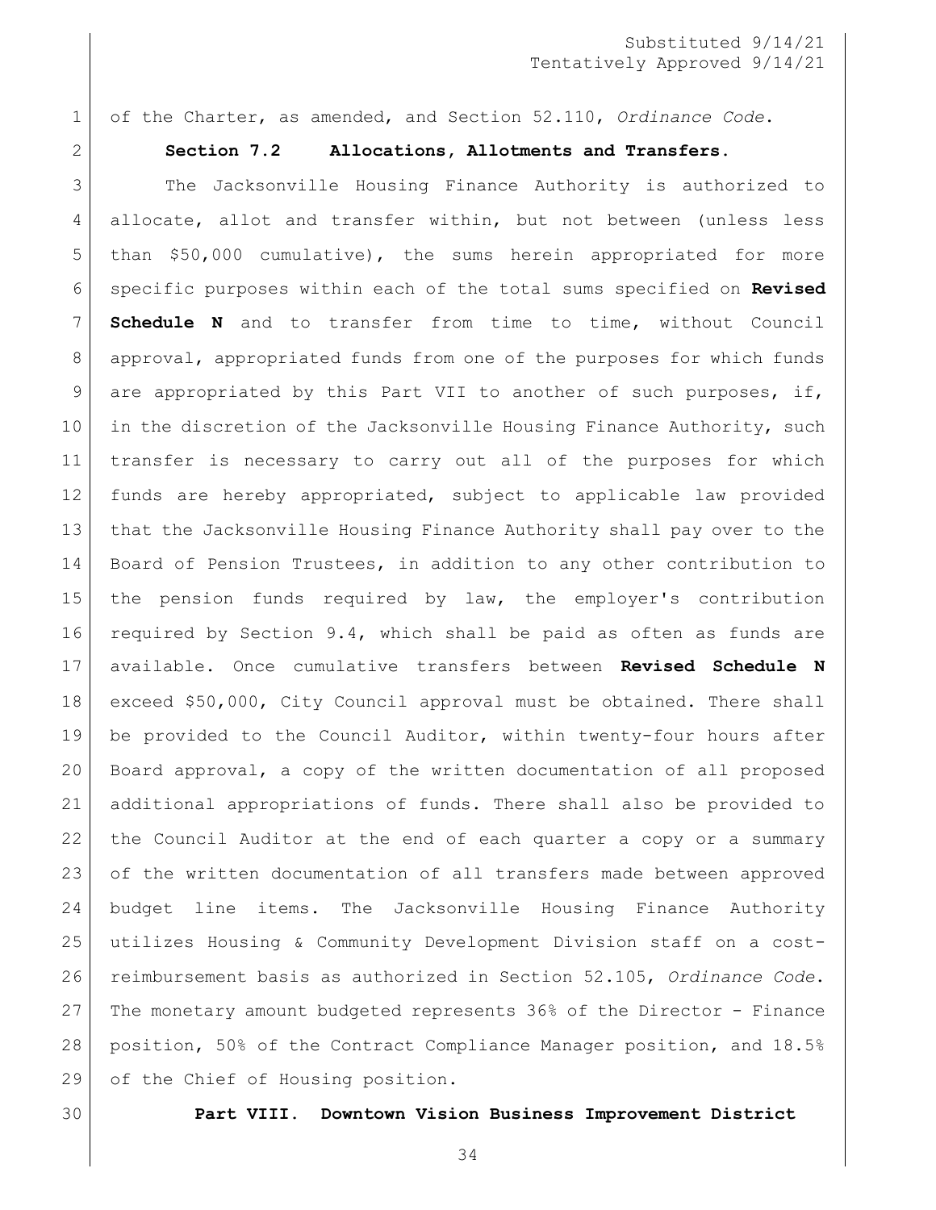of the Charter, as amended, and Section 52.110, *Ordinance Code*.

**Section 7.2 Allocations, Allotments and Transfers.**

The Jacksonville Housing Finance Authority is authorized to allocate, allot and transfer within, but not between (unless less than $50,000 cumulative), the sums herein appropriated for more specific purposes within each of the total sums specified on **Revised Schedule N** and to transfer from time to time, without Council approval, appropriated funds from one of the purposes for which funds are appropriated by this Part VII to another of such purposes, if, in the discretion of the Jacksonville Housing Finance Authority, such transfer is necessary to carry out all of the purposes for which funds are hereby appropriated, subject to applicable law provided that the Jacksonville Housing Finance Authority shall pay over to the Board of Pension Trustees, in addition to any other contribution to the pension funds required by law, the employer's contribution required by Section 9.4, which shall be paid as often as funds are available. Once cumulative transfers between **Revised Schedule N** exceed $50,000, City Council approval must be obtained. There shall be provided to the Council Auditor, within twenty-four hours after Board approval, a copy of the written documentation of all proposed additional appropriations of funds. There shall also be provided to the Council Auditor at the end of each quarter a copy or a summary of the written documentation of all transfers made between approved budget line items. The Jacksonville Housing Finance Authority utilizes Housing & Community Development Division staff on a cost-reimbursement basis as authorized in Section 52.105, *Ordinance Code*. The monetary amount budgeted represents 36% of the Director - Finance position, 50% of the Contract Compliance Manager position, and 18.5% of the Chief of Housing position.

**Part VIII. Downtown Vision Business Improvement District**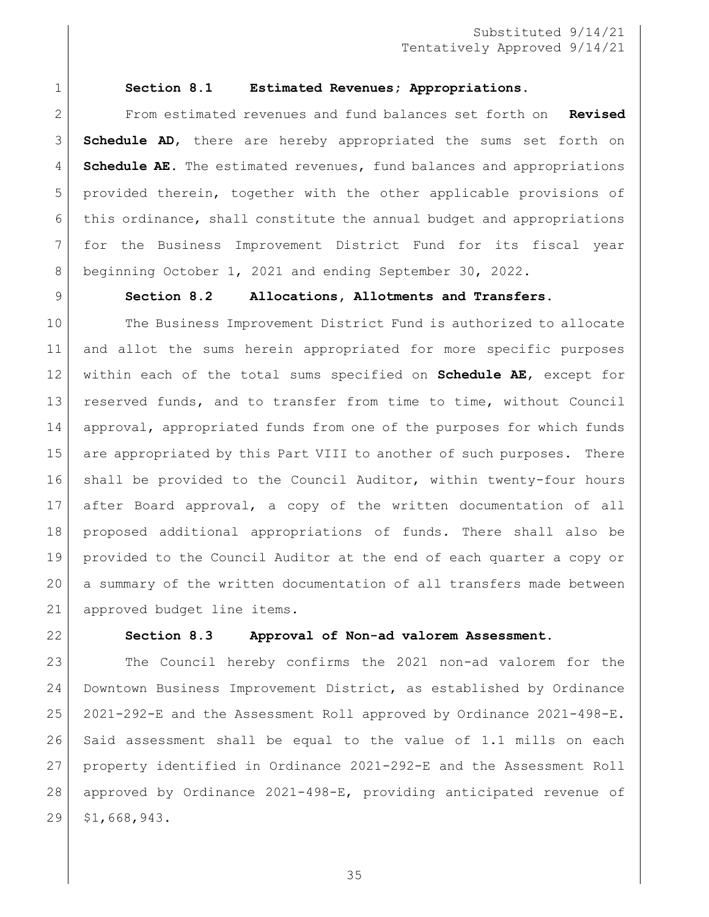Substituted 9/14/21
Tentatively Approved 9/14/21

**Section 8.1 Estimated Revenues; Appropriations.**

From estimated revenues and fund balances set forth on **Revised Schedule AD**, there are hereby appropriated the sums set forth on **Schedule AE.** The estimated revenues, fund balances and appropriations provided therein, together with the other applicable provisions of this ordinance, shall constitute the annual budget and appropriations for the Business Improvement District Fund for its fiscal year beginning October 1, 2021 and ending September 30, 2022.

**Section 8.2 Allocations, Allotments and Transfers.**

The Business Improvement District Fund is authorized to allocate and allot the sums herein appropriated for more specific purposes within each of the total sums specified on **Schedule AE**, except for reserved funds, and to transfer from time to time, without Council approval, appropriated funds from one of the purposes for which funds are appropriated by this Part VIII to another of such purposes. There shall be provided to the Council Auditor, within twenty-four hours after Board approval, a copy of the written documentation of all proposed additional appropriations of funds. There shall also be provided to the Council Auditor at the end of each quarter a copy or a summary of the written documentation of all transfers made between approved budget line items.

**Section 8.3 Approval of Non-ad valorem Assessment.**

The Council hereby confirms the 2021 non-ad valorem for the Downtown Business Improvement District, as established by Ordinance 2021-292-E and the Assessment Roll approved by Ordinance 2021-498-E. Said assessment shall be equal to the value of 1.1 mills on each property identified in Ordinance 2021-292-E and the Assessment Roll approved by Ordinance 2021-498-E, providing anticipated revenue of $1,668,943.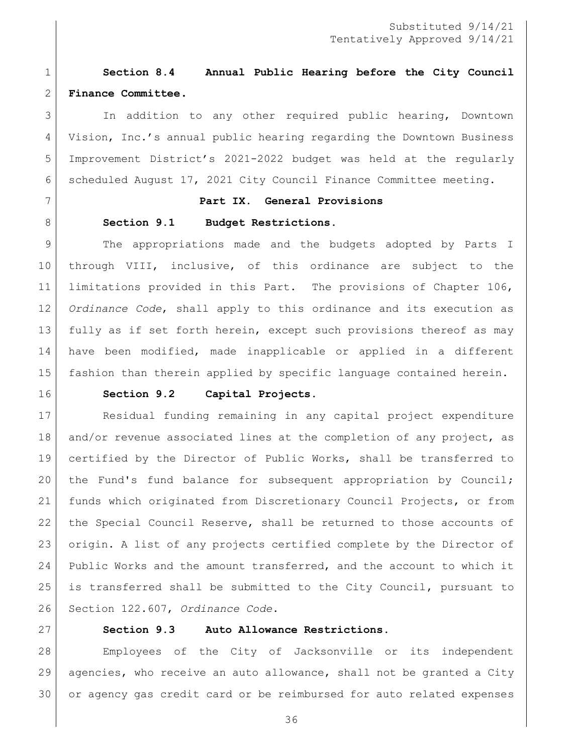Substituted 9/14/21
Tentatively Approved 9/14/21

**Section 8.4 Annual Public Hearing before the City Council Finance Committee.**

In addition to any other required public hearing, Downtown Vision, Inc.'s annual public hearing regarding the Downtown Business Improvement District's 2021-2022 budget was held at the regularly scheduled August 17, 2021 City Council Finance Committee meeting.

## Part IX. General Provisions

**Section 9.1 Budget Restrictions.**

The appropriations made and the budgets adopted by Parts I through VIII, inclusive, of this ordinance are subject to the limitations provided in this Part. The provisions of Chapter 106, *Ordinance Code*, shall apply to this ordinance and its execution as fully as if set forth herein, except such provisions thereof as may have been modified, made inapplicable or applied in a different fashion than therein applied by specific language contained herein.

**Section 9.2 Capital Projects.**

Residual funding remaining in any capital project expenditure and/or revenue associated lines at the completion of any project, as certified by the Director of Public Works, shall be transferred to the Fund's fund balance for subsequent appropriation by Council; funds which originated from Discretionary Council Projects, or from the Special Council Reserve, shall be returned to those accounts of origin. A list of any projects certified complete by the Director of Public Works and the amount transferred, and the account to which it is transferred shall be submitted to the City Council, pursuant to Section 122.607, *Ordinance Code*.

**Section 9.3 Auto Allowance Restrictions.**

Employees of the City of Jacksonville or its independent agencies, who receive an auto allowance, shall not be granted a City or agency gas credit card or be reimbursed for auto related expenses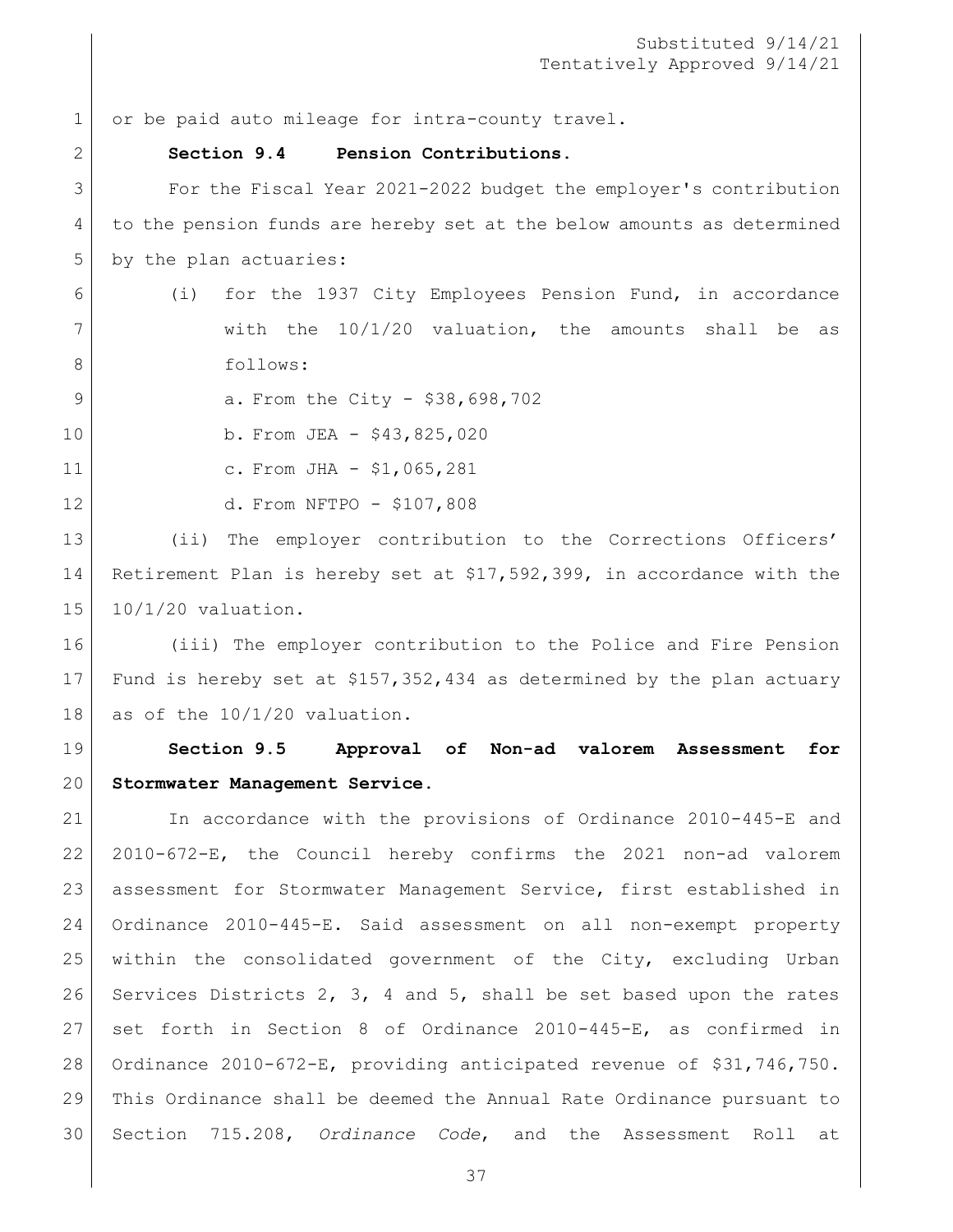or be paid auto mileage for intra-county travel.

**Section 9.4 Pension Contributions.**

For the Fiscal Year 2021-2022 budget the employer's contribution to the pension funds are hereby set at the below amounts as determined by the plan actuaries:

(i) for the 1937 City Employees Pension Fund, in accordance with the 10/1/20 valuation, the amounts shall be as follows:

a. From the City - $38,698,702

b. From JEA - $43,825,020

c. From JHA - $1,065,281

d. From NFTPO - $107,808

(ii) The employer contribution to the Corrections Officers' Retirement Plan is hereby set at $17,592,399, in accordance with the 10/1/20 valuation.

(iii) The employer contribution to the Police and Fire Pension Fund is hereby set at $157,352,434 as determined by the plan actuary as of the 10/1/20 valuation.

**Section 9.5 Approval of Non-ad valorem Assessment for Stormwater Management Service.**

In accordance with the provisions of Ordinance 2010-445-E and 2010-672-E, the Council hereby confirms the 2021 non-ad valorem assessment for Stormwater Management Service, first established in Ordinance 2010-445-E. Said assessment on all non-exempt property within the consolidated government of the City, excluding Urban Services Districts 2, 3, 4 and 5, shall be set based upon the rates set forth in Section 8 of Ordinance 2010-445-E, as confirmed in Ordinance 2010-672-E, providing anticipated revenue of $31,746,750. This Ordinance shall be deemed the Annual Rate Ordinance pursuant to Section 715.208, *Ordinance Code*, and the Assessment Roll at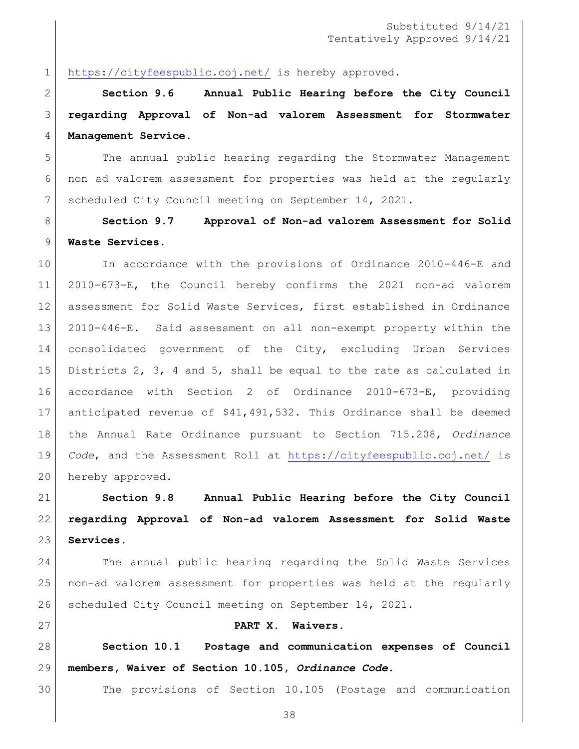https://cityfeespublic.coj.net/ is hereby approved.

**Section 9.6 Annual Public Hearing before the City Council regarding Approval of Non-ad valorem Assessment for Stormwater Management Service.**

The annual public hearing regarding the Stormwater Management non ad valorem assessment for properties was held at the regularly scheduled City Council meeting on September 14, 2021.

**Section 9.7 Approval of Non-ad valorem Assessment for Solid Waste Services.**

In accordance with the provisions of Ordinance 2010-446-E and 2010-673-E, the Council hereby confirms the 2021 non-ad valorem assessment for Solid Waste Services, first established in Ordinance 2010-446-E. Said assessment on all non-exempt property within the consolidated government of the City, excluding Urban Services Districts 2, 3, 4 and 5, shall be equal to the rate as calculated in accordance with Section 2 of Ordinance 2010-673-E, providing anticipated revenue of $41,491,532. This Ordinance shall be deemed the Annual Rate Ordinance pursuant to Section 715.208, *Ordinance Code*, and the Assessment Roll at https://cityfeespublic.coj.net/ is hereby approved.

**Section 9.8 Annual Public Hearing before the City Council regarding Approval of Non-ad valorem Assessment for Solid Waste Services.**

The annual public hearing regarding the Solid Waste Services non-ad valorem assessment for properties was held at the regularly scheduled City Council meeting on September 14, 2021.

## PART X. Waivers.

**Section 10.1 Postage and communication expenses of Council members, Waiver of Section 10.105, *Ordinance Code*.**

The provisions of Section 10.105 (Postage and communication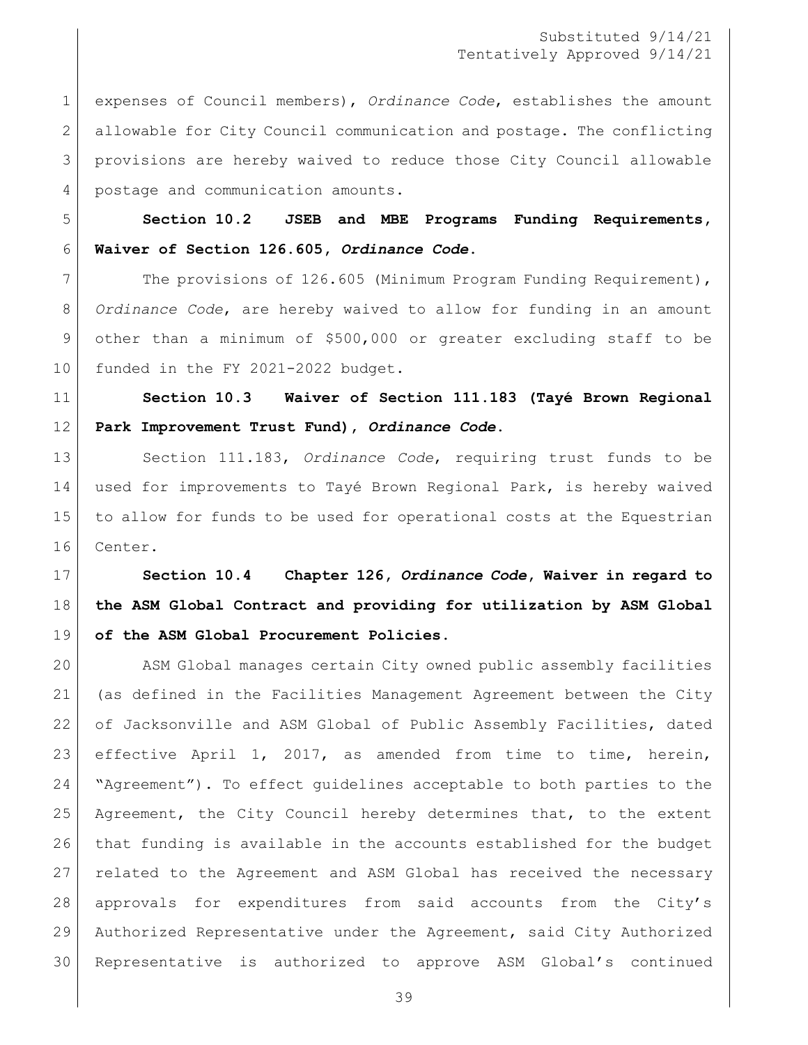expenses of Council members), *Ordinance Code*, establishes the amount allowable for City Council communication and postage. The conflicting provisions are hereby waived to reduce those City Council allowable postage and communication amounts.

**Section 10.2 JSEB and MBE Programs Funding Requirements, Waiver of Section 126.605, *Ordinance Code*.**

The provisions of 126.605 (Minimum Program Funding Requirement), *Ordinance Code*, are hereby waived to allow for funding in an amount other than a minimum of $500,000 or greater excluding staff to be funded in the FY 2021-2022 budget.

**Section 10.3 Waiver of Section 111.183 (Tayé Brown Regional Park Improvement Trust Fund), *Ordinance Code*.**

Section 111.183, *Ordinance Code*, requiring trust funds to be used for improvements to Tayé Brown Regional Park, is hereby waived to allow for funds to be used for operational costs at the Equestrian Center.

**Section 10.4 Chapter 126, *Ordinance Code*, Waiver in regard to the ASM Global Contract and providing for utilization by ASM Global of the ASM Global Procurement Policies.**

ASM Global manages certain City owned public assembly facilities (as defined in the Facilities Management Agreement between the City of Jacksonville and ASM Global of Public Assembly Facilities, dated effective April 1, 2017, as amended from time to time, herein, "Agreement"). To effect guidelines acceptable to both parties to the Agreement, the City Council hereby determines that, to the extent that funding is available in the accounts established for the budget related to the Agreement and ASM Global has received the necessary approvals for expenditures from said accounts from the City's Authorized Representative under the Agreement, said City Authorized Representative is authorized to approve ASM Global's continued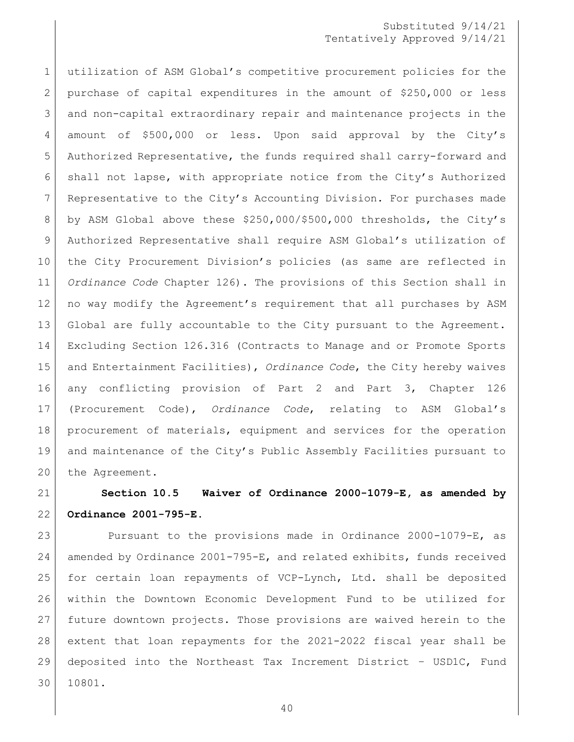utilization of ASM Global's competitive procurement policies for the purchase of capital expenditures in the amount of $250,000 or less and non-capital extraordinary repair and maintenance projects in the amount of $500,000 or less. Upon said approval by the City's Authorized Representative, the funds required shall carry-forward and shall not lapse, with appropriate notice from the City's Authorized Representative to the City's Accounting Division. For purchases made by ASM Global above these $250,000/$500,000 thresholds, the City's Authorized Representative shall require ASM Global's utilization of the City Procurement Division's policies (as same are reflected in *Ordinance Code* Chapter 126). The provisions of this Section shall in no way modify the Agreement's requirement that all purchases by ASM Global are fully accountable to the City pursuant to the Agreement. Excluding Section 126.316 (Contracts to Manage and or Promote Sports and Entertainment Facilities), *Ordinance Code*, the City hereby waives any conflicting provision of Part 2 and Part 3, Chapter 126 (Procurement Code), *Ordinance Code*, relating to ASM Global's procurement of materials, equipment and services for the operation and maintenance of the City's Public Assembly Facilities pursuant to the Agreement.

**Section 10.5 Waiver of Ordinance 2000-1079-E, as amended by Ordinance 2001-795-E.**

Pursuant to the provisions made in Ordinance 2000-1079-E, as amended by Ordinance 2001-795-E, and related exhibits, funds received for certain loan repayments of VCP-Lynch, Ltd. shall be deposited within the Downtown Economic Development Fund to be utilized for future downtown projects. Those provisions are waived herein to the extent that loan repayments for the 2021-2022 fiscal year shall be deposited into the Northeast Tax Increment District – USD1C, Fund 10801.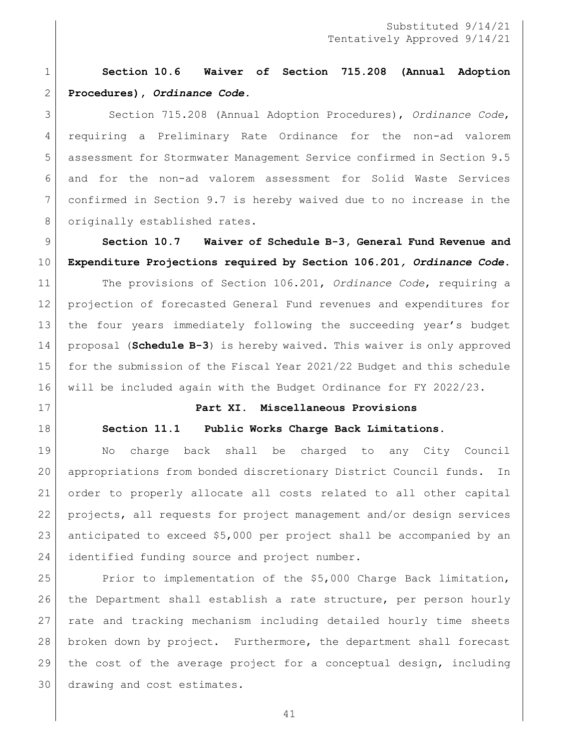**Section 10.6 Waiver of Section 715.208 (Annual Adoption Procedures), *Ordinance Code*.**

Section 715.208 (Annual Adoption Procedures), *Ordinance Code*, requiring a Preliminary Rate Ordinance for the non-ad valorem assessment for Stormwater Management Service confirmed in Section 9.5 and for the non-ad valorem assessment for Solid Waste Services confirmed in Section 9.7 is hereby waived due to no increase in the originally established rates.

**Section 10.7 Waiver of Schedule B-3, General Fund Revenue and Expenditure Projections required by Section 106.201*, Ordinance Code*.**

The provisions of Section 106.201, *Ordinance Code*, requiring a projection of forecasted General Fund revenues and expenditures for the four years immediately following the succeeding year's budget proposal (**Schedule B-3**) is hereby waived. This waiver is only approved for the submission of the Fiscal Year 2021/22 Budget and this schedule will be included again with the Budget Ordinance for FY 2022/23.

## Part XI. Miscellaneous Provisions

**Section 11.1 Public Works Charge Back Limitations.**

No charge back shall be charged to any City Council appropriations from bonded discretionary District Council funds. In order to properly allocate all costs related to all other capital projects, all requests for project management and/or design services anticipated to exceed $5,000 per project shall be accompanied by an identified funding source and project number.

Prior to implementation of the $5,000 Charge Back limitation, the Department shall establish a rate structure, per person hourly rate and tracking mechanism including detailed hourly time sheets broken down by project. Furthermore, the department shall forecast the cost of the average project for a conceptual design, including drawing and cost estimates.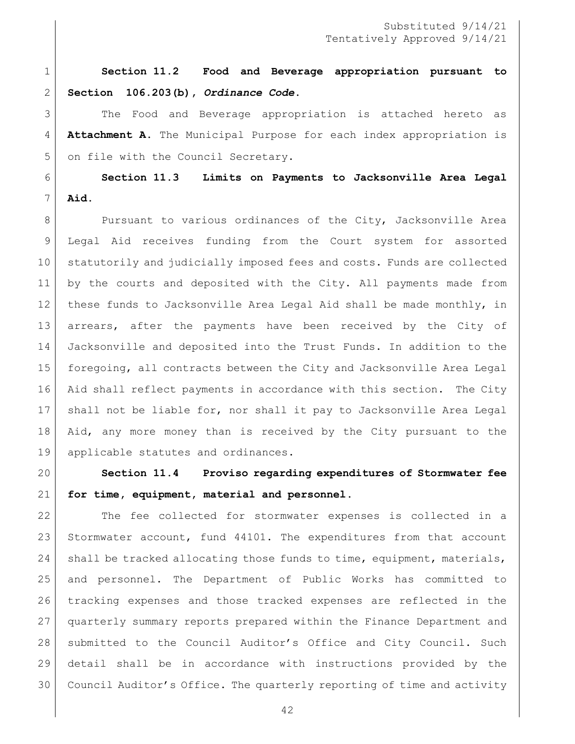Substituted 9/14/21
Tentatively Approved 9/14/21

**Section 11.2 Food and Beverage appropriation pursuant to Section 106.203(b), *Ordinance Code*.**

The Food and Beverage appropriation is attached hereto as **Attachment A.** The Municipal Purpose for each index appropriation is on file with the Council Secretary.

**Section 11.3 Limits on Payments to Jacksonville Area Legal Aid.**

Pursuant to various ordinances of the City, Jacksonville Area Legal Aid receives funding from the Court system for assorted statutorily and judicially imposed fees and costs. Funds are collected by the courts and deposited with the City. All payments made from these funds to Jacksonville Area Legal Aid shall be made monthly, in arrears, after the payments have been received by the City of Jacksonville and deposited into the Trust Funds. In addition to the foregoing, all contracts between the City and Jacksonville Area Legal Aid shall reflect payments in accordance with this section. The City shall not be liable for, nor shall it pay to Jacksonville Area Legal Aid, any more money than is received by the City pursuant to the applicable statutes and ordinances.

**Section 11.4 Proviso regarding expenditures of Stormwater fee for time, equipment, material and personnel.**

The fee collected for stormwater expenses is collected in a Stormwater account, fund 44101. The expenditures from that account shall be tracked allocating those funds to time, equipment, materials, and personnel. The Department of Public Works has committed to tracking expenses and those tracked expenses are reflected in the quarterly summary reports prepared within the Finance Department and submitted to the Council Auditor's Office and City Council. Such detail shall be in accordance with instructions provided by the Council Auditor's Office. The quarterly reporting of time and activity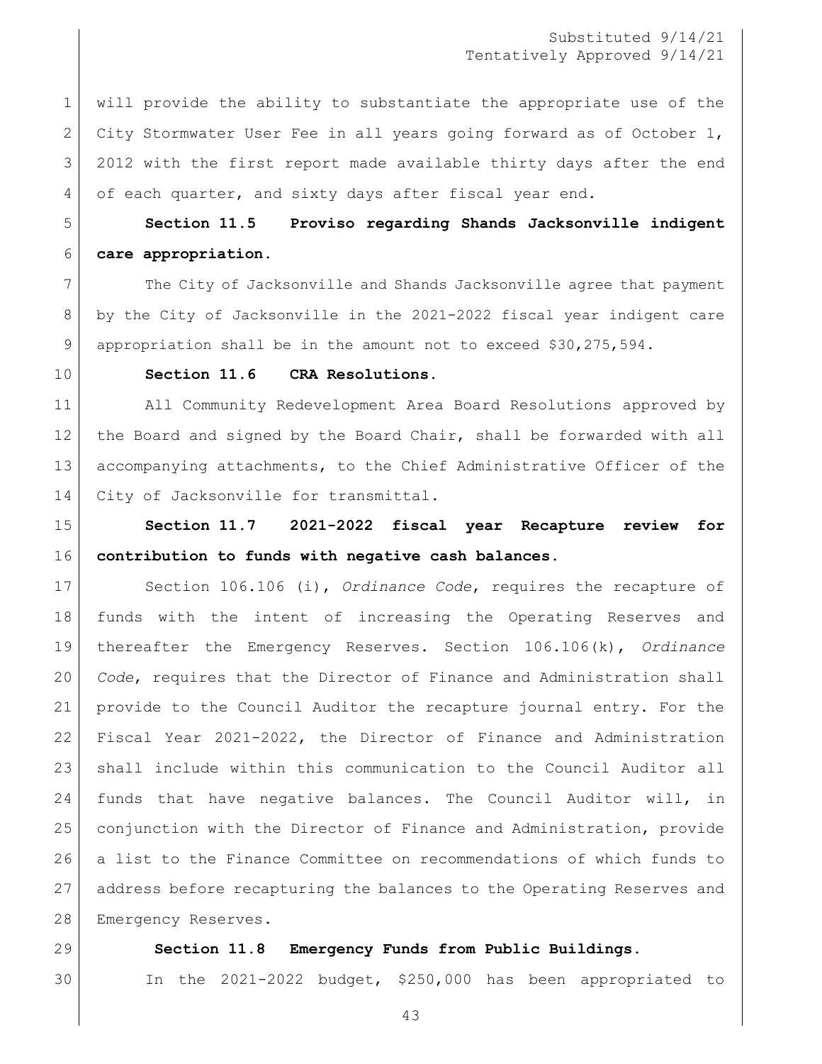will provide the ability to substantiate the appropriate use of the City Stormwater User Fee in all years going forward as of October 1, 2012 with the first report made available thirty days after the end of each quarter, and sixty days after fiscal year end.

**Section 11.5 Proviso regarding Shands Jacksonville indigent care appropriation.**

The City of Jacksonville and Shands Jacksonville agree that payment by the City of Jacksonville in the 2021-2022 fiscal year indigent care appropriation shall be in the amount not to exceed $30,275,594.

**Section 11.6 CRA Resolutions.**

All Community Redevelopment Area Board Resolutions approved by the Board and signed by the Board Chair, shall be forwarded with all accompanying attachments, to the Chief Administrative Officer of the City of Jacksonville for transmittal.

**Section 11.7 2021-2022 fiscal year Recapture review for contribution to funds with negative cash balances.**

Section 106.106 (i), *Ordinance Code*, requires the recapture of funds with the intent of increasing the Operating Reserves and thereafter the Emergency Reserves. Section 106.106(k), *Ordinance Code*, requires that the Director of Finance and Administration shall provide to the Council Auditor the recapture journal entry. For the Fiscal Year 2021-2022, the Director of Finance and Administration shall include within this communication to the Council Auditor all funds that have negative balances. The Council Auditor will, in conjunction with the Director of Finance and Administration, provide a list to the Finance Committee on recommendations of which funds to address before recapturing the balances to the Operating Reserves and Emergency Reserves.

**Section 11.8 Emergency Funds from Public Buildings.**

In the 2021-2022 budget, $250,000 has been appropriated to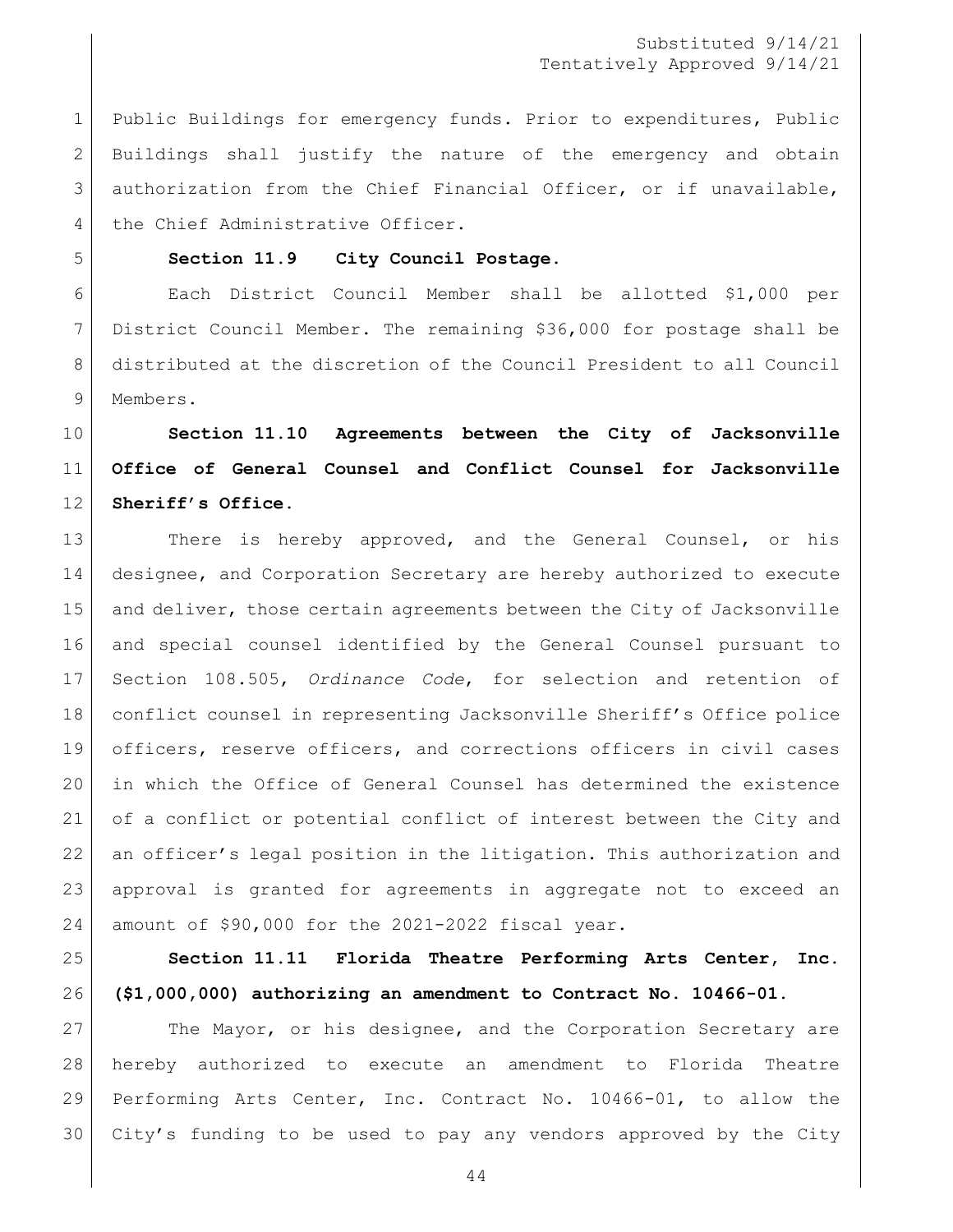Public Buildings for emergency funds. Prior to expenditures, Public Buildings shall justify the nature of the emergency and obtain authorization from the Chief Financial Officer, or if unavailable, the Chief Administrative Officer.

**Section 11.9 City Council Postage.**

Each District Council Member shall be allotted $1,000 per District Council Member. The remaining $36,000 for postage shall be distributed at the discretion of the Council President to all Council Members.

**Section 11.10 Agreements between the City of Jacksonville Office of General Counsel and Conflict Counsel for Jacksonville Sheriff's Office.**

There is hereby approved, and the General Counsel, or his designee, and Corporation Secretary are hereby authorized to execute and deliver, those certain agreements between the City of Jacksonville and special counsel identified by the General Counsel pursuant to Section 108.505, *Ordinance Code*, for selection and retention of conflict counsel in representing Jacksonville Sheriff's Office police officers, reserve officers, and corrections officers in civil cases in which the Office of General Counsel has determined the existence of a conflict or potential conflict of interest between the City and an officer's legal position in the litigation. This authorization and approval is granted for agreements in aggregate not to exceed an amount of $90,000 for the 2021-2022 fiscal year.

**Section 11.11 Florida Theatre Performing Arts Center, Inc. ($1,000,000) authorizing an amendment to Contract No. 10466-01.**

The Mayor, or his designee, and the Corporation Secretary are hereby authorized to execute an amendment to Florida Theatre Performing Arts Center, Inc. Contract No. 10466-01, to allow the City's funding to be used to pay any vendors approved by the City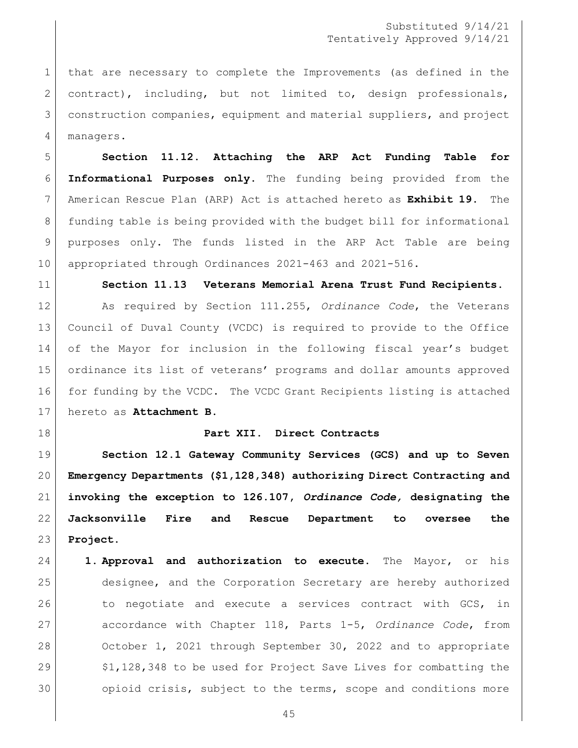that are necessary to complete the Improvements (as defined in the contract), including, but not limited to, design professionals, construction companies, equipment and material suppliers, and project managers.

**Section 11.12. Attaching the ARP Act Funding Table for Informational Purposes only.** The funding being provided from the American Rescue Plan (ARP) Act is attached hereto as **Exhibit 19.** The funding table is being provided with the budget bill for informational purposes only. The funds listed in the ARP Act Table are being appropriated through Ordinances 2021-463 and 2021-516.

**Section 11.13 Veterans Memorial Arena Trust Fund Recipients.**

As required by Section 111.255, *Ordinance Code*, the Veterans Council of Duval County (VCDC) is required to provide to the Office of the Mayor for inclusion in the following fiscal year's budget ordinance its list of veterans' programs and dollar amounts approved for funding by the VCDC. The VCDC Grant Recipients listing is attached hereto as **Attachment B.**

## Part XII. Direct Contracts

**Section 12.1 Gateway Community Services (GCS) and up to Seven Emergency Departments ($1,128,348) authorizing Direct Contracting and invoking the exception to 126.107, *Ordinance Code,* designating the Jacksonville Fire and Rescue Department to oversee the Project.**

1. **Approval and authorization to execute.** The Mayor, or his designee, and the Corporation Secretary are hereby authorized to negotiate and execute a services contract with GCS, in accordance with Chapter 118, Parts 1-5, *Ordinance Code*, from October 1, 2021 through September 30, 2022 and to appropriate $1,128,348 to be used for Project Save Lives for combatting the opioid crisis, subject to the terms, scope and conditions more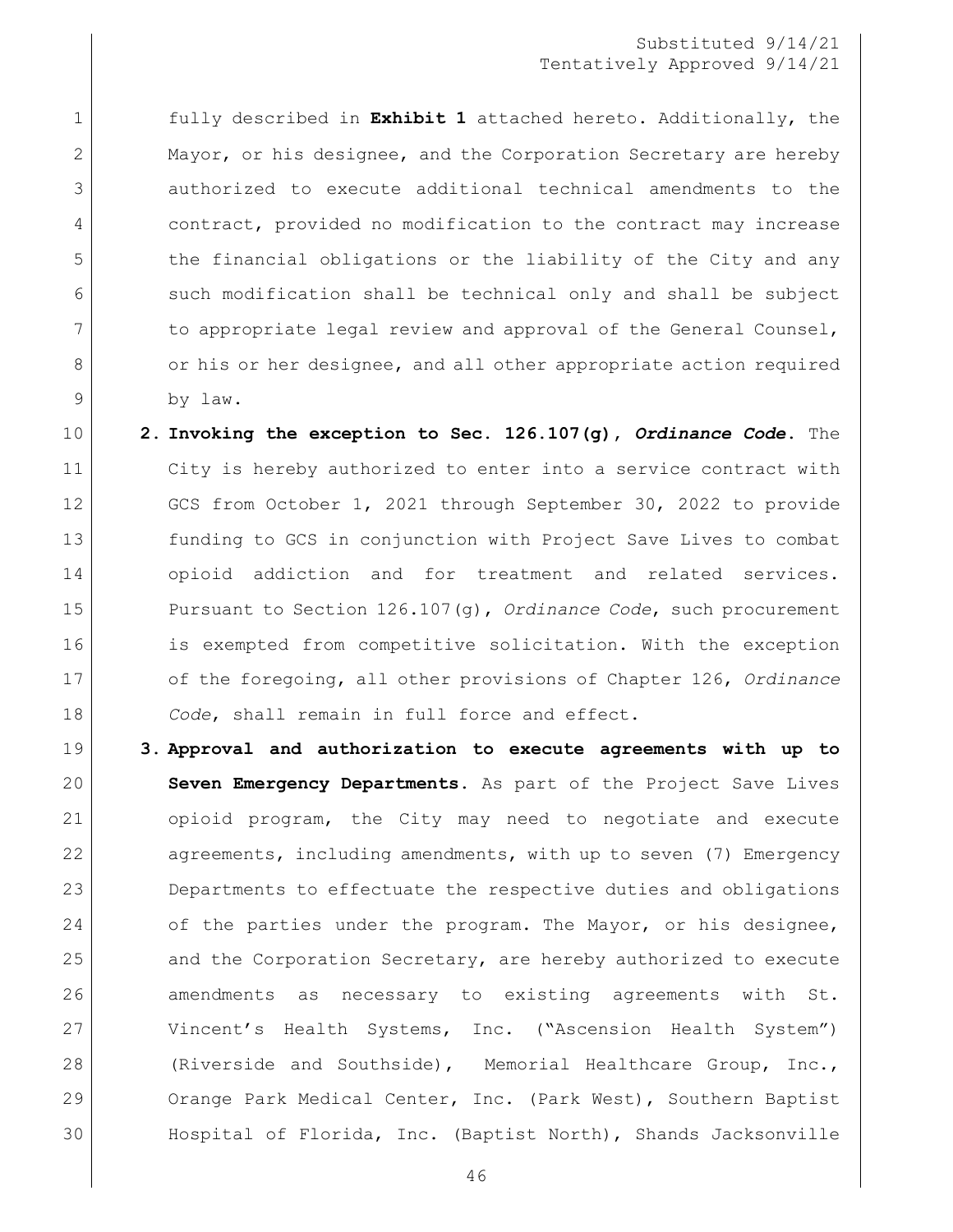fully described in **Exhibit 1** attached hereto. Additionally, the Mayor, or his designee, and the Corporation Secretary are hereby authorized to execute additional technical amendments to the contract, provided no modification to the contract may increase the financial obligations or the liability of the City and any such modification shall be technical only and shall be subject to appropriate legal review and approval of the General Counsel, or his or her designee, and all other appropriate action required by law.

2. **Invoking the exception to Sec. 126.107(g), *Ordinance Code*.** The City is hereby authorized to enter into a service contract with GCS from October 1, 2021 through September 30, 2022 to provide funding to GCS in conjunction with Project Save Lives to combat opioid addiction and for treatment and related services. Pursuant to Section 126.107(g), *Ordinance Code*, such procurement is exempted from competitive solicitation. With the exception of the foregoing, all other provisions of Chapter 126, *Ordinance Code*, shall remain in full force and effect.

3. **Approval and authorization to execute agreements with up to Seven Emergency Departments.** As part of the Project Save Lives opioid program, the City may need to negotiate and execute agreements, including amendments, with up to seven (7) Emergency Departments to effectuate the respective duties and obligations of the parties under the program. The Mayor, or his designee, and the Corporation Secretary, are hereby authorized to execute amendments as necessary to existing agreements with St. Vincent's Health Systems, Inc. ("Ascension Health System") (Riverside and Southside), Memorial Healthcare Group, Inc., Orange Park Medical Center, Inc. (Park West), Southern Baptist Hospital of Florida, Inc. (Baptist North), Shands Jacksonville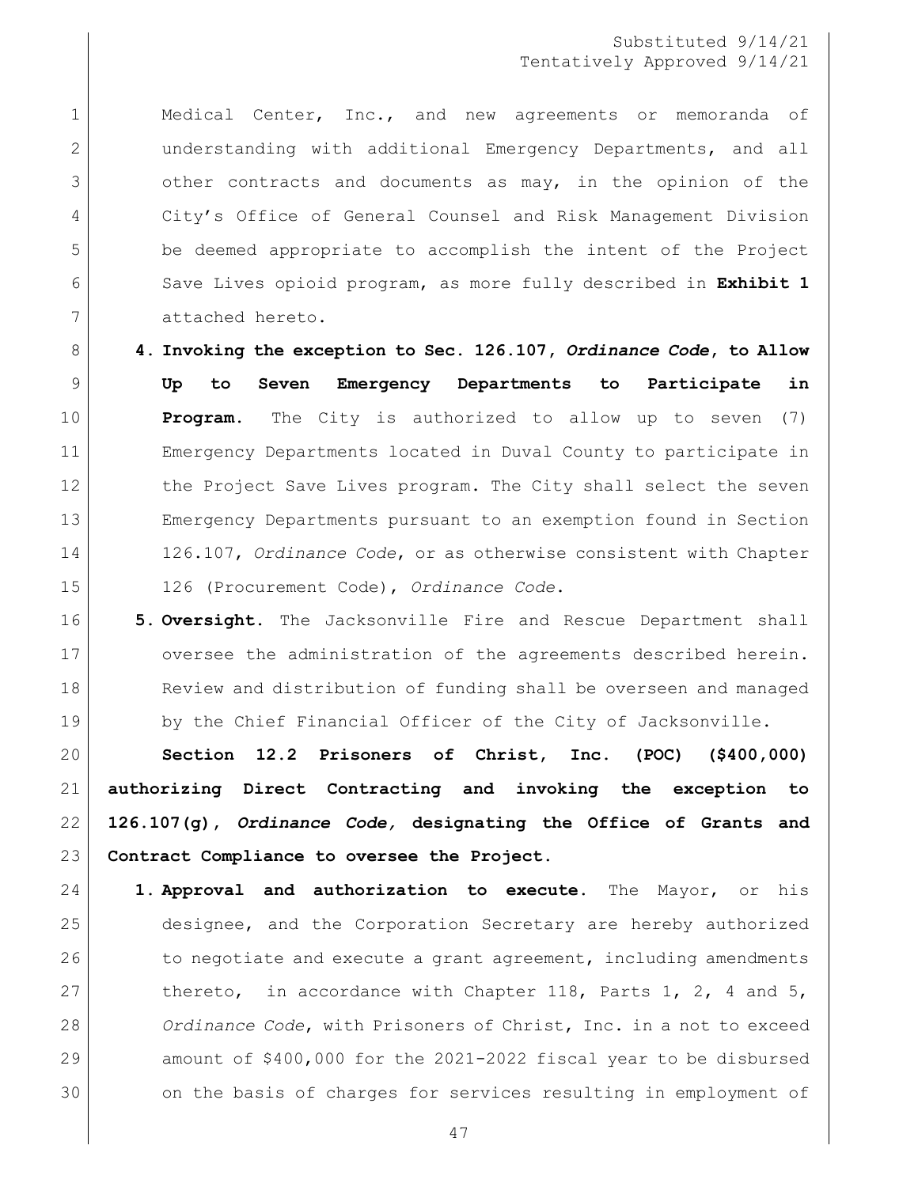Medical Center, Inc., and new agreements or memoranda of understanding with additional Emergency Departments, and all other contracts and documents as may, in the opinion of the City's Office of General Counsel and Risk Management Division be deemed appropriate to accomplish the intent of the Project Save Lives opioid program, as more fully described in **Exhibit 1** attached hereto.

4. **Invoking the exception to Sec. 126.107, *Ordinance Code*, to Allow Up to Seven Emergency Departments to Participate in Program.** The City is authorized to allow up to seven (7) Emergency Departments located in Duval County to participate in the Project Save Lives program. The City shall select the seven Emergency Departments pursuant to an exemption found in Section 126.107, *Ordinance Code*, or as otherwise consistent with Chapter 126 (Procurement Code), *Ordinance Code*.

5. **Oversight.** The Jacksonville Fire and Rescue Department shall oversee the administration of the agreements described herein. Review and distribution of funding shall be overseen and managed by the Chief Financial Officer of the City of Jacksonville.

**Section 12.2 Prisoners of Christ, Inc. (POC) ($400,000) authorizing Direct Contracting and invoking the exception to 126.107(g), *Ordinance Code,* designating the Office of Grants and Contract Compliance to oversee the Project.**

1. **Approval and authorization to execute.** The Mayor, or his designee, and the Corporation Secretary are hereby authorized to negotiate and execute a grant agreement, including amendments thereto, in accordance with Chapter 118, Parts 1, 2, 4 and 5, *Ordinance Code*, with Prisoners of Christ, Inc. in a not to exceed amount of $400,000 for the 2021-2022 fiscal year to be disbursed on the basis of charges for services resulting in employment of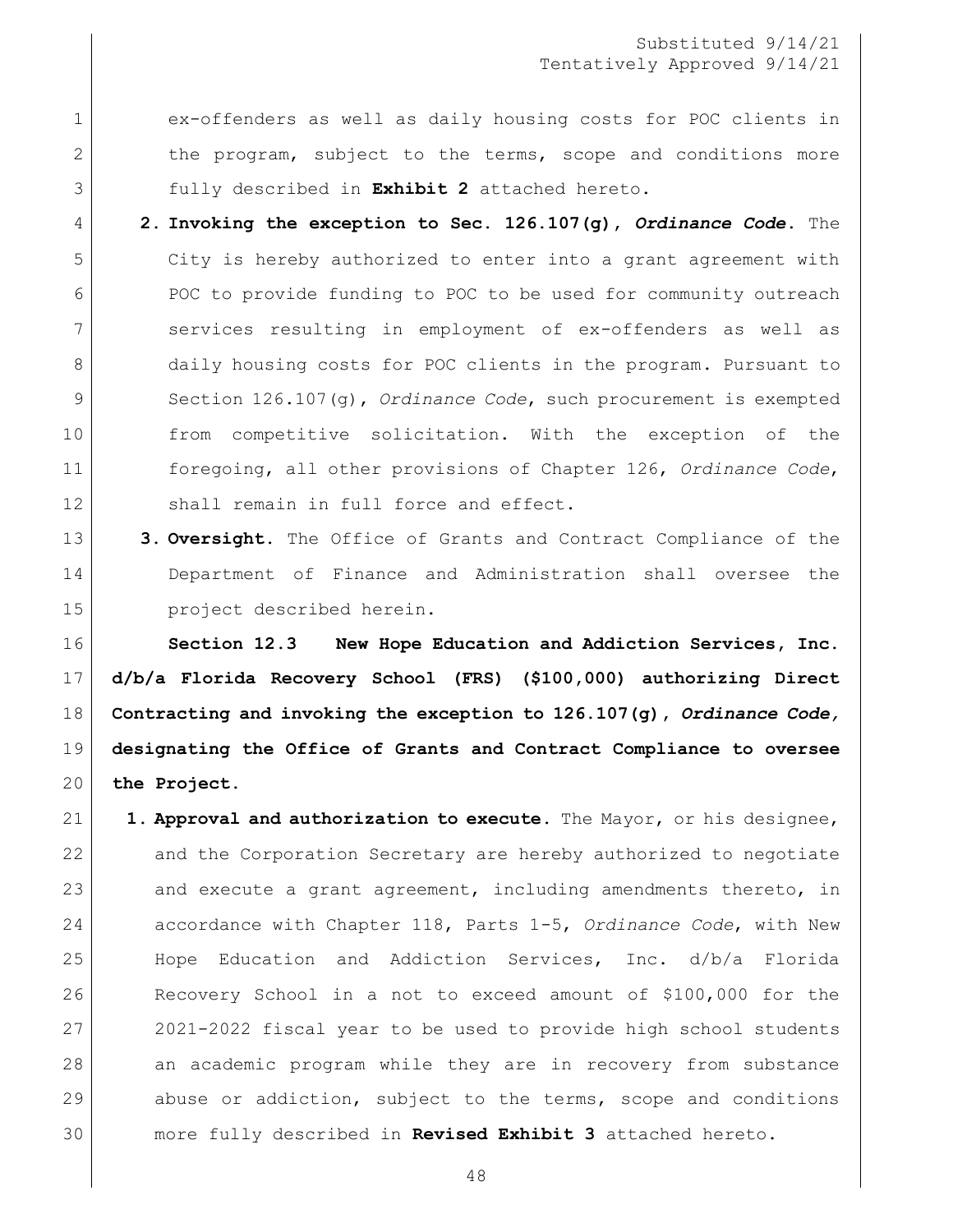ex-offenders as well as daily housing costs for POC clients in the program, subject to the terms, scope and conditions more fully described in **Exhibit 2** attached hereto.

2. **Invoking the exception to Sec. 126.107(g), *Ordinance Code*.** The City is hereby authorized to enter into a grant agreement with POC to provide funding to POC to be used for community outreach services resulting in employment of ex-offenders as well as daily housing costs for POC clients in the program. Pursuant to Section 126.107(g), *Ordinance Code*, such procurement is exempted from competitive solicitation. With the exception of the foregoing, all other provisions of Chapter 126, *Ordinance Code*, shall remain in full force and effect.

3. **Oversight.** The Office of Grants and Contract Compliance of the Department of Finance and Administration shall oversee the project described herein.

**Section 12.3 New Hope Education and Addiction Services, Inc. d/b/a Florida Recovery School (FRS) ($100,000) authorizing Direct Contracting and invoking the exception to 126.107(g), *Ordinance Code,* designating the Office of Grants and Contract Compliance to oversee the Project.**

1. **Approval and authorization to execute.** The Mayor, or his designee, and the Corporation Secretary are hereby authorized to negotiate and execute a grant agreement, including amendments thereto, in accordance with Chapter 118, Parts 1-5, *Ordinance Code*, with New Hope Education and Addiction Services, Inc. d/b/a Florida Recovery School in a not to exceed amount of $100,000 for the 2021-2022 fiscal year to be used to provide high school students an academic program while they are in recovery from substance abuse or addiction, subject to the terms, scope and conditions more fully described in **Revised Exhibit 3** attached hereto.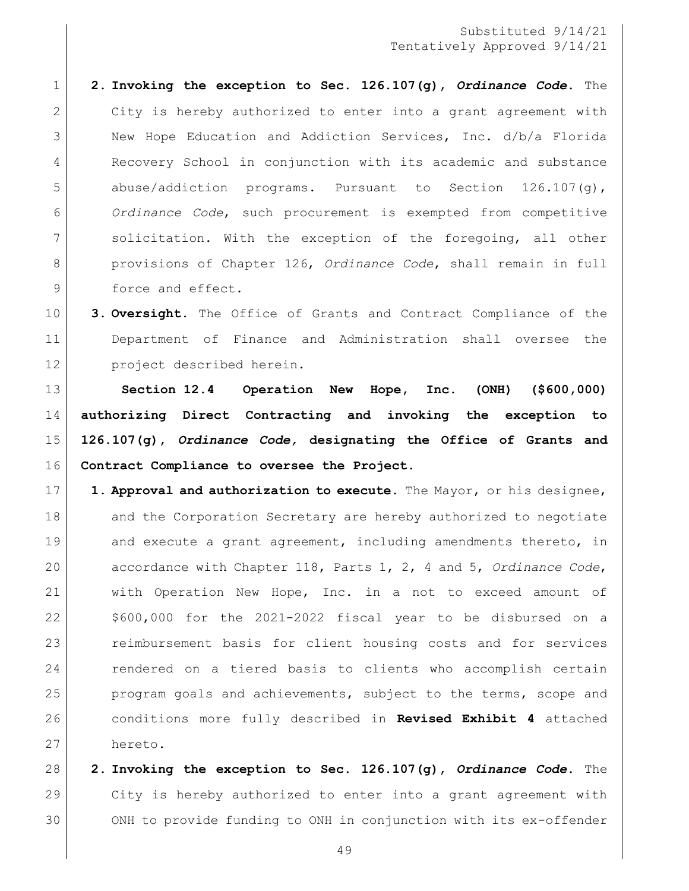2. **Invoking the exception to Sec. 126.107(g), *Ordinance Code*.** The City is hereby authorized to enter into a grant agreement with New Hope Education and Addiction Services, Inc. d/b/a Florida Recovery School in conjunction with its academic and substance abuse/addiction programs. Pursuant to Section 126.107(g), *Ordinance Code*, such procurement is exempted from competitive solicitation. With the exception of the foregoing, all other provisions of Chapter 126, *Ordinance Code*, shall remain in full force and effect.

3. **Oversight.** The Office of Grants and Contract Compliance of the Department of Finance and Administration shall oversee the project described herein.

**Section 12.4 Operation New Hope, Inc. (ONH) ($600,000) authorizing Direct Contracting and invoking the exception to 126.107(g), *Ordinance Code,* designating the Office of Grants and Contract Compliance to oversee the Project.**

1. **Approval and authorization to execute.** The Mayor, or his designee, and the Corporation Secretary are hereby authorized to negotiate and execute a grant agreement, including amendments thereto, in accordance with Chapter 118, Parts 1, 2, 4 and 5, *Ordinance Code*, with Operation New Hope, Inc. in a not to exceed amount of $600,000 for the 2021-2022 fiscal year to be disbursed on a reimbursement basis for client housing costs and for services rendered on a tiered basis to clients who accomplish certain program goals and achievements, subject to the terms, scope and conditions more fully described in **Revised Exhibit 4** attached hereto.

2. **Invoking the exception to Sec. 126.107(g), *Ordinance Code*.** The City is hereby authorized to enter into a grant agreement with ONH to provide funding to ONH in conjunction with its ex-offender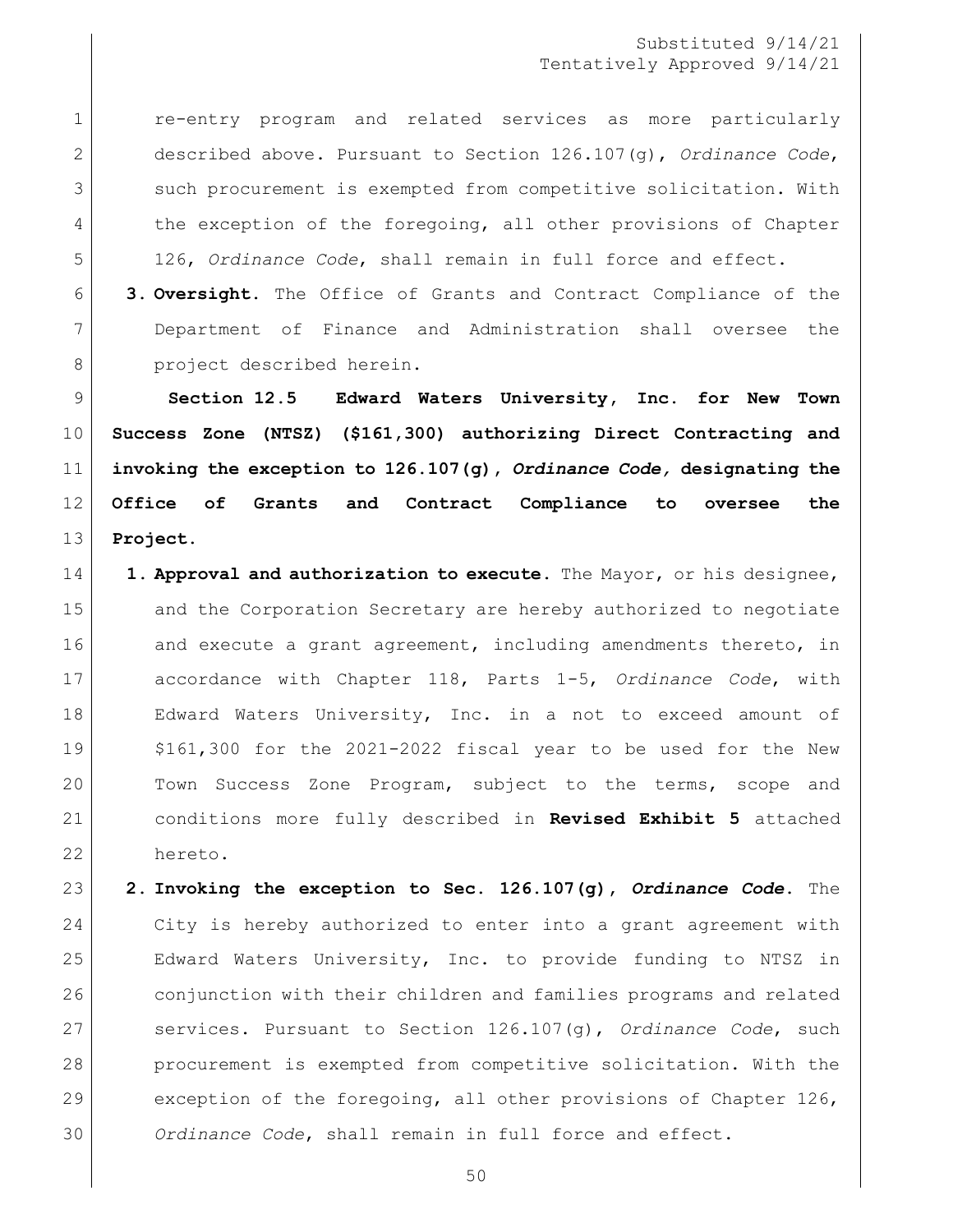re-entry program and related services as more particularly described above. Pursuant to Section 126.107(g), *Ordinance Code*, such procurement is exempted from competitive solicitation. With the exception of the foregoing, all other provisions of Chapter 126, *Ordinance Code*, shall remain in full force and effect.

3. **Oversight.** The Office of Grants and Contract Compliance of the Department of Finance and Administration shall oversee the project described herein.

**Section 12.5 Edward Waters University, Inc. for New Town Success Zone (NTSZ) ($161,300) authorizing Direct Contracting and invoking the exception to 126.107(g), *Ordinance Code,* designating the Office of Grants and Contract Compliance to oversee the Project.**

1. **Approval and authorization to execute.** The Mayor, or his designee, and the Corporation Secretary are hereby authorized to negotiate and execute a grant agreement, including amendments thereto, in accordance with Chapter 118, Parts 1-5, *Ordinance Code*, with Edward Waters University, Inc. in a not to exceed amount of $161,300 for the 2021-2022 fiscal year to be used for the New Town Success Zone Program, subject to the terms, scope and conditions more fully described in **Revised Exhibit 5** attached hereto.

2. **Invoking the exception to Sec. 126.107(g), *Ordinance Code*.** The City is hereby authorized to enter into a grant agreement with Edward Waters University, Inc. to provide funding to NTSZ in conjunction with their children and families programs and related services. Pursuant to Section 126.107(g), *Ordinance Code*, such procurement is exempted from competitive solicitation. With the exception of the foregoing, all other provisions of Chapter 126, *Ordinance Code*, shall remain in full force and effect.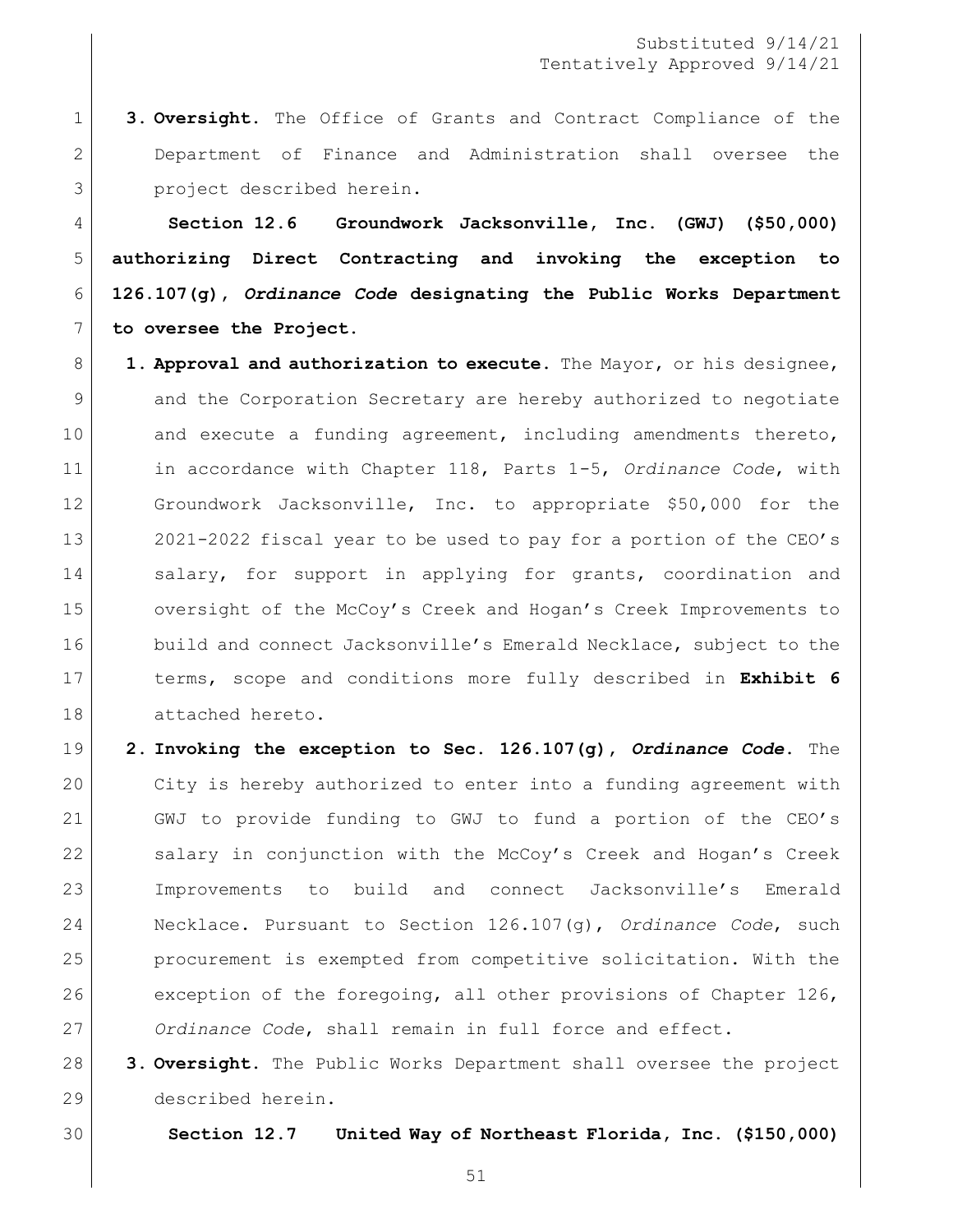3. **Oversight.** The Office of Grants and Contract Compliance of the Department of Finance and Administration shall oversee the project described herein.

**Section 12.6 Groundwork Jacksonville, Inc. (GWJ) ($50,000) authorizing Direct Contracting and invoking the exception to 126.107(g), *Ordinance Code* designating the Public Works Department to oversee the Project.**

1. **Approval and authorization to execute.** The Mayor, or his designee, and the Corporation Secretary are hereby authorized to negotiate and execute a funding agreement, including amendments thereto, in accordance with Chapter 118, Parts 1-5, *Ordinance Code*, with Groundwork Jacksonville, Inc. to appropriate $50,000 for the 2021-2022 fiscal year to be used to pay for a portion of the CEO's salary, for support in applying for grants, coordination and oversight of the McCoy's Creek and Hogan's Creek Improvements to build and connect Jacksonville's Emerald Necklace, subject to the terms, scope and conditions more fully described in **Exhibit 6** attached hereto.
2. **Invoking the exception to Sec. 126.107(g),** ***Ordinance Code*****.** The City is hereby authorized to enter into a funding agreement with GWJ to provide funding to GWJ to fund a portion of the CEO's salary in conjunction with the McCoy's Creek and Hogan's Creek Improvements to build and connect Jacksonville's Emerald Necklace. Pursuant to Section 126.107(g), *Ordinance Code*, such procurement is exempted from competitive solicitation. With the exception of the foregoing, all other provisions of Chapter 126, *Ordinance Code*, shall remain in full force and effect.
3. **Oversight.** The Public Works Department shall oversee the project described herein.

**Section 12.7 United Way of Northeast Florida, Inc. ($150,000)**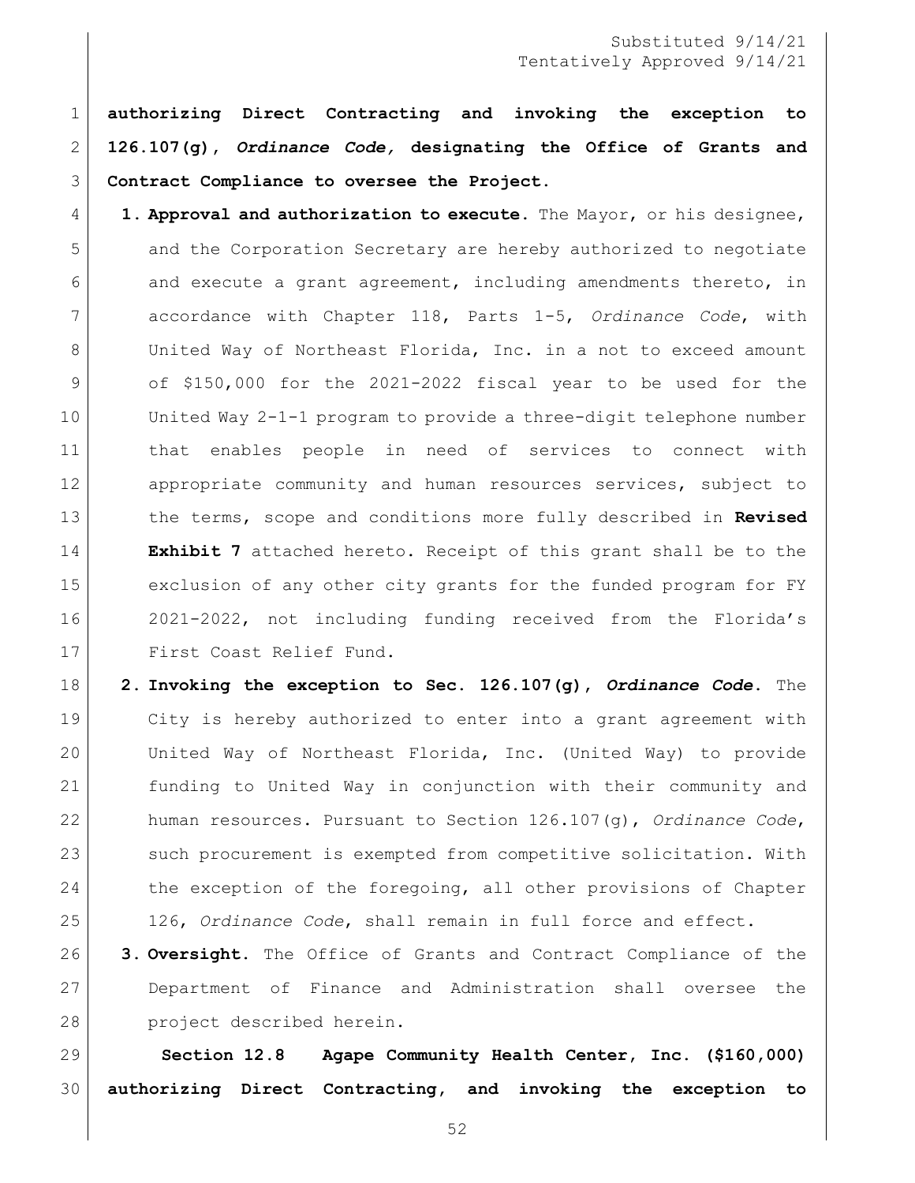Substituted 9/14/21
Tentatively Approved 9/14/21

**authorizing Direct Contracting and invoking the exception to 126.107(g), *Ordinance Code,* designating the Office of Grants and Contract Compliance to oversee the Project.**

1. **Approval and authorization to execute.** The Mayor, or his designee, and the Corporation Secretary are hereby authorized to negotiate and execute a grant agreement, including amendments thereto, in accordance with Chapter 118, Parts 1-5, *Ordinance Code*, with United Way of Northeast Florida, Inc. in a not to exceed amount of $150,000 for the 2021-2022 fiscal year to be used for the United Way 2-1-1 program to provide a three-digit telephone number that enables people in need of services to connect with appropriate community and human resources services, subject to the terms, scope and conditions more fully described in **Revised Exhibit 7** attached hereto. Receipt of this grant shall be to the exclusion of any other city grants for the funded program for FY 2021-2022, not including funding received from the Florida's First Coast Relief Fund.
2. **Invoking the exception to Sec. 126.107(g), *Ordinance Code*.** The City is hereby authorized to enter into a grant agreement with United Way of Northeast Florida, Inc. (United Way) to provide funding to United Way in conjunction with their community and human resources. Pursuant to Section 126.107(g), *Ordinance Code*, such procurement is exempted from competitive solicitation. With the exception of the foregoing, all other provisions of Chapter 126, *Ordinance Code*, shall remain in full force and effect.
3. **Oversight.** The Office of Grants and Contract Compliance of the Department of Finance and Administration shall oversee the project described herein.

**Section 12.8 Agape Community Health Center, Inc. ($160,000) authorizing Direct Contracting, and invoking the exception to**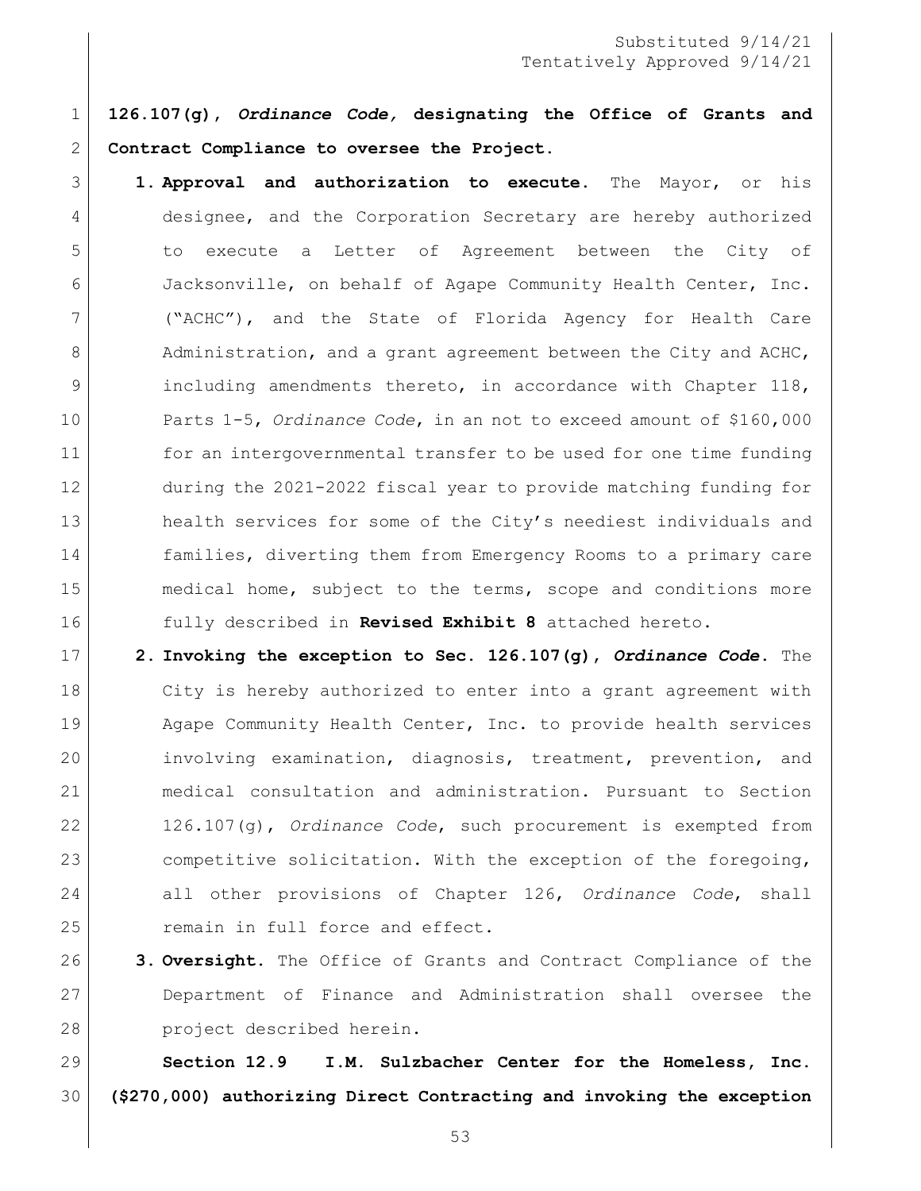**126.107(g), *Ordinance Code,* designating the Office of Grants and Contract Compliance to oversee the Project.**

1. **Approval and authorization to execute.** The Mayor, or his designee, and the Corporation Secretary are hereby authorized to execute a Letter of Agreement between the City of Jacksonville, on behalf of Agape Community Health Center, Inc. ("ACHC"), and the State of Florida Agency for Health Care Administration, and a grant agreement between the City and ACHC, including amendments thereto, in accordance with Chapter 118, Parts 1-5, *Ordinance Code*, in an not to exceed amount of $160,000 for an intergovernmental transfer to be used for one time funding during the 2021-2022 fiscal year to provide matching funding for health services for some of the City's neediest individuals and families, diverting them from Emergency Rooms to a primary care medical home, subject to the terms, scope and conditions more fully described in **Revised Exhibit 8** attached hereto.
2. **Invoking the exception to Sec. 126.107(g), *Ordinance Code*.** The City is hereby authorized to enter into a grant agreement with Agape Community Health Center, Inc. to provide health services involving examination, diagnosis, treatment, prevention, and medical consultation and administration. Pursuant to Section 126.107(g), *Ordinance Code*, such procurement is exempted from competitive solicitation. With the exception of the foregoing, all other provisions of Chapter 126, *Ordinance Code*, shall remain in full force and effect.
3. **Oversight.** The Office of Grants and Contract Compliance of the Department of Finance and Administration shall oversee the project described herein.

**Section 12.9 I.M. Sulzbacher Center for the Homeless, Inc. ($270,000) authorizing Direct Contracting and invoking the exception**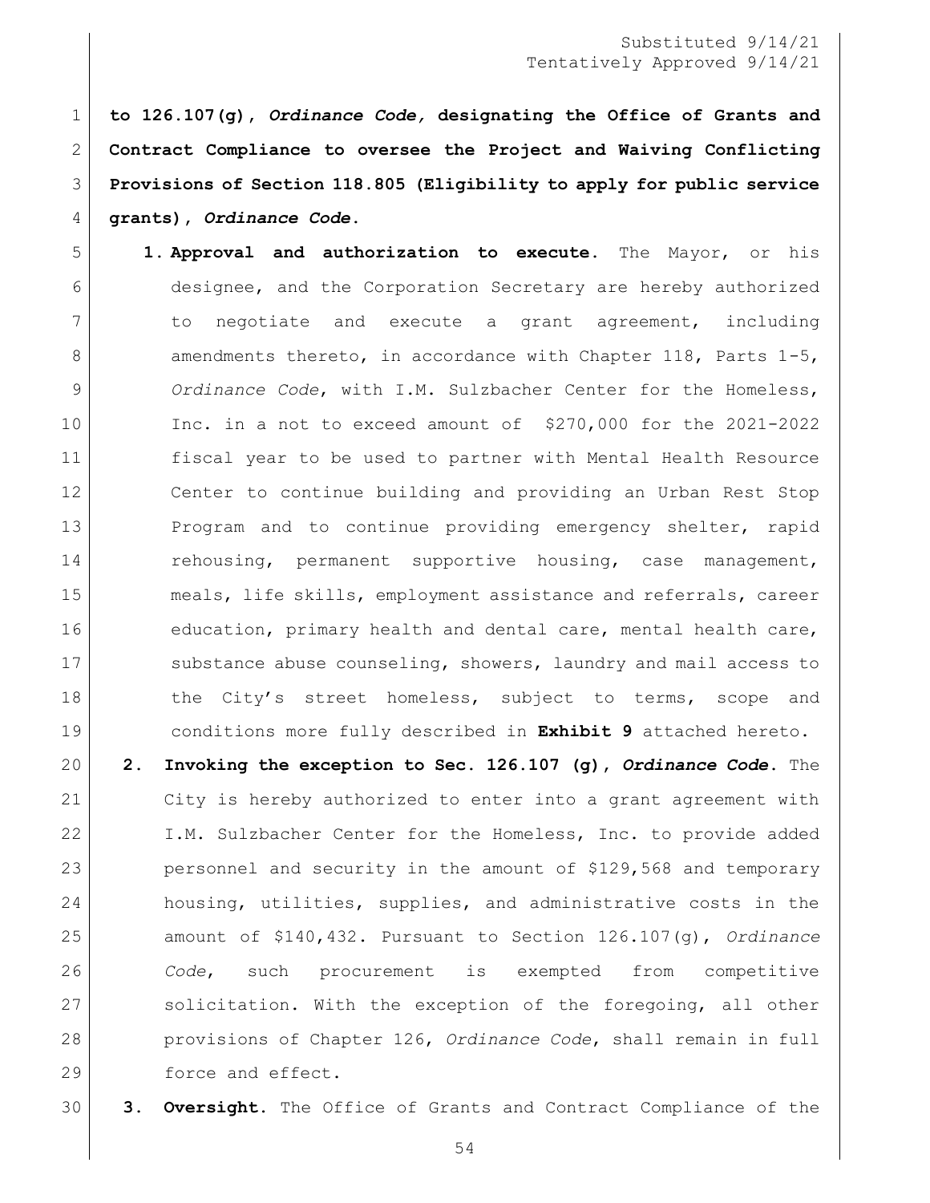Substituted 9/14/21
Tentatively Approved 9/14/21

**to 126.107(g),** ***Ordinance Code,*** **designating the Office of Grants and Contract Compliance to oversee the Project and Waiving Conflicting Provisions of Section 118.805 (Eligibility to apply for public service grants),** ***Ordinance Code*****.**

1. **Approval and authorization to execute.** The Mayor, or his designee, and the Corporation Secretary are hereby authorized to negotiate and execute a grant agreement, including amendments thereto, in accordance with Chapter 118, Parts 1-5, *Ordinance Code*, with I.M. Sulzbacher Center for the Homeless, Inc. in a not to exceed amount of $270,000 for the 2021-2022 fiscal year to be used to partner with Mental Health Resource Center to continue building and providing an Urban Rest Stop Program and to continue providing emergency shelter, rapid rehousing, permanent supportive housing, case management, meals, life skills, employment assistance and referrals, career education, primary health and dental care, mental health care, substance abuse counseling, showers, laundry and mail access to the City's street homeless, subject to terms, scope and conditions more fully described in **Exhibit 9** attached hereto.

2. **Invoking the exception to Sec. 126.107 (g),** ***Ordinance Code*****.** The City is hereby authorized to enter into a grant agreement with I.M. Sulzbacher Center for the Homeless, Inc. to provide added personnel and security in the amount of $129,568 and temporary housing, utilities, supplies, and administrative costs in the amount of $140,432. Pursuant to Section 126.107(g), *Ordinance Code*, such procurement is exempted from competitive solicitation. With the exception of the foregoing, all other provisions of Chapter 126, *Ordinance Code*, shall remain in full force and effect.

3. **Oversight.** The Office of Grants and Contract Compliance of the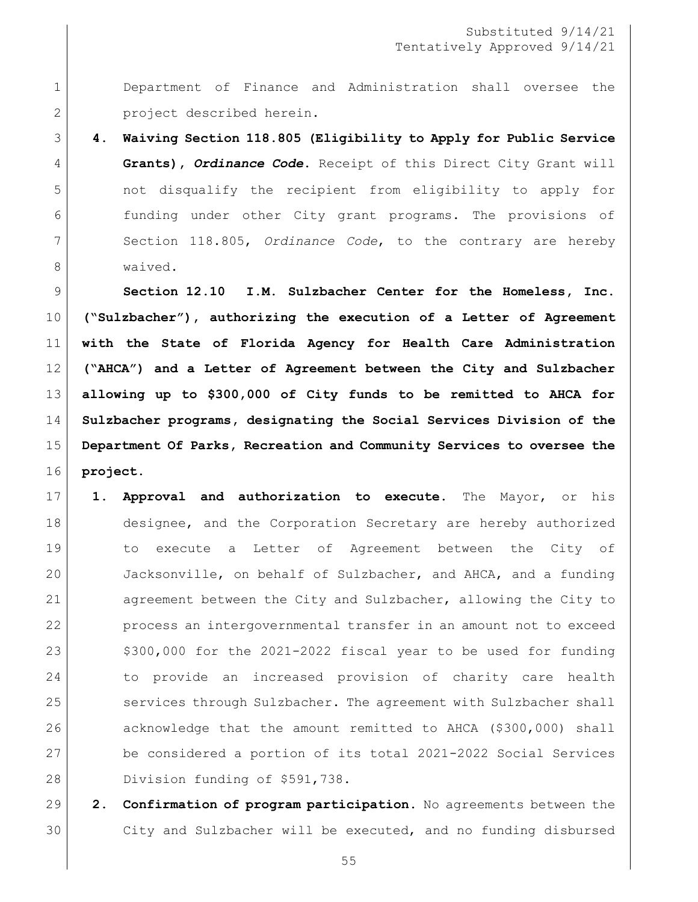Department of Finance and Administration shall oversee the project described herein.

4. **Waiving Section 118.805 (Eligibility to Apply for Public Service Grants),** ***Ordinance Code*****.** Receipt of this Direct City Grant will not disqualify the recipient from eligibility to apply for funding under other City grant programs. The provisions of Section 118.805, *Ordinance Code*, to the contrary are hereby waived.

**Section 12.10 I.M. Sulzbacher Center for the Homeless, Inc. ("Sulzbacher"), authorizing the execution of a Letter of Agreement with the State of Florida Agency for Health Care Administration ("AHCA") and a Letter of Agreement between the City and Sulzbacher allowing up to $300,000 of City funds to be remitted to AHCA for Sulzbacher programs, designating the Social Services Division of the Department Of Parks, Recreation and Community Services to oversee the project.**

1. **Approval and authorization to execute.** The Mayor, or his designee, and the Corporation Secretary are hereby authorized to execute a Letter of Agreement between the City of Jacksonville, on behalf of Sulzbacher, and AHCA, and a funding agreement between the City and Sulzbacher, allowing the City to process an intergovernmental transfer in an amount not to exceed $300,000 for the 2021-2022 fiscal year to be used for funding to provide an increased provision of charity care health services through Sulzbacher. The agreement with Sulzbacher shall acknowledge that the amount remitted to AHCA ($300,000) shall be considered a portion of its total 2021-2022 Social Services Division funding of $591,738.

2. **Confirmation of program participation.** No agreements between the City and Sulzbacher will be executed, and no funding disbursed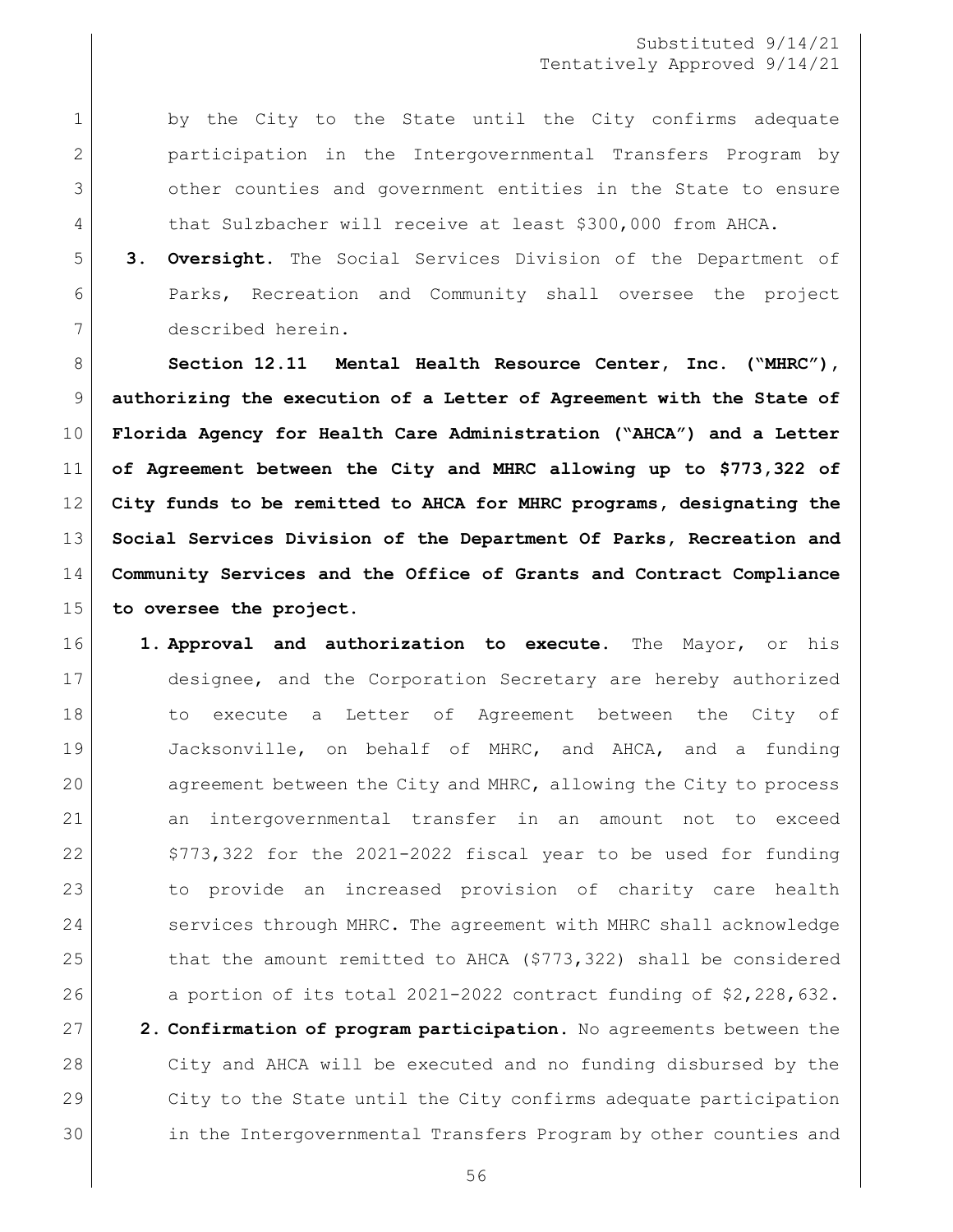Substituted 9/14/21
Tentatively Approved 9/14/21

by the City to the State until the City confirms adequate participation in the Intergovernmental Transfers Program by other counties and government entities in the State to ensure that Sulzbacher will receive at least $300,000 from AHCA.

3. **Oversight.** The Social Services Division of the Department of Parks, Recreation and Community shall oversee the project described herein.

**Section 12.11 Mental Health Resource Center, Inc. ("MHRC"), authorizing the execution of a Letter of Agreement with the State of Florida Agency for Health Care Administration ("AHCA") and a Letter of Agreement between the City and MHRC allowing up to $773,322 of City funds to be remitted to AHCA for MHRC programs, designating the Social Services Division of the Department Of Parks, Recreation and Community Services and the Office of Grants and Contract Compliance to oversee the project.**

1. **Approval and authorization to execute.** The Mayor, or his designee, and the Corporation Secretary are hereby authorized to execute a Letter of Agreement between the City of Jacksonville, on behalf of MHRC, and AHCA, and a funding agreement between the City and MHRC, allowing the City to process an intergovernmental transfer in an amount not to exceed $773,322 for the 2021-2022 fiscal year to be used for funding to provide an increased provision of charity care health services through MHRC. The agreement with MHRC shall acknowledge that the amount remitted to AHCA ($773,322) shall be considered a portion of its total 2021-2022 contract funding of $2,228,632.
2. **Confirmation of program participation.** No agreements between the City and AHCA will be executed and no funding disbursed by the City to the State until the City confirms adequate participation in the Intergovernmental Transfers Program by other counties and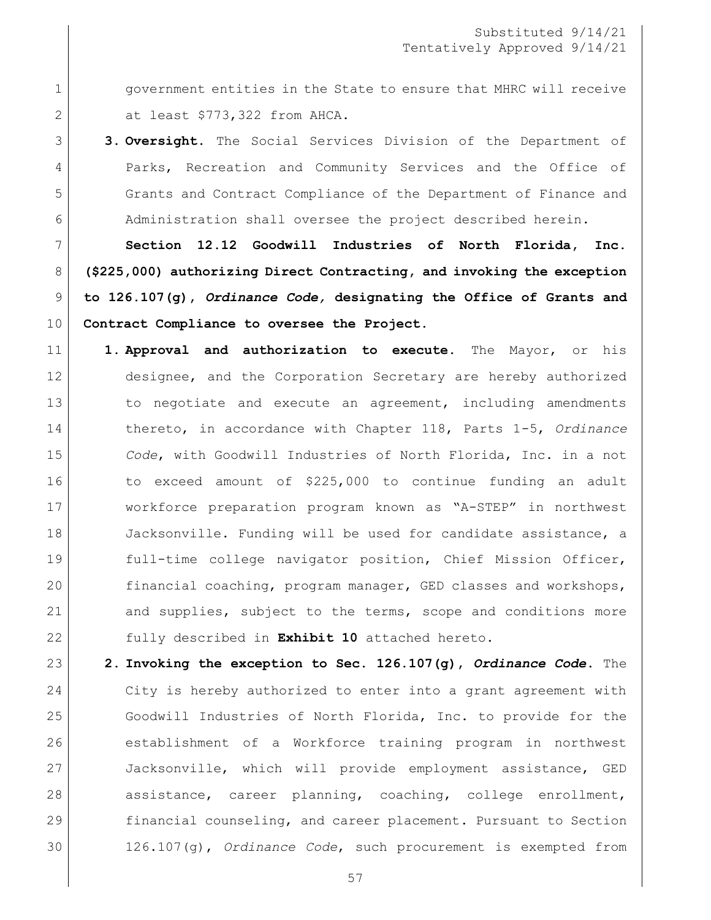government entities in the State to ensure that MHRC will receive at least $773,322 from AHCA.

3. **Oversight.** The Social Services Division of the Department of Parks, Recreation and Community Services and the Office of Grants and Contract Compliance of the Department of Finance and Administration shall oversee the project described herein.

**Section 12.12 Goodwill Industries of North Florida, Inc. ($225,000) authorizing Direct Contracting, and invoking the exception to 126.107(g), *Ordinance Code,* designating the Office of Grants and Contract Compliance to oversee the Project.**

1. **Approval and authorization to execute.** The Mayor, or his designee, and the Corporation Secretary are hereby authorized to negotiate and execute an agreement, including amendments thereto, in accordance with Chapter 118, Parts 1-5, *Ordinance Code*, with Goodwill Industries of North Florida, Inc. in a not to exceed amount of $225,000 to continue funding an adult workforce preparation program known as "A-STEP" in northwest Jacksonville. Funding will be used for candidate assistance, a full-time college navigator position, Chief Mission Officer, financial coaching, program manager, GED classes and workshops, and supplies, subject to the terms, scope and conditions more fully described in **Exhibit 10** attached hereto.

2. **Invoking the exception to Sec. 126.107(g), *Ordinance Code*.** The City is hereby authorized to enter into a grant agreement with Goodwill Industries of North Florida, Inc. to provide for the establishment of a Workforce training program in northwest Jacksonville, which will provide employment assistance, GED assistance, career planning, coaching, college enrollment, financial counseling, and career placement. Pursuant to Section 126.107(g), *Ordinance Code*, such procurement is exempted from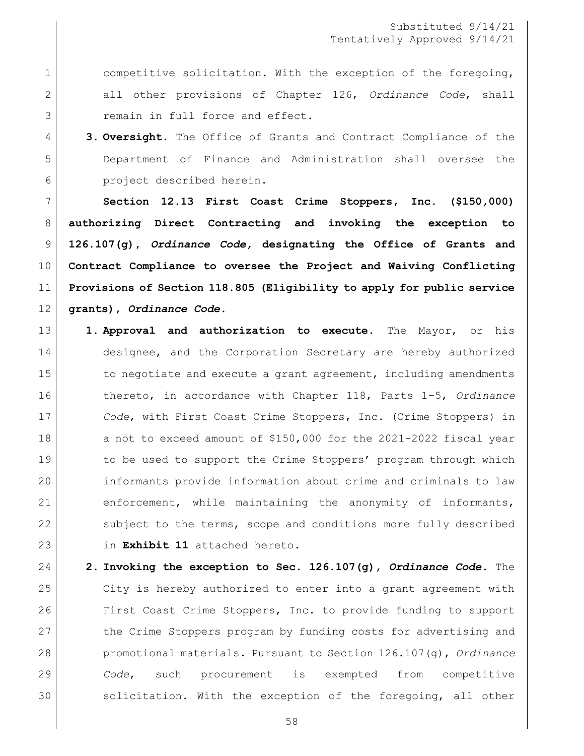competitive solicitation. With the exception of the foregoing, all other provisions of Chapter 126, *Ordinance Code*, shall remain in full force and effect.

3. **Oversight.** The Office of Grants and Contract Compliance of the Department of Finance and Administration shall oversee the project described herein.

**Section 12.13 First Coast Crime Stoppers, Inc. ($150,000) authorizing Direct Contracting and invoking the exception to 126.107(g),** ***Ordinance Code,*** **designating the Office of Grants and Contract Compliance to oversee the Project and Waiving Conflicting Provisions of Section 118.805 (Eligibility to apply for public service grants),** ***Ordinance Code*****.**

1. **Approval and authorization to execute.** The Mayor, or his designee, and the Corporation Secretary are hereby authorized to negotiate and execute a grant agreement, including amendments thereto, in accordance with Chapter 118, Parts 1-5, *Ordinance Code*, with First Coast Crime Stoppers, Inc. (Crime Stoppers) in a not to exceed amount of $150,000 for the 2021-2022 fiscal year to be used to support the Crime Stoppers' program through which informants provide information about crime and criminals to law enforcement, while maintaining the anonymity of informants, subject to the terms, scope and conditions more fully described in **Exhibit 11** attached hereto.

2. **Invoking the exception to Sec. 126.107(g),** ***Ordinance Code*****.** The City is hereby authorized to enter into a grant agreement with First Coast Crime Stoppers, Inc. to provide funding to support the Crime Stoppers program by funding costs for advertising and promotional materials. Pursuant to Section 126.107(g), *Ordinance Code*, such procurement is exempted from competitive solicitation. With the exception of the foregoing, all other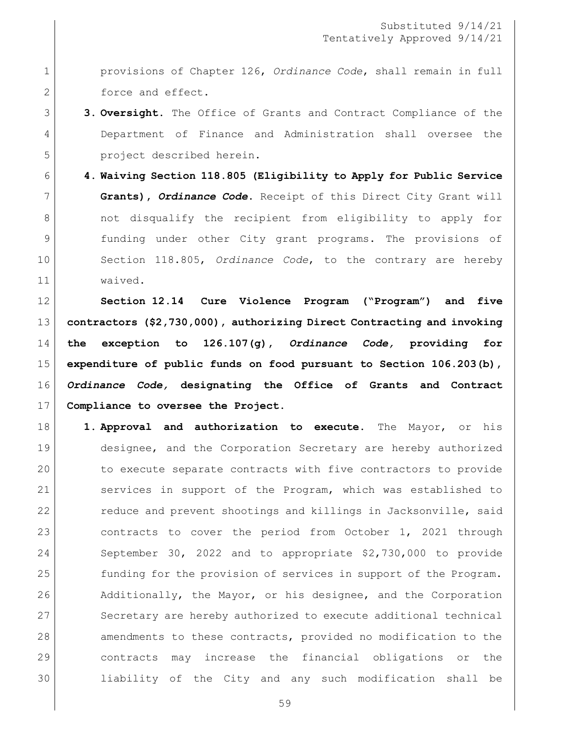provisions of Chapter 126, *Ordinance Code*, shall remain in full force and effect.

3. **Oversight.** The Office of Grants and Contract Compliance of the Department of Finance and Administration shall oversee the project described herein.

4. **Waiving Section 118.805 (Eligibility to Apply for Public Service Grants), *Ordinance Code*.** Receipt of this Direct City Grant will not disqualify the recipient from eligibility to apply for funding under other City grant programs. The provisions of Section 118.805, *Ordinance Code*, to the contrary are hereby waived.

**Section 12.14 Cure Violence Program ("Program") and five contractors ($2,730,000), authorizing Direct Contracting and invoking the exception to 126.107(g), *Ordinance Code,* providing for expenditure of public funds on food pursuant to Section 106.203(b), *Ordinance Code,* designating the Office of Grants and Contract Compliance to oversee the Project.**

1. **Approval and authorization to execute.** The Mayor, or his designee, and the Corporation Secretary are hereby authorized to execute separate contracts with five contractors to provide services in support of the Program, which was established to reduce and prevent shootings and killings in Jacksonville, said contracts to cover the period from October 1, 2021 through September 30, 2022 and to appropriate $2,730,000 to provide funding for the provision of services in support of the Program. Additionally, the Mayor, or his designee, and the Corporation Secretary are hereby authorized to execute additional technical amendments to these contracts, provided no modification to the contracts may increase the financial obligations or the liability of the City and any such modification shall be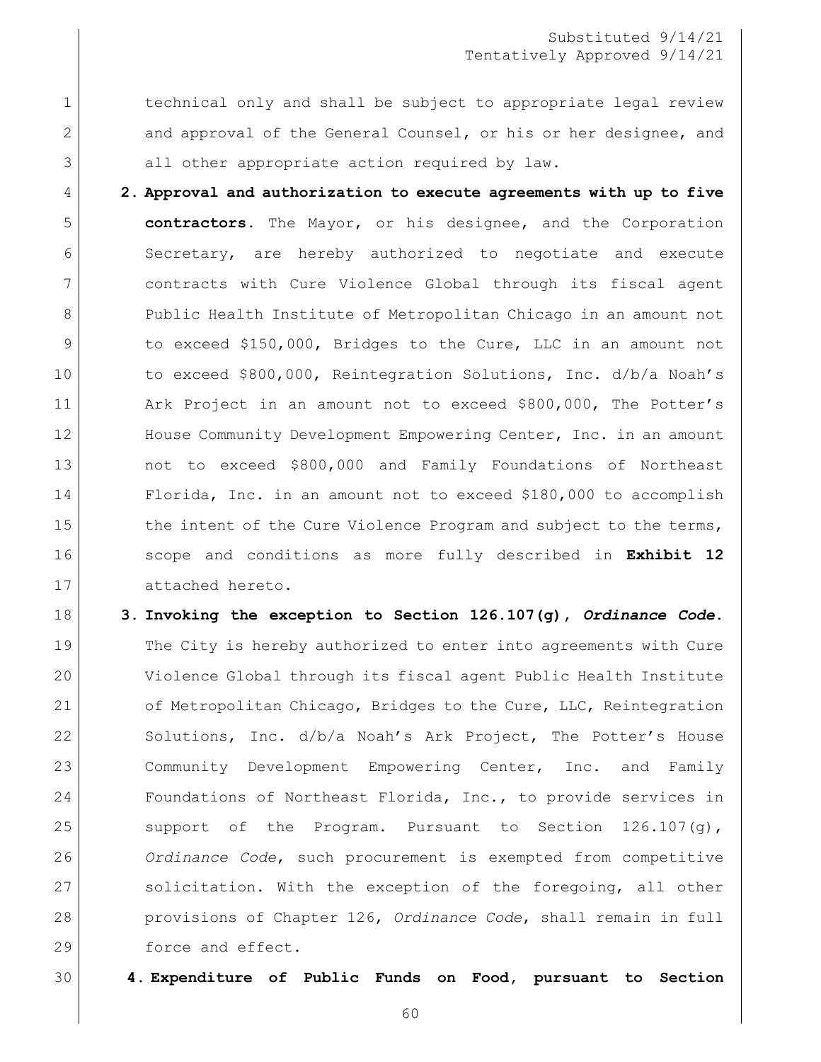technical only and shall be subject to appropriate legal review and approval of the General Counsel, or his or her designee, and all other appropriate action required by law.

2. **Approval and authorization to execute agreements with up to five contractors.** The Mayor, or his designee, and the Corporation Secretary, are hereby authorized to negotiate and execute contracts with Cure Violence Global through its fiscal agent Public Health Institute of Metropolitan Chicago in an amount not to exceed $150,000, Bridges to the Cure, LLC in an amount not to exceed $800,000, Reintegration Solutions, Inc. d/b/a Noah's Ark Project in an amount not to exceed $800,000, The Potter's House Community Development Empowering Center, Inc. in an amount not to exceed $800,000 and Family Foundations of Northeast Florida, Inc. in an amount not to exceed $180,000 to accomplish the intent of the Cure Violence Program and subject to the terms, scope and conditions as more fully described in **Exhibit 12** attached hereto.

3. **Invoking the exception to Section 126.107(g), *Ordinance Code*.** The City is hereby authorized to enter into agreements with Cure Violence Global through its fiscal agent Public Health Institute of Metropolitan Chicago, Bridges to the Cure, LLC, Reintegration Solutions, Inc. d/b/a Noah's Ark Project, The Potter's House Community Development Empowering Center, Inc. and Family Foundations of Northeast Florida, Inc., to provide services in support of the Program. Pursuant to Section 126.107(g), *Ordinance Code*, such procurement is exempted from competitive solicitation. With the exception of the foregoing, all other provisions of Chapter 126, *Ordinance Code*, shall remain in full force and effect.

4. **Expenditure of Public Funds on Food, pursuant to Section**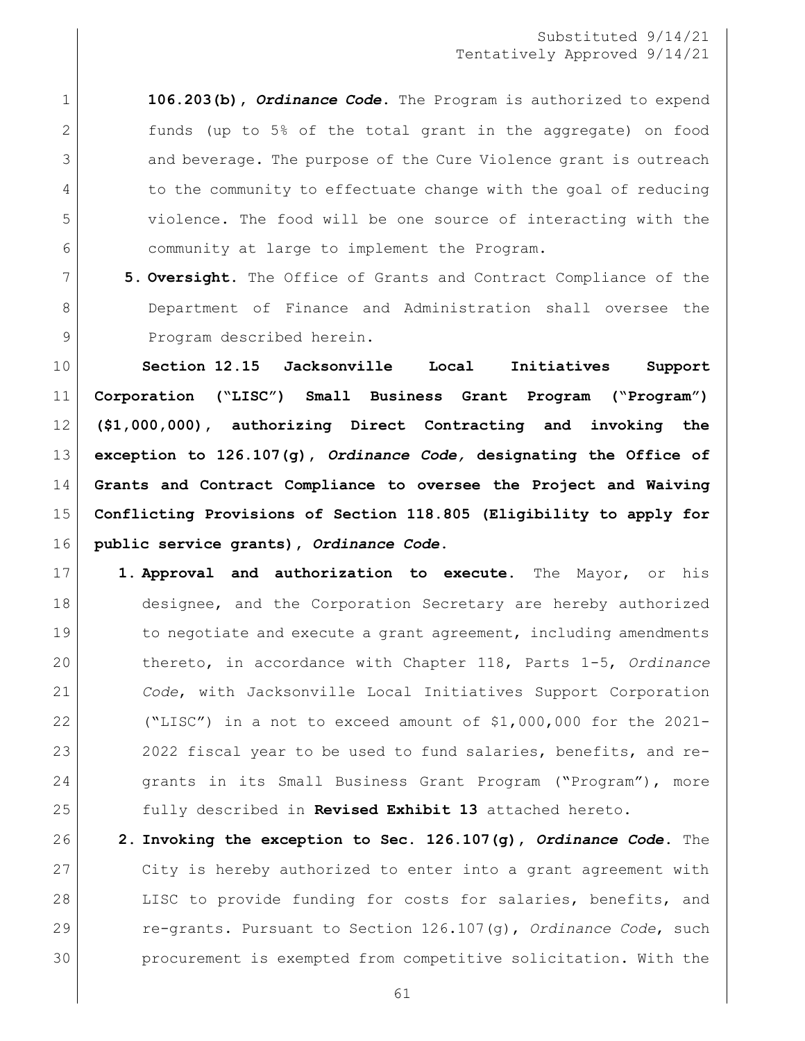**106.203(b),** ***Ordinance Code*****.** The Program is authorized to expend funds (up to 5% of the total grant in the aggregate) on food and beverage. The purpose of the Cure Violence grant is outreach to the community to effectuate change with the goal of reducing violence. The food will be one source of interacting with the community at large to implement the Program.

5. **Oversight.** The Office of Grants and Contract Compliance of the Department of Finance and Administration shall oversee the Program described herein.

**Section 12.15 Jacksonville Local Initiatives Support Corporation ("LISC") Small Business Grant Program ("Program") ($1,000,000), authorizing Direct Contracting and invoking the exception to 126.107(g),** ***Ordinance Code,*** **designating the Office of Grants and Contract Compliance to oversee the Project and Waiving Conflicting Provisions of Section 118.805 (Eligibility to apply for public service grants),** ***Ordinance Code*****.**

1. **Approval and authorization to execute.** The Mayor, or his designee, and the Corporation Secretary are hereby authorized to negotiate and execute a grant agreement, including amendments thereto, in accordance with Chapter 118, Parts 1-5, *Ordinance Code*, with Jacksonville Local Initiatives Support Corporation ("LISC") in a not to exceed amount of $1,000,000 for the 2021-2022 fiscal year to be used to fund salaries, benefits, and re-grants in its Small Business Grant Program ("Program"), more fully described in **Revised Exhibit 13** attached hereto.
2. **Invoking the exception to Sec. 126.107(g),** ***Ordinance Code*****.** The City is hereby authorized to enter into a grant agreement with LISC to provide funding for costs for salaries, benefits, and re-grants. Pursuant to Section 126.107(g), *Ordinance Code*, such procurement is exempted from competitive solicitation. With the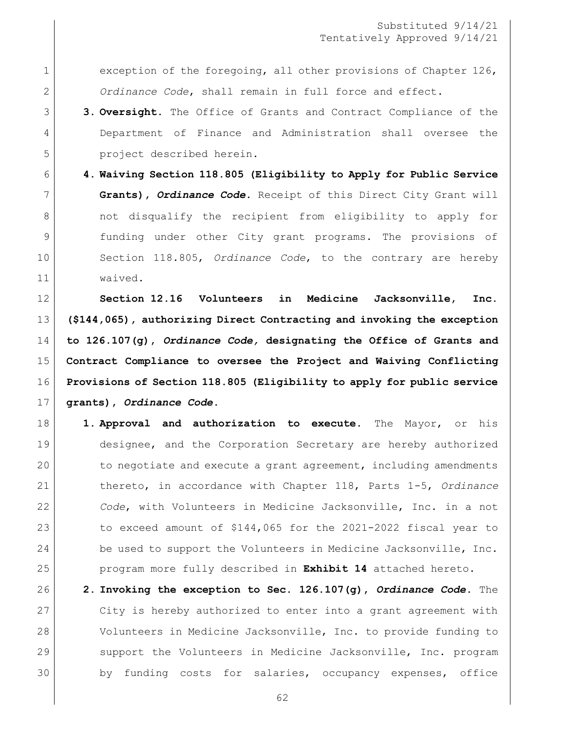exception of the foregoing, all other provisions of Chapter 126, *Ordinance Code*, shall remain in full force and effect.

3. **Oversight.** The Office of Grants and Contract Compliance of the Department of Finance and Administration shall oversee the project described herein.

4. **Waiving Section 118.805 (Eligibility to Apply for Public Service Grants), *Ordinance Code*.** Receipt of this Direct City Grant will not disqualify the recipient from eligibility to apply for funding under other City grant programs. The provisions of Section 118.805, *Ordinance Code*, to the contrary are hereby waived.

**Section 12.16 Volunteers in Medicine Jacksonville, Inc. ($144,065), authorizing Direct Contracting and invoking the exception to 126.107(g), *Ordinance Code,* designating the Office of Grants and Contract Compliance to oversee the Project and Waiving Conflicting Provisions of Section 118.805 (Eligibility to apply for public service grants), *Ordinance Code*.**

1. **Approval and authorization to execute.** The Mayor, or his designee, and the Corporation Secretary are hereby authorized to negotiate and execute a grant agreement, including amendments thereto, in accordance with Chapter 118, Parts 1-5, *Ordinance Code*, with Volunteers in Medicine Jacksonville, Inc. in a not to exceed amount of $144,065 for the 2021-2022 fiscal year to be used to support the Volunteers in Medicine Jacksonville, Inc. program more fully described in **Exhibit 14** attached hereto.

2. **Invoking the exception to Sec. 126.107(g), *Ordinance Code*.** The City is hereby authorized to enter into a grant agreement with Volunteers in Medicine Jacksonville, Inc. to provide funding to support the Volunteers in Medicine Jacksonville, Inc. program by funding costs for salaries, occupancy expenses, office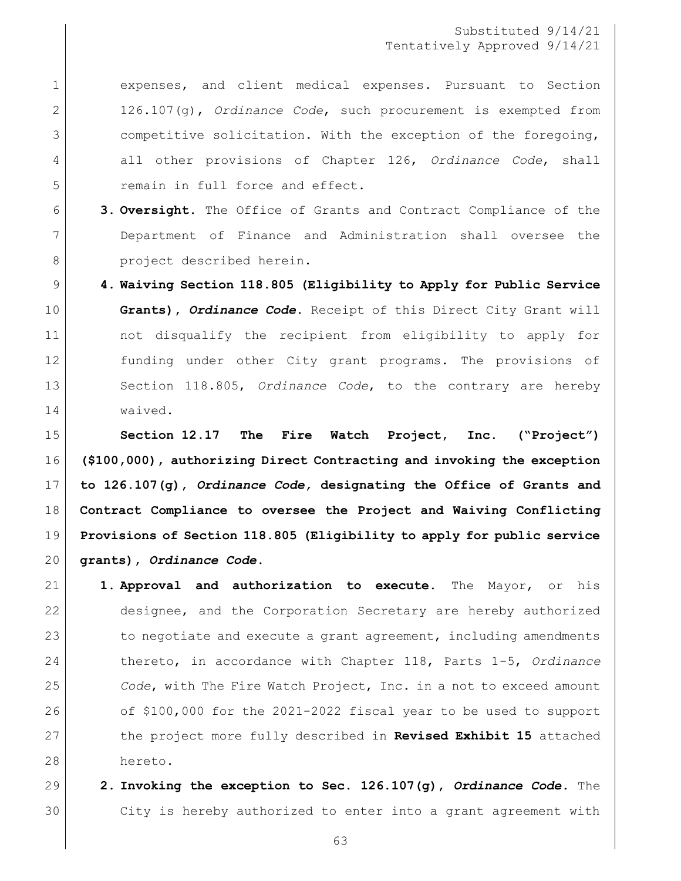expenses, and client medical expenses. Pursuant to Section 126.107(g), *Ordinance Code*, such procurement is exempted from competitive solicitation. With the exception of the foregoing, all other provisions of Chapter 126, *Ordinance Code*, shall remain in full force and effect.

3. **Oversight.** The Office of Grants and Contract Compliance of the Department of Finance and Administration shall oversee the project described herein.

4. **Waiving Section 118.805 (Eligibility to Apply for Public Service Grants), *Ordinance Code*.** Receipt of this Direct City Grant will not disqualify the recipient from eligibility to apply for funding under other City grant programs. The provisions of Section 118.805, *Ordinance Code*, to the contrary are hereby waived.

**Section 12.17 The Fire Watch Project, Inc. ("Project") ($100,000), authorizing Direct Contracting and invoking the exception to 126.107(g), *Ordinance Code,* designating the Office of Grants and Contract Compliance to oversee the Project and Waiving Conflicting Provisions of Section 118.805 (Eligibility to apply for public service grants), *Ordinance Code*.**

1. **Approval and authorization to execute.** The Mayor, or his designee, and the Corporation Secretary are hereby authorized to negotiate and execute a grant agreement, including amendments thereto, in accordance with Chapter 118, Parts 1-5, *Ordinance Code*, with The Fire Watch Project, Inc. in a not to exceed amount of $100,000 for the 2021-2022 fiscal year to be used to support the project more fully described in **Revised Exhibit 15** attached hereto.

2. **Invoking the exception to Sec. 126.107(g), *Ordinance Code*.** The City is hereby authorized to enter into a grant agreement with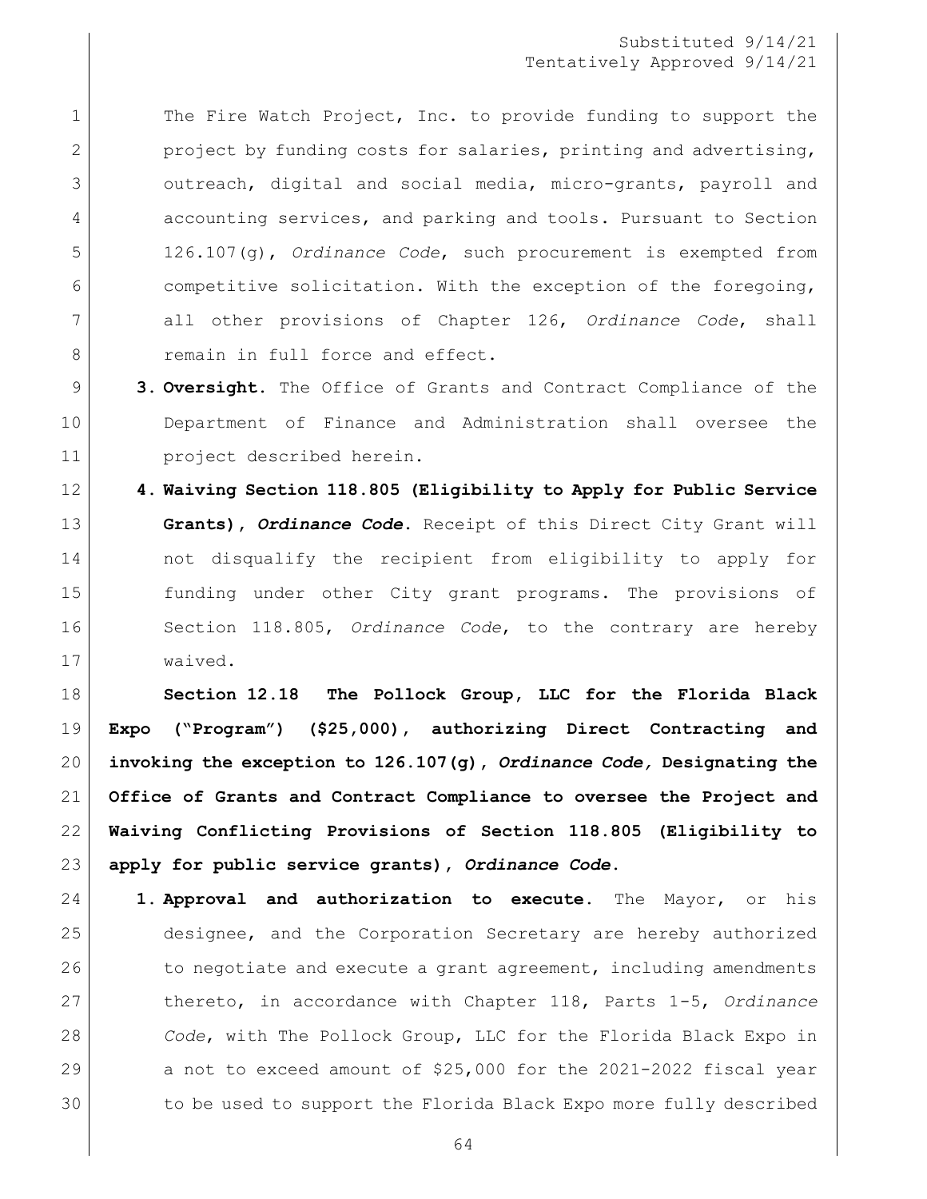The Fire Watch Project, Inc. to provide funding to support the project by funding costs for salaries, printing and advertising, outreach, digital and social media, micro-grants, payroll and accounting services, and parking and tools. Pursuant to Section 126.107(g), *Ordinance Code*, such procurement is exempted from competitive solicitation. With the exception of the foregoing, all other provisions of Chapter 126, *Ordinance Code*, shall remain in full force and effect.

3. **Oversight.** The Office of Grants and Contract Compliance of the Department of Finance and Administration shall oversee the project described herein.

4. **Waiving Section 118.805 (Eligibility to Apply for Public Service Grants), *Ordinance Code*.** Receipt of this Direct City Grant will not disqualify the recipient from eligibility to apply for funding under other City grant programs. The provisions of Section 118.805, *Ordinance Code*, to the contrary are hereby waived.

**Section 12.18 The Pollock Group, LLC for the Florida Black Expo ("Program") ($25,000), authorizing Direct Contracting and invoking the exception to 126.107(g), *Ordinance Code,* Designating the Office of Grants and Contract Compliance to oversee the Project and Waiving Conflicting Provisions of Section 118.805 (Eligibility to apply for public service grants), *Ordinance Code*.**

1. **Approval and authorization to execute.** The Mayor, or his designee, and the Corporation Secretary are hereby authorized to negotiate and execute a grant agreement, including amendments thereto, in accordance with Chapter 118, Parts 1-5, *Ordinance Code*, with The Pollock Group, LLC for the Florida Black Expo in a not to exceed amount of $25,000 for the 2021-2022 fiscal year to be used to support the Florida Black Expo more fully described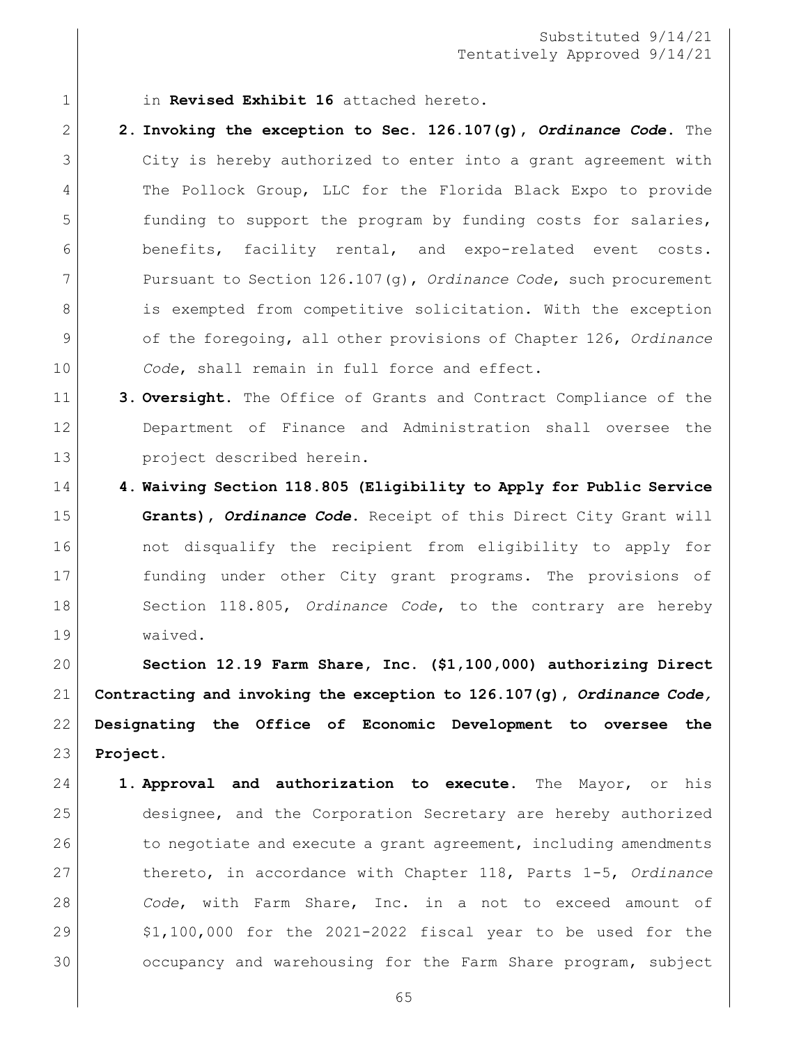in **Revised Exhibit 16** attached hereto.

2. **Invoking the exception to Sec. 126.107(g), *Ordinance Code*.** The City is hereby authorized to enter into a grant agreement with The Pollock Group, LLC for the Florida Black Expo to provide funding to support the program by funding costs for salaries, benefits, facility rental, and expo-related event costs. Pursuant to Section 126.107(g), *Ordinance Code*, such procurement is exempted from competitive solicitation. With the exception of the foregoing, all other provisions of Chapter 126, *Ordinance Code*, shall remain in full force and effect.

3. **Oversight.** The Office of Grants and Contract Compliance of the Department of Finance and Administration shall oversee the project described herein.

4. **Waiving Section 118.805 (Eligibility to Apply for Public Service Grants), *Ordinance Code*.** Receipt of this Direct City Grant will not disqualify the recipient from eligibility to apply for funding under other City grant programs. The provisions of Section 118.805, *Ordinance Code*, to the contrary are hereby waived.

**Section 12.19 Farm Share, Inc. ($1,100,000) authorizing Direct Contracting and invoking the exception to 126.107(g), *Ordinance Code,* Designating the Office of Economic Development to oversee the Project.**

1. **Approval and authorization to execute.** The Mayor, or his designee, and the Corporation Secretary are hereby authorized to negotiate and execute a grant agreement, including amendments thereto, in accordance with Chapter 118, Parts 1-5, *Ordinance Code*, with Farm Share, Inc. in a not to exceed amount of $1,100,000 for the 2021-2022 fiscal year to be used for the occupancy and warehousing for the Farm Share program, subject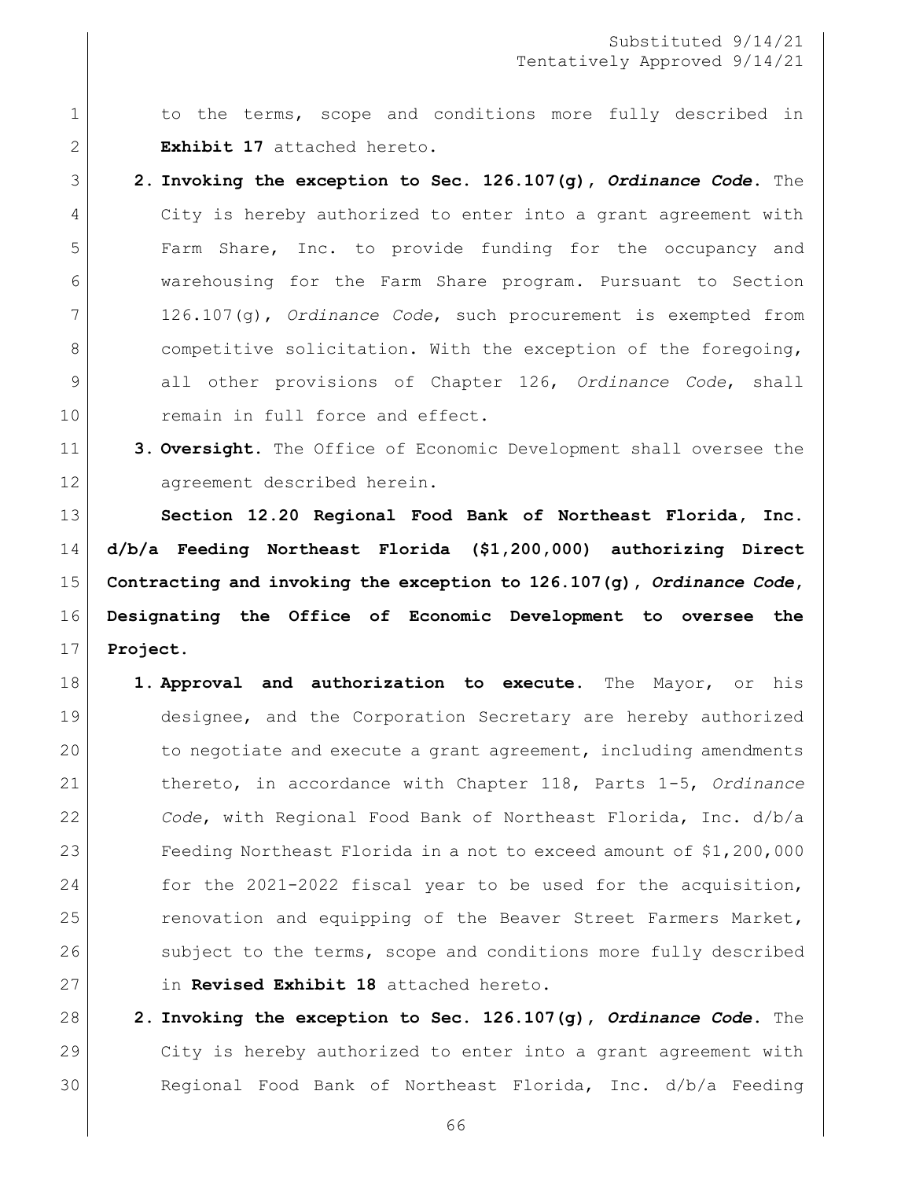Substituted 9/14/21
Tentatively Approved 9/14/21

to the terms, scope and conditions more fully described in **Exhibit 17** attached hereto.

2. **Invoking the exception to Sec. 126.107(g), *Ordinance Code*.** The City is hereby authorized to enter into a grant agreement with Farm Share, Inc. to provide funding for the occupancy and warehousing for the Farm Share program. Pursuant to Section 126.107(g), *Ordinance Code*, such procurement is exempted from competitive solicitation. With the exception of the foregoing, all other provisions of Chapter 126, *Ordinance Code*, shall remain in full force and effect.
3. **Oversight.** The Office of Economic Development shall oversee the agreement described herein.

**Section 12.20 Regional Food Bank of Northeast Florida, Inc. d/b/a Feeding Northeast Florida ($1,200,000) authorizing Direct Contracting and invoking the exception to 126.107(g), *Ordinance Code*, Designating the Office of Economic Development to oversee the Project.**

1. **Approval and authorization to execute.** The Mayor, or his designee, and the Corporation Secretary are hereby authorized to negotiate and execute a grant agreement, including amendments thereto, in accordance with Chapter 118, Parts 1-5, *Ordinance Code*, with Regional Food Bank of Northeast Florida, Inc. d/b/a Feeding Northeast Florida in a not to exceed amount of $1,200,000 for the 2021-2022 fiscal year to be used for the acquisition, renovation and equipping of the Beaver Street Farmers Market, subject to the terms, scope and conditions more fully described in **Revised Exhibit 18** attached hereto.
2. **Invoking the exception to Sec. 126.107(g), *Ordinance Code*.** The City is hereby authorized to enter into a grant agreement with Regional Food Bank of Northeast Florida, Inc. d/b/a Feeding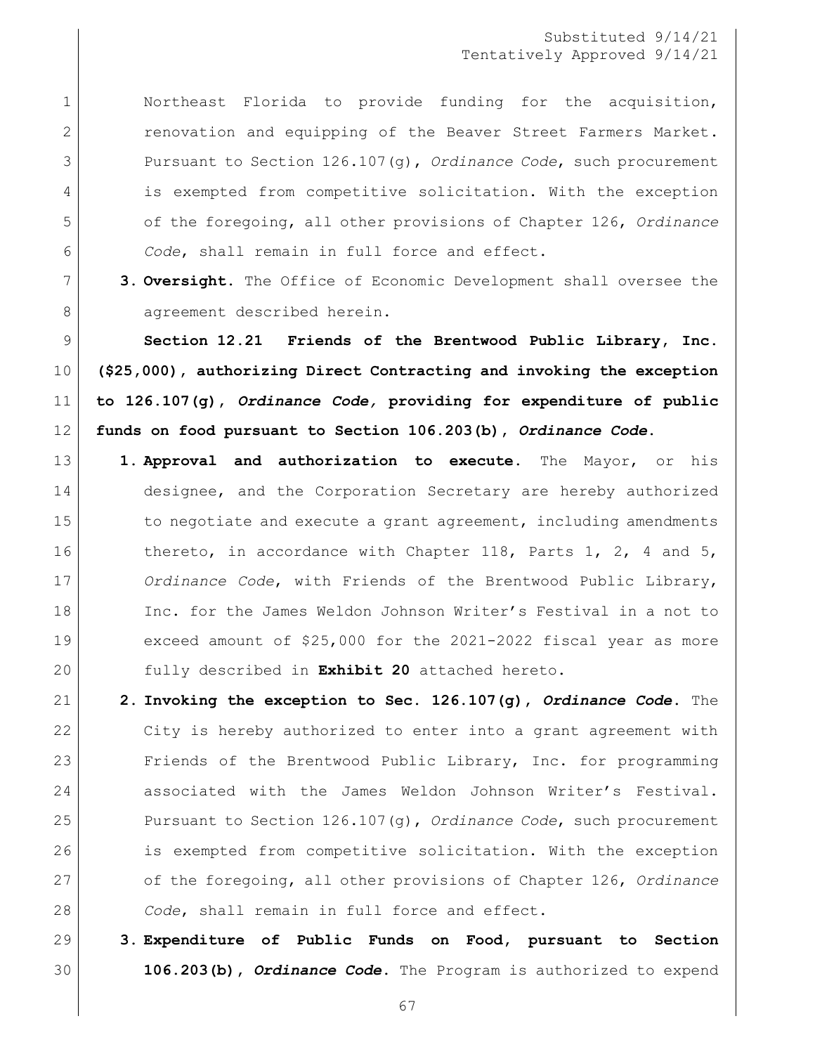Substituted 9/14/21
Tentatively Approved 9/14/21

Northeast Florida to provide funding for the acquisition, renovation and equipping of the Beaver Street Farmers Market. Pursuant to Section 126.107(g), *Ordinance Code*, such procurement is exempted from competitive solicitation. With the exception of the foregoing, all other provisions of Chapter 126, *Ordinance Code*, shall remain in full force and effect.

3. **Oversight.** The Office of Economic Development shall oversee the agreement described herein.

**Section 12.21 Friends of the Brentwood Public Library, Inc. ($25,000), authorizing Direct Contracting and invoking the exception to 126.107(g), *Ordinance Code,* providing for expenditure of public funds on food pursuant to Section 106.203(b), *Ordinance Code*.**

1. **Approval and authorization to execute.** The Mayor, or his designee, and the Corporation Secretary are hereby authorized to negotiate and execute a grant agreement, including amendments thereto, in accordance with Chapter 118, Parts 1, 2, 4 and 5, *Ordinance Code*, with Friends of the Brentwood Public Library, Inc. for the James Weldon Johnson Writer's Festival in a not to exceed amount of $25,000 for the 2021-2022 fiscal year as more fully described in **Exhibit 20** attached hereto.
2. **Invoking the exception to Sec. 126.107(g), *Ordinance Code*.** The City is hereby authorized to enter into a grant agreement with Friends of the Brentwood Public Library, Inc. for programming associated with the James Weldon Johnson Writer's Festival. Pursuant to Section 126.107(g), *Ordinance Code*, such procurement is exempted from competitive solicitation. With the exception of the foregoing, all other provisions of Chapter 126, *Ordinance Code*, shall remain in full force and effect.
3. **Expenditure of Public Funds on Food, pursuant to Section 106.203(b), *Ordinance Code*.** The Program is authorized to expend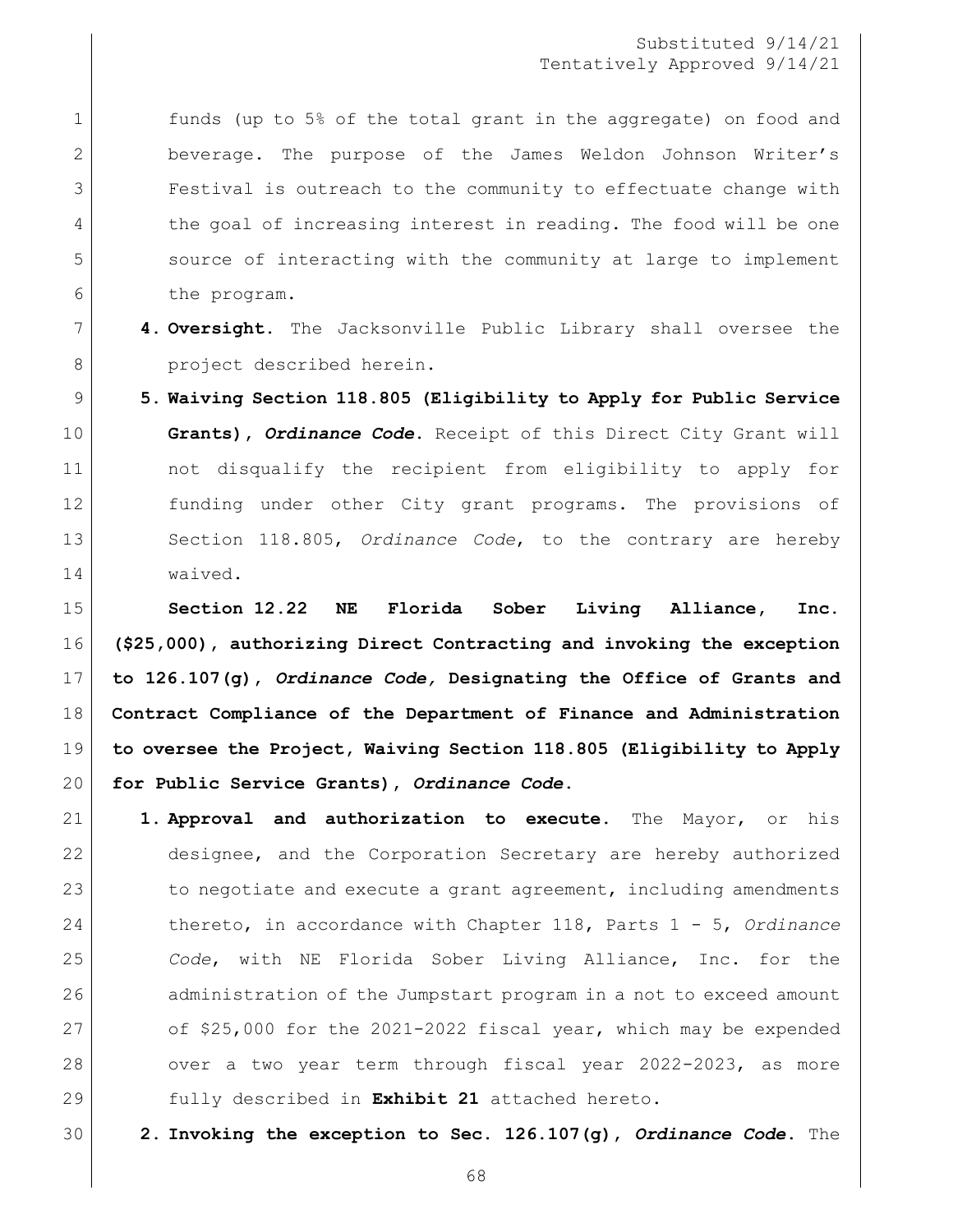funds (up to 5% of the total grant in the aggregate) on food and beverage. The purpose of the James Weldon Johnson Writer's Festival is outreach to the community to effectuate change with the goal of increasing interest in reading. The food will be one source of interacting with the community at large to implement the program.

4. **Oversight.** The Jacksonville Public Library shall oversee the project described herein.

5. **Waiving Section 118.805 (Eligibility to Apply for Public Service Grants), *Ordinance Code*.** Receipt of this Direct City Grant will not disqualify the recipient from eligibility to apply for funding under other City grant programs. The provisions of Section 118.805, *Ordinance Code*, to the contrary are hereby waived.

**Section 12.22 NE Florida Sober Living Alliance, Inc. ($25,000), authorizing Direct Contracting and invoking the exception to 126.107(g), *Ordinance Code,* Designating the Office of Grants and Contract Compliance of the Department of Finance and Administration to oversee the Project, Waiving Section 118.805 (Eligibility to Apply for Public Service Grants), *Ordinance Code*.**

1. **Approval and authorization to execute.** The Mayor, or his designee, and the Corporation Secretary are hereby authorized to negotiate and execute a grant agreement, including amendments thereto, in accordance with Chapter 118, Parts 1 - 5, *Ordinance Code*, with NE Florida Sober Living Alliance, Inc. for the administration of the Jumpstart program in a not to exceed amount of $25,000 for the 2021-2022 fiscal year, which may be expended over a two year term through fiscal year 2022-2023, as more fully described in **Exhibit 21** attached hereto.

2. **Invoking the exception to Sec. 126.107(g), *Ordinance Code*.** The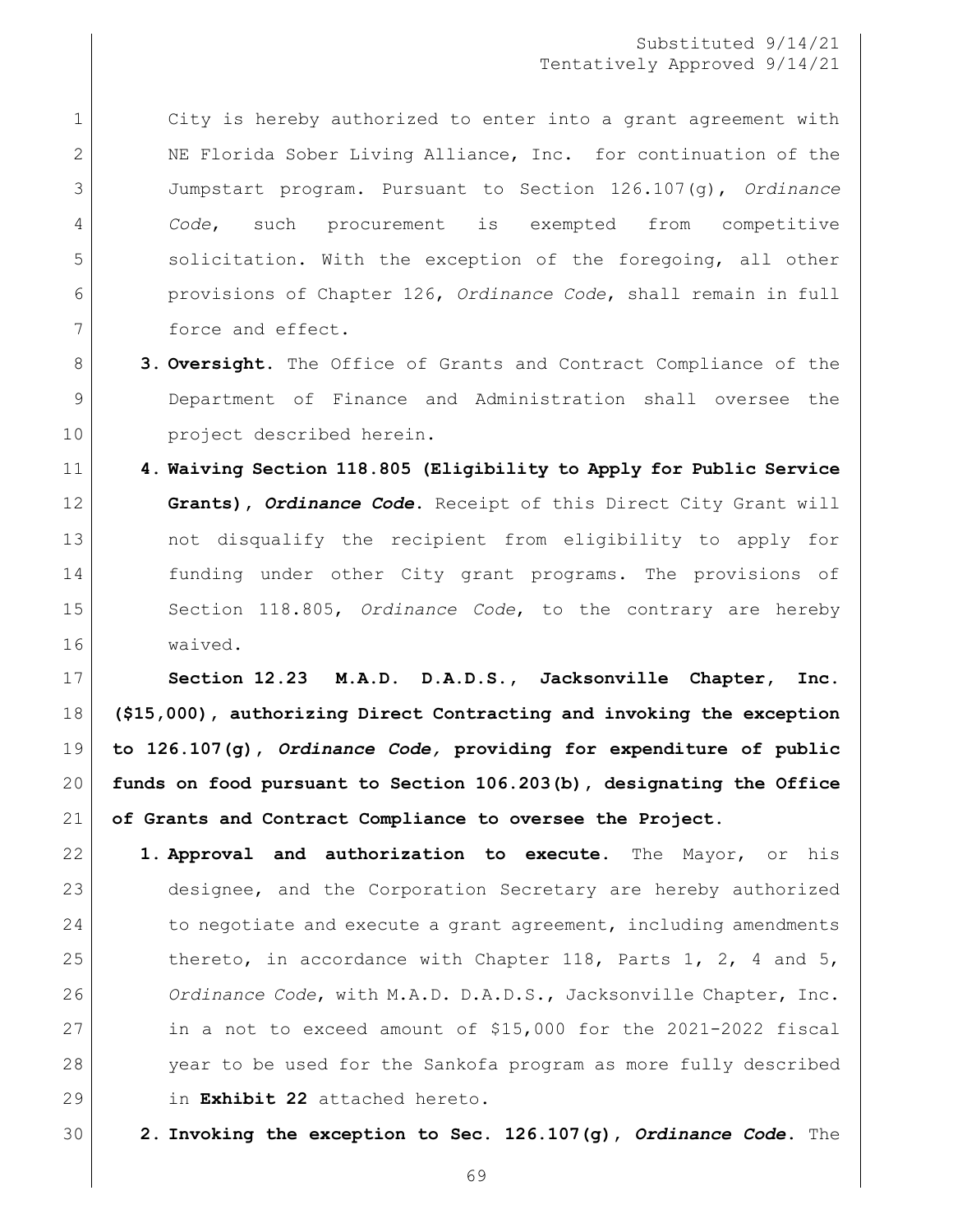City is hereby authorized to enter into a grant agreement with NE Florida Sober Living Alliance, Inc. for continuation of the Jumpstart program. Pursuant to Section 126.107(g), *Ordinance Code*, such procurement is exempted from competitive solicitation. With the exception of the foregoing, all other provisions of Chapter 126, *Ordinance Code*, shall remain in full force and effect.

3. **Oversight.** The Office of Grants and Contract Compliance of the Department of Finance and Administration shall oversee the project described herein.

4. **Waiving Section 118.805 (Eligibility to Apply for Public Service Grants), *Ordinance Code*.** Receipt of this Direct City Grant will not disqualify the recipient from eligibility to apply for funding under other City grant programs. The provisions of Section 118.805, *Ordinance Code*, to the contrary are hereby waived.

**Section 12.23 M.A.D. D.A.D.S., Jacksonville Chapter, Inc. ($15,000), authorizing Direct Contracting and invoking the exception to 126.107(g), *Ordinance Code,* providing for expenditure of public funds on food pursuant to Section 106.203(b), designating the Office of Grants and Contract Compliance to oversee the Project.**

1. **Approval and authorization to execute.** The Mayor, or his designee, and the Corporation Secretary are hereby authorized to negotiate and execute a grant agreement, including amendments thereto, in accordance with Chapter 118, Parts 1, 2, 4 and 5, *Ordinance Code*, with M.A.D. D.A.D.S., Jacksonville Chapter, Inc. in a not to exceed amount of $15,000 for the 2021-2022 fiscal year to be used for the Sankofa program as more fully described in **Exhibit 22** attached hereto.

2. **Invoking the exception to Sec. 126.107(g), *Ordinance Code*.** The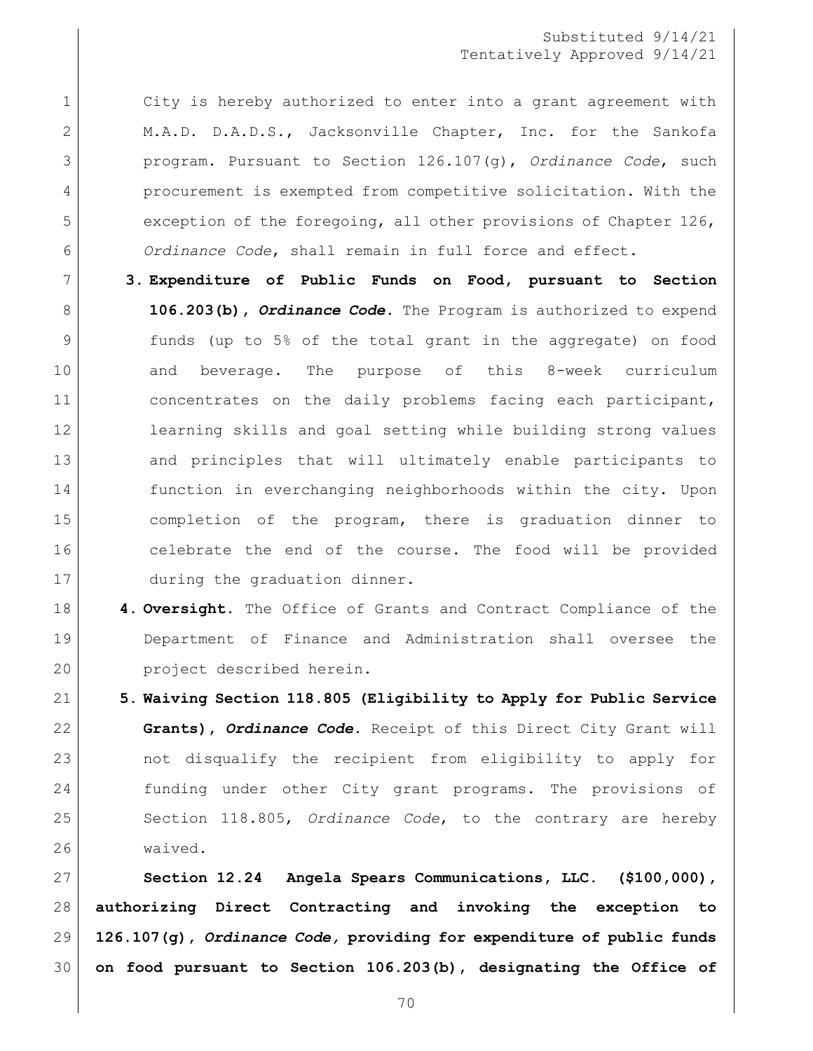Substituted 9/14/21
Tentatively Approved 9/14/21

City is hereby authorized to enter into a grant agreement with M.A.D. D.A.D.S., Jacksonville Chapter, Inc. for the Sankofa program. Pursuant to Section 126.107(g), *Ordinance Code*, such procurement is exempted from competitive solicitation. With the exception of the foregoing, all other provisions of Chapter 126, *Ordinance Code*, shall remain in full force and effect.

3. **Expenditure of Public Funds on Food, pursuant to Section 106.203(b), *Ordinance Code*.** The Program is authorized to expend funds (up to 5% of the total grant in the aggregate) on food and beverage. The purpose of this 8-week curriculum concentrates on the daily problems facing each participant, learning skills and goal setting while building strong values and principles that will ultimately enable participants to function in everchanging neighborhoods within the city. Upon completion of the program, there is graduation dinner to celebrate the end of the course. The food will be provided during the graduation dinner.

4. **Oversight.** The Office of Grants and Contract Compliance of the Department of Finance and Administration shall oversee the project described herein.

5. **Waiving Section 118.805 (Eligibility to Apply for Public Service Grants), *Ordinance Code*.** Receipt of this Direct City Grant will not disqualify the recipient from eligibility to apply for funding under other City grant programs. The provisions of Section 118.805, *Ordinance Code*, to the contrary are hereby waived.

**Section 12.24 Angela Spears Communications, LLC. ($100,000), authorizing Direct Contracting and invoking the exception to 126.107(g), *Ordinance Code,* providing for expenditure of public funds on food pursuant to Section 106.203(b), designating the Office of**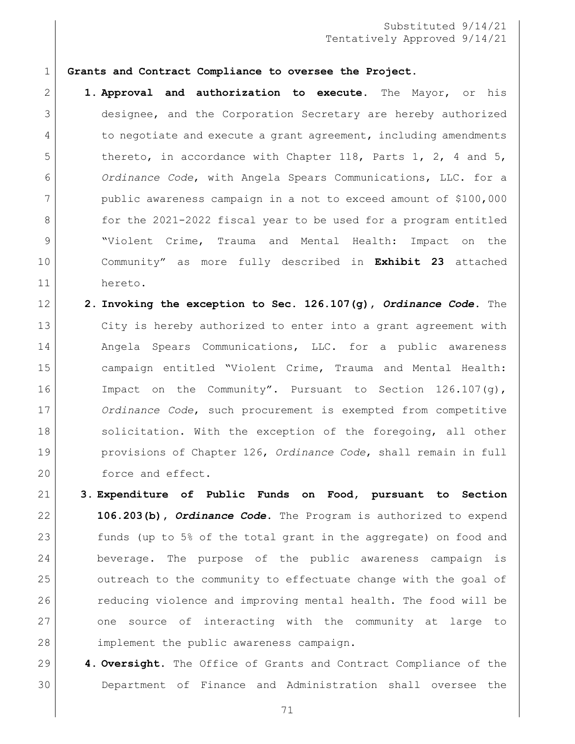**Grants and Contract Compliance to oversee the Project.**

1. **Approval and authorization to execute.** The Mayor, or his designee, and the Corporation Secretary are hereby authorized to negotiate and execute a grant agreement, including amendments thereto, in accordance with Chapter 118, Parts 1, 2, 4 and 5, *Ordinance Code*, with Angela Spears Communications, LLC. for a public awareness campaign in a not to exceed amount of $100,000 for the 2021-2022 fiscal year to be used for a program entitled "Violent Crime, Trauma and Mental Health: Impact on the Community" as more fully described in **Exhibit 23** attached hereto.
2. **Invoking the exception to Sec. 126.107(g), *Ordinance Code*.** The City is hereby authorized to enter into a grant agreement with Angela Spears Communications, LLC. for a public awareness campaign entitled "Violent Crime, Trauma and Mental Health: Impact on the Community". Pursuant to Section 126.107(g), *Ordinance Code*, such procurement is exempted from competitive solicitation. With the exception of the foregoing, all other provisions of Chapter 126, *Ordinance Code*, shall remain in full force and effect.
3. **Expenditure of Public Funds on Food, pursuant to Section 106.203(b), *Ordinance Code*.** The Program is authorized to expend funds (up to 5% of the total grant in the aggregate) on food and beverage. The purpose of the public awareness campaign is outreach to the community to effectuate change with the goal of reducing violence and improving mental health. The food will be one source of interacting with the community at large to implement the public awareness campaign.
4. **Oversight.** The Office of Grants and Contract Compliance of the Department of Finance and Administration shall oversee the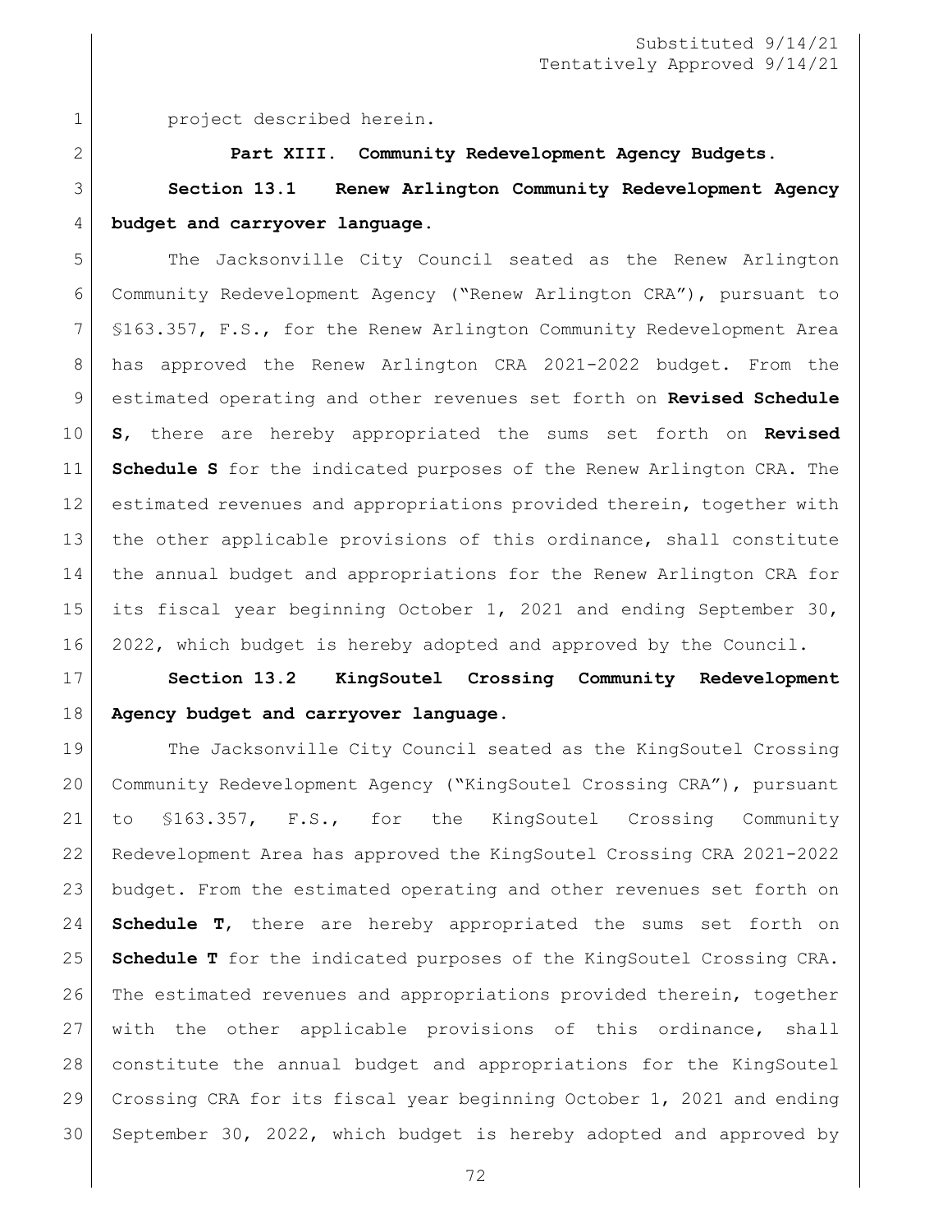project described herein.

**Part XIII. Community Redevelopment Agency Budgets.**

**Section 13.1 Renew Arlington Community Redevelopment Agency budget and carryover language.**

The Jacksonville City Council seated as the Renew Arlington Community Redevelopment Agency ("Renew Arlington CRA"), pursuant to §163.357, F.S., for the Renew Arlington Community Redevelopment Area has approved the Renew Arlington CRA 2021-2022 budget. From the estimated operating and other revenues set forth on **Revised Schedule S**, there are hereby appropriated the sums set forth on **Revised Schedule S** for the indicated purposes of the Renew Arlington CRA. The estimated revenues and appropriations provided therein, together with the other applicable provisions of this ordinance, shall constitute the annual budget and appropriations for the Renew Arlington CRA for its fiscal year beginning October 1, 2021 and ending September 30, 2022, which budget is hereby adopted and approved by the Council.

**Section 13.2 KingSoutel Crossing Community Redevelopment Agency budget and carryover language.**

The Jacksonville City Council seated as the KingSoutel Crossing Community Redevelopment Agency ("KingSoutel Crossing CRA"), pursuant to §163.357, F.S., for the KingSoutel Crossing Community Redevelopment Area has approved the KingSoutel Crossing CRA 2021-2022 budget. From the estimated operating and other revenues set forth on **Schedule T**, there are hereby appropriated the sums set forth on **Schedule T** for the indicated purposes of the KingSoutel Crossing CRA. The estimated revenues and appropriations provided therein, together with the other applicable provisions of this ordinance, shall constitute the annual budget and appropriations for the KingSoutel Crossing CRA for its fiscal year beginning October 1, 2021 and ending September 30, 2022, which budget is hereby adopted and approved by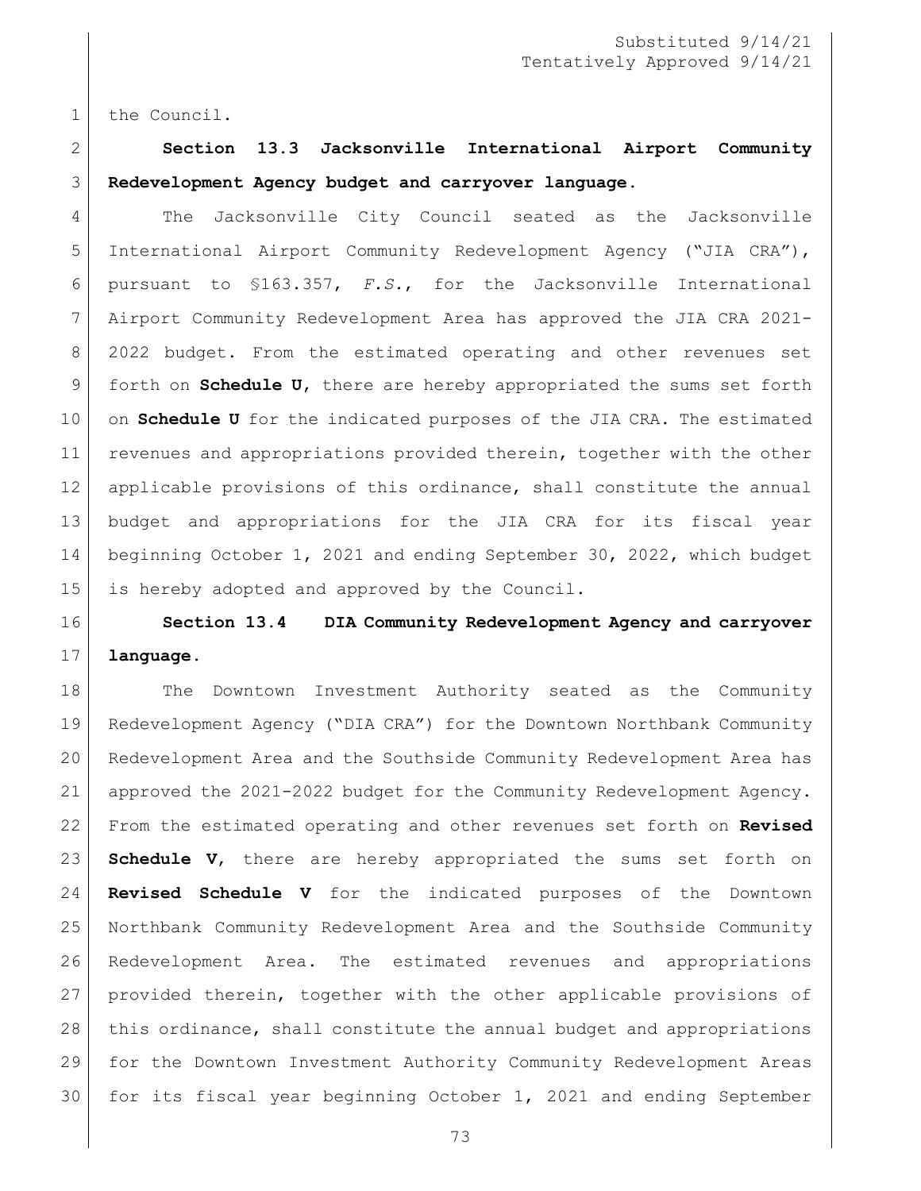the Council.

**Section 13.3 Jacksonville International Airport Community Redevelopment Agency budget and carryover language.**

The Jacksonville City Council seated as the Jacksonville International Airport Community Redevelopment Agency ("JIA CRA"), pursuant to §163.357, *F.S.*, for the Jacksonville International Airport Community Redevelopment Area has approved the JIA CRA 2021-2022 budget. From the estimated operating and other revenues set forth on **Schedule U**, there are hereby appropriated the sums set forth on **Schedule U** for the indicated purposes of the JIA CRA. The estimated revenues and appropriations provided therein, together with the other applicable provisions of this ordinance, shall constitute the annual budget and appropriations for the JIA CRA for its fiscal year beginning October 1, 2021 and ending September 30, 2022, which budget is hereby adopted and approved by the Council.

**Section 13.4 DIA Community Redevelopment Agency and carryover language.**

The Downtown Investment Authority seated as the Community Redevelopment Agency ("DIA CRA") for the Downtown Northbank Community Redevelopment Area and the Southside Community Redevelopment Area has approved the 2021-2022 budget for the Community Redevelopment Agency. From the estimated operating and other revenues set forth on **Revised Schedule V**, there are hereby appropriated the sums set forth on **Revised Schedule V** for the indicated purposes of the Downtown Northbank Community Redevelopment Area and the Southside Community Redevelopment Area. The estimated revenues and appropriations provided therein, together with the other applicable provisions of this ordinance, shall constitute the annual budget and appropriations for the Downtown Investment Authority Community Redevelopment Areas for its fiscal year beginning October 1, 2021 and ending September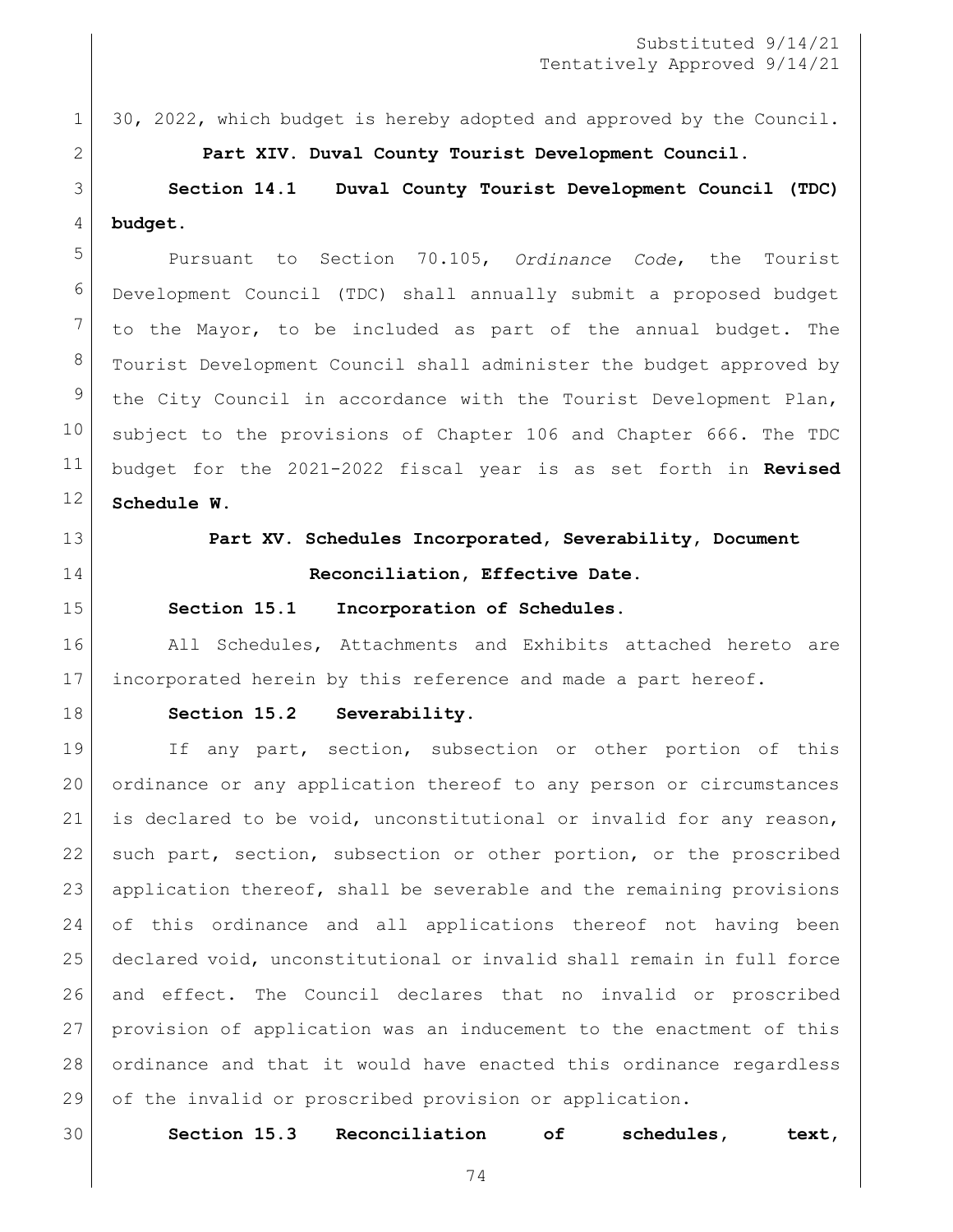30, 2022, which budget is hereby adopted and approved by the Council.

**Part XIV. Duval County Tourist Development Council.**

**Section 14.1 Duval County Tourist Development Council (TDC) budget.**

Pursuant to Section 70.105, *Ordinance Code*, the Tourist Development Council (TDC) shall annually submit a proposed budget to the Mayor, to be included as part of the annual budget. The Tourist Development Council shall administer the budget approved by the City Council in accordance with the Tourist Development Plan, subject to the provisions of Chapter 106 and Chapter 666. The TDC budget for the 2021-2022 fiscal year is as set forth in **Revised Schedule W.**

**Part XV. Schedules Incorporated, Severability, Document Reconciliation, Effective Date.**

**Section 15.1 Incorporation of Schedules.**

All Schedules, Attachments and Exhibits attached hereto are incorporated herein by this reference and made a part hereof.

**Section 15.2 Severability.**

If any part, section, subsection or other portion of this ordinance or any application thereof to any person or circumstances is declared to be void, unconstitutional or invalid for any reason, such part, section, subsection or other portion, or the proscribed application thereof, shall be severable and the remaining provisions of this ordinance and all applications thereof not having been declared void, unconstitutional or invalid shall remain in full force and effect. The Council declares that no invalid or proscribed provision of application was an inducement to the enactment of this ordinance and that it would have enacted this ordinance regardless of the invalid or proscribed provision or application.

**Section 15.3 Reconciliation of schedules, text,**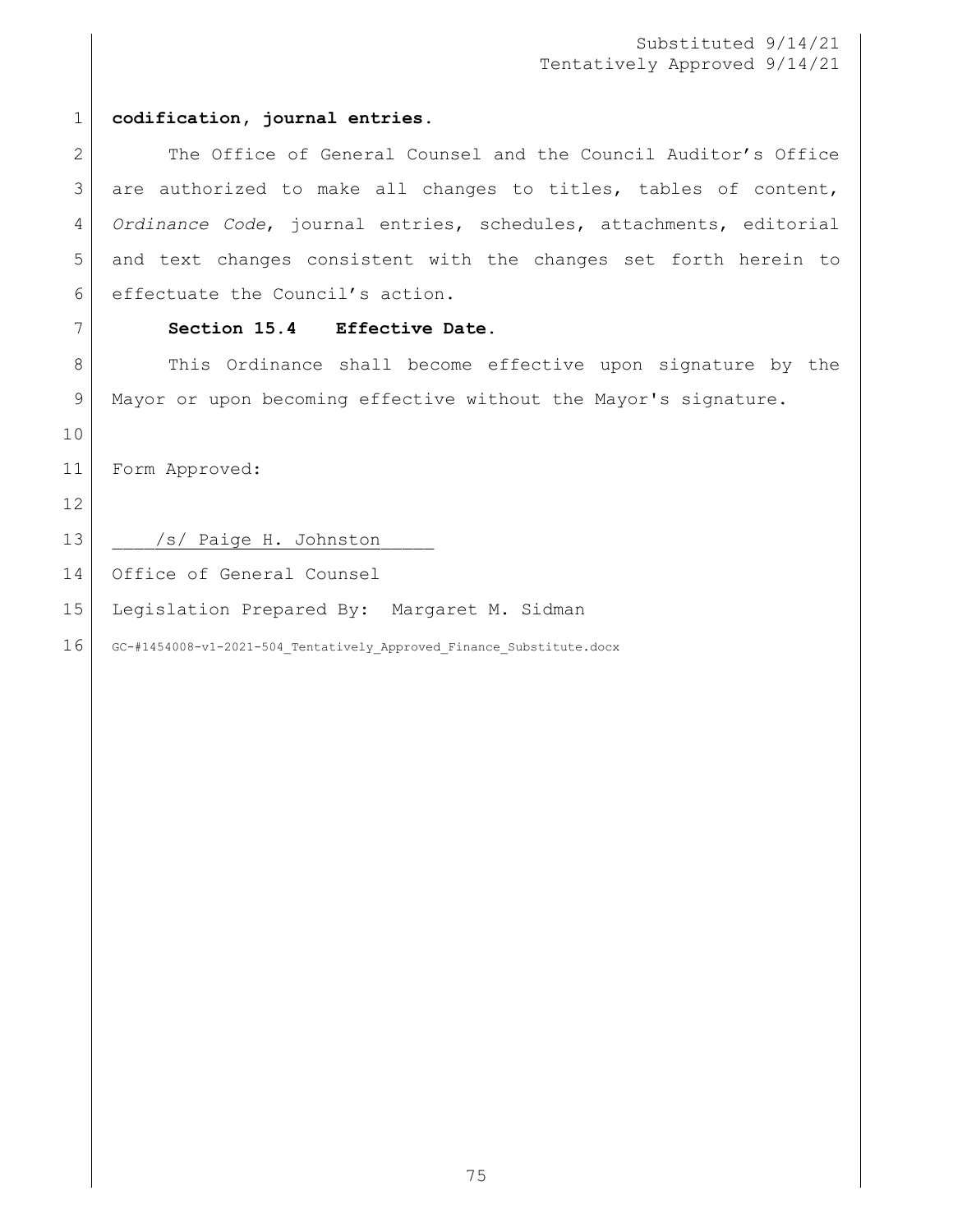Substituted 9/14/21
Tentatively Approved 9/14/21

**codification, journal entries.**

The Office of General Counsel and the Council Auditor's Office are authorized to make all changes to titles, tables of content, *Ordinance Code*, journal entries, schedules, attachments, editorial and text changes consistent with the changes set forth herein to effectuate the Council's action.

**Section 15.4 Effective Date.**

This Ordinance shall become effective upon signature by the Mayor or upon becoming effective without the Mayor's signature.

Form Approved:

/s/ Paige H. Johnston

Office of General Counsel

Legislation Prepared By: Margaret M. Sidman

GC-#1454008-v1-2021-504_Tentatively_Approved_Finance_Substitute.docx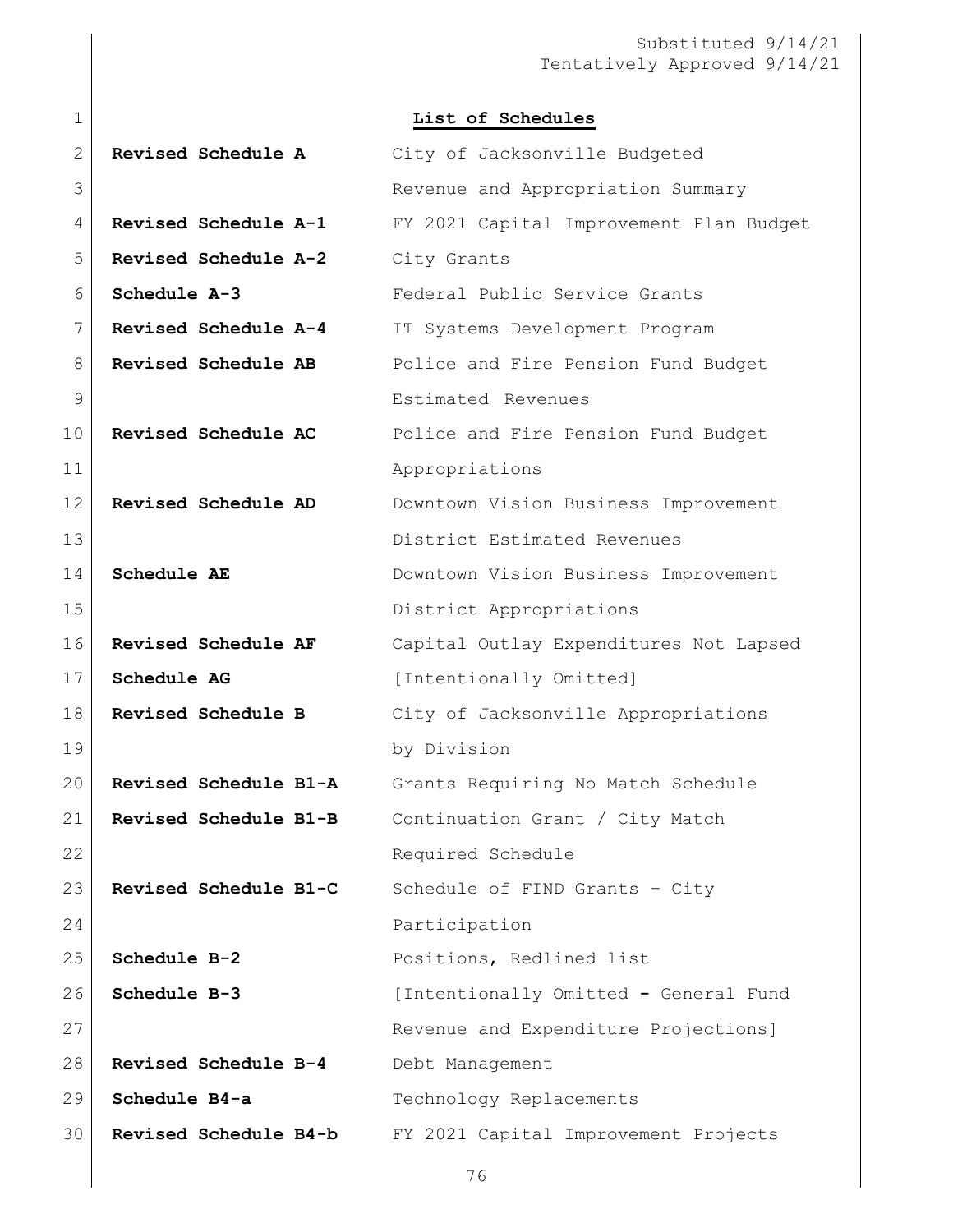Substituted 9/14/21
Tentatively Approved 9/14/21

## List of Schedules

| | |
|---|---|
| **Revised Schedule A** | City of Jacksonville Budgeted Revenue and Appropriation Summary |
| **Revised Schedule A-1** | FY 2021 Capital Improvement Plan Budget |
| **Revised Schedule A-2** | City Grants |
| **Schedule A-3** | Federal Public Service Grants |
| **Revised Schedule A-4** | IT Systems Development Program |
| **Revised Schedule AB** | Police and Fire Pension Fund Budget Estimated Revenues |
| **Revised Schedule AC** | Police and Fire Pension Fund Budget Appropriations |
| **Revised Schedule AD** | Downtown Vision Business Improvement District Estimated Revenues |
| **Schedule AE** | Downtown Vision Business Improvement District Appropriations |
| **Revised Schedule AF** | Capital Outlay Expenditures Not Lapsed |
| **Schedule AG** | [Intentionally Omitted] |
| **Revised Schedule B** | City of Jacksonville Appropriations by Division |
| **Revised Schedule B1-A** | Grants Requiring No Match Schedule |
| **Revised Schedule B1-B** | Continuation Grant / City Match Required Schedule |
| **Revised Schedule B1-C** | Schedule of FIND Grants – City Participation |
| **Schedule B-2** | Positions, Redlined list |
| **Schedule B-3** | [Intentionally Omitted - General Fund Revenue and Expenditure Projections] |
| **Revised Schedule B-4** | Debt Management |
| **Schedule B4-a** | Technology Replacements |
| **Revised Schedule B4-b** | FY 2021 Capital Improvement Projects |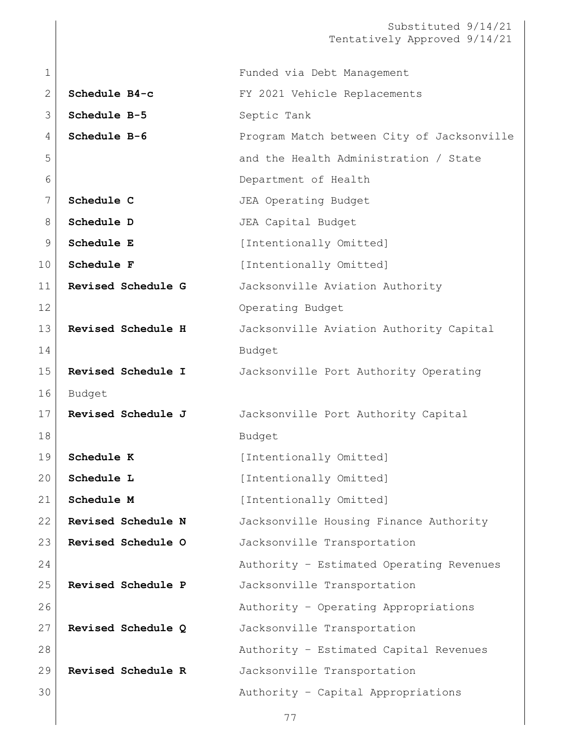Funded via Debt Management

| | |
|---|---|
| **Schedule B4-c** | FY 2021 Vehicle Replacements |
| **Schedule B-5** | Septic Tank |
| **Schedule B-6** | Program Match between City of Jacksonville and the Health Administration / State Department of Health |
| **Schedule C** | JEA Operating Budget |
| **Schedule D** | JEA Capital Budget |
| **Schedule E** | [Intentionally Omitted] |
| **Schedule F** | [Intentionally Omitted] |
| **Revised Schedule G** | Jacksonville Aviation Authority Operating Budget |
| **Revised Schedule H** | Jacksonville Aviation Authority Capital Budget |
| **Revised Schedule I** | Jacksonville Port Authority Operating Budget |
| **Revised Schedule J** | Jacksonville Port Authority Capital Budget |
| **Schedule K** | [Intentionally Omitted] |
| **Schedule L** | [Intentionally Omitted] |
| **Schedule M** | [Intentionally Omitted] |
| **Revised Schedule N** | Jacksonville Housing Finance Authority |
| **Revised Schedule O** | Jacksonville Transportation Authority – Estimated Operating Revenues |
| **Revised Schedule P** | Jacksonville Transportation Authority – Operating Appropriations |
| **Revised Schedule Q** | Jacksonville Transportation Authority – Estimated Capital Revenues |
| **Revised Schedule R** | Jacksonville Transportation Authority – Capital Appropriations |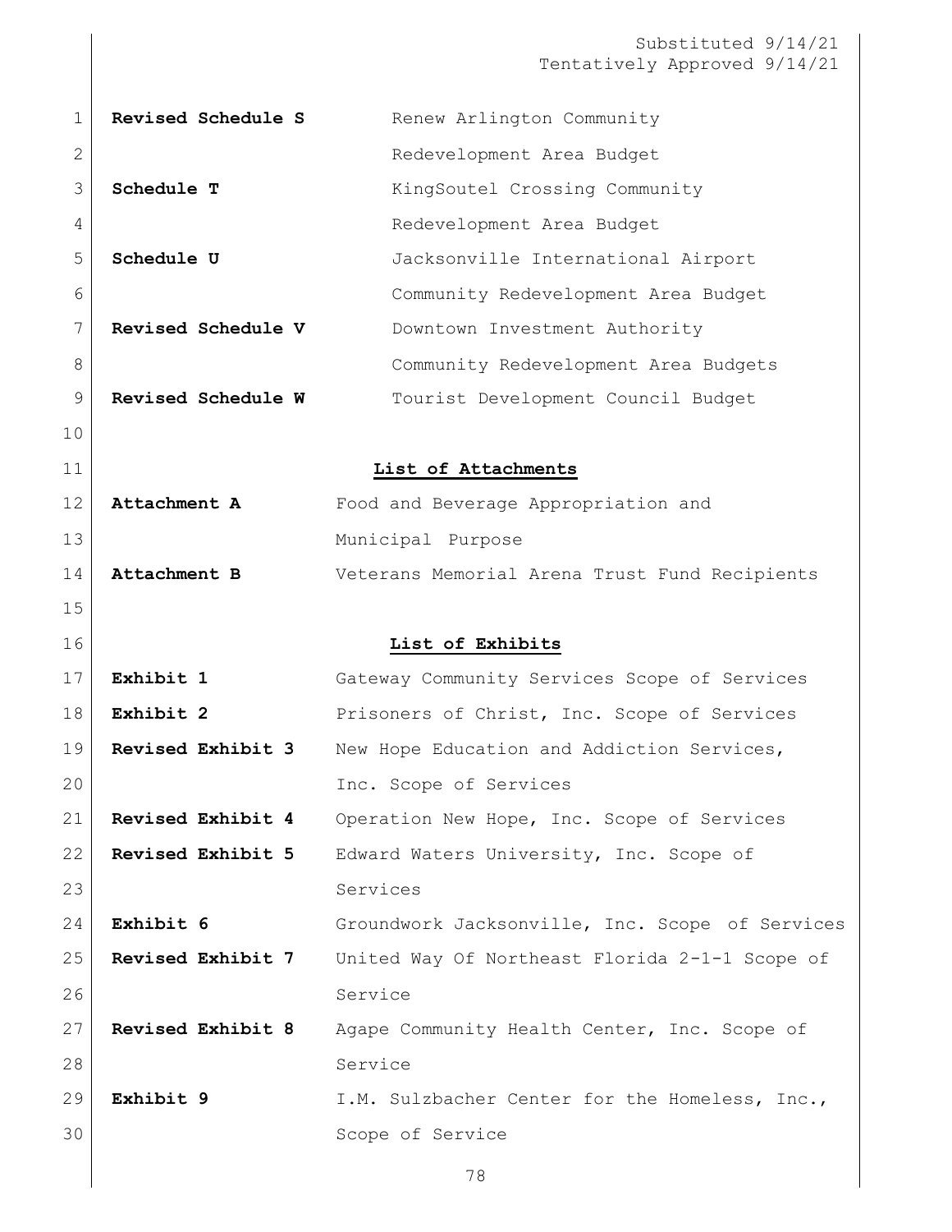| | |
|---|---|
| **Revised Schedule S** | Renew Arlington Community Redevelopment Area Budget |
| **Schedule T** | KingSoutel Crossing Community Redevelopment Area Budget |
| **Schedule U** | Jacksonville International Airport Community Redevelopment Area Budget |
| **Revised Schedule V** | Downtown Investment Authority Community Redevelopment Area Budgets |
| **Revised Schedule W** | Tourist Development Council Budget |

## List of Attachments

| | |
|---|---|
| **Attachment A** | Food and Beverage Appropriation and Municipal Purpose |
| **Attachment B** | Veterans Memorial Arena Trust Fund Recipients |

## List of Exhibits

| | |
|---|---|
| **Exhibit 1** | Gateway Community Services Scope of Services |
| **Exhibit 2** | Prisoners of Christ, Inc. Scope of Services |
| **Revised Exhibit 3** | New Hope Education and Addiction Services, Inc. Scope of Services |
| **Revised Exhibit 4** | Operation New Hope, Inc. Scope of Services |
| **Revised Exhibit 5** | Edward Waters University, Inc. Scope of Services |
| **Exhibit 6** | Groundwork Jacksonville, Inc. Scope of Services |
| **Revised Exhibit 7** | United Way Of Northeast Florida 2-1-1 Scope of Service |
| **Revised Exhibit 8** | Agape Community Health Center, Inc. Scope of Service |
| **Exhibit 9** | I.M. Sulzbacher Center for the Homeless, Inc., Scope of Service |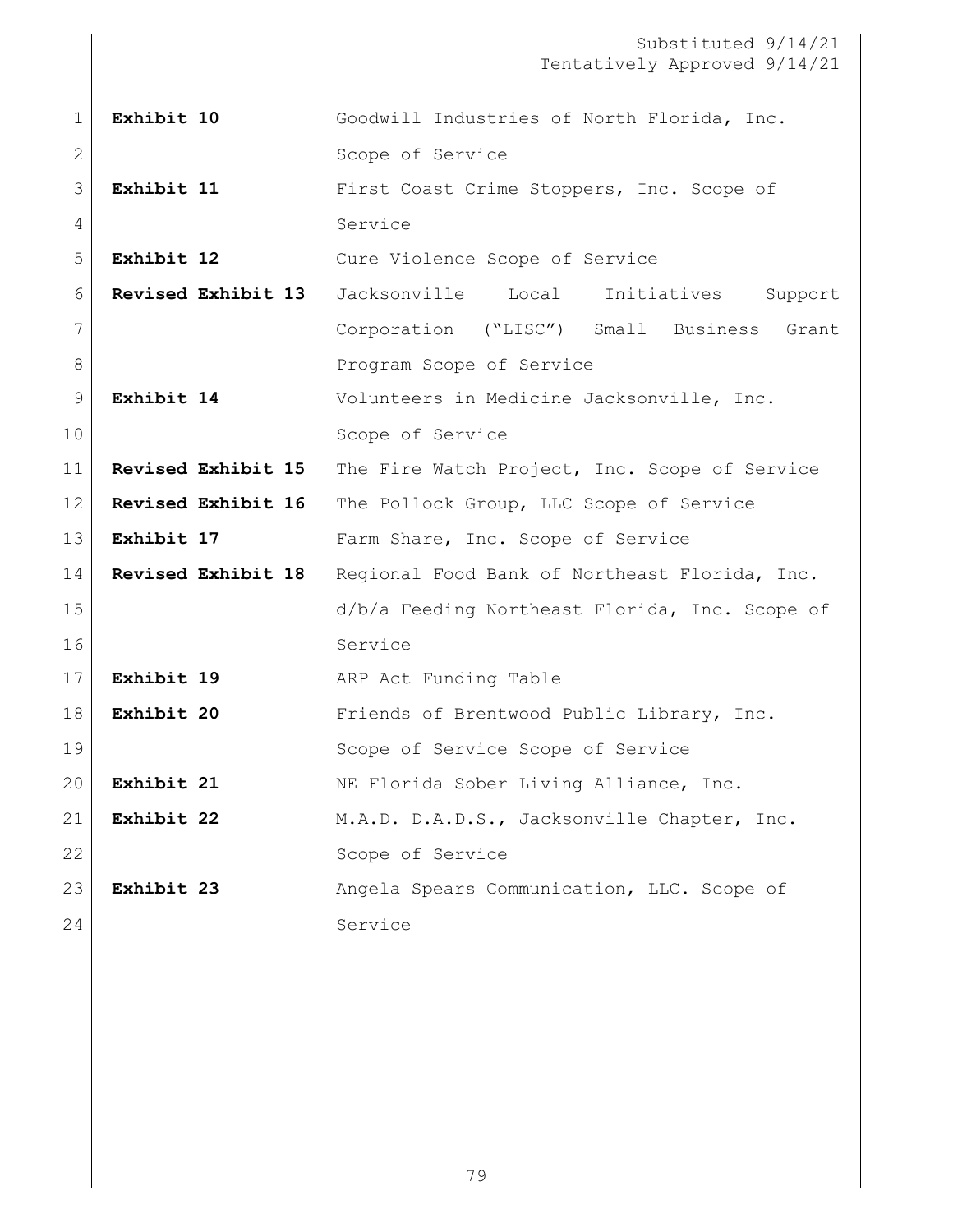| | |
|---|---|
| **Exhibit 10** | Goodwill Industries of North Florida, Inc. Scope of Service |
| **Exhibit 11** | First Coast Crime Stoppers, Inc. Scope of Service |
| **Exhibit 12** | Cure Violence Scope of Service |
| **Revised Exhibit 13** | Jacksonville Local Initiatives Support Corporation ("LISC") Small Business Grant Program Scope of Service |
| **Exhibit 14** | Volunteers in Medicine Jacksonville, Inc. Scope of Service |
| **Revised Exhibit 15** | The Fire Watch Project, Inc. Scope of Service |
| **Revised Exhibit 16** | The Pollock Group, LLC Scope of Service |
| **Exhibit 17** | Farm Share, Inc. Scope of Service |
| **Revised Exhibit 18** | Regional Food Bank of Northeast Florida, Inc. d/b/a Feeding Northeast Florida, Inc. Scope of Service |
| **Exhibit 19** | ARP Act Funding Table |
| **Exhibit 20** | Friends of Brentwood Public Library, Inc. Scope of Service Scope of Service |
| **Exhibit 21** | NE Florida Sober Living Alliance, Inc. |
| **Exhibit 22** | M.A.D. D.A.D.S., Jacksonville Chapter, Inc. Scope of Service |
| **Exhibit 23** | Angela Spears Communication, LLC. Scope of Service |